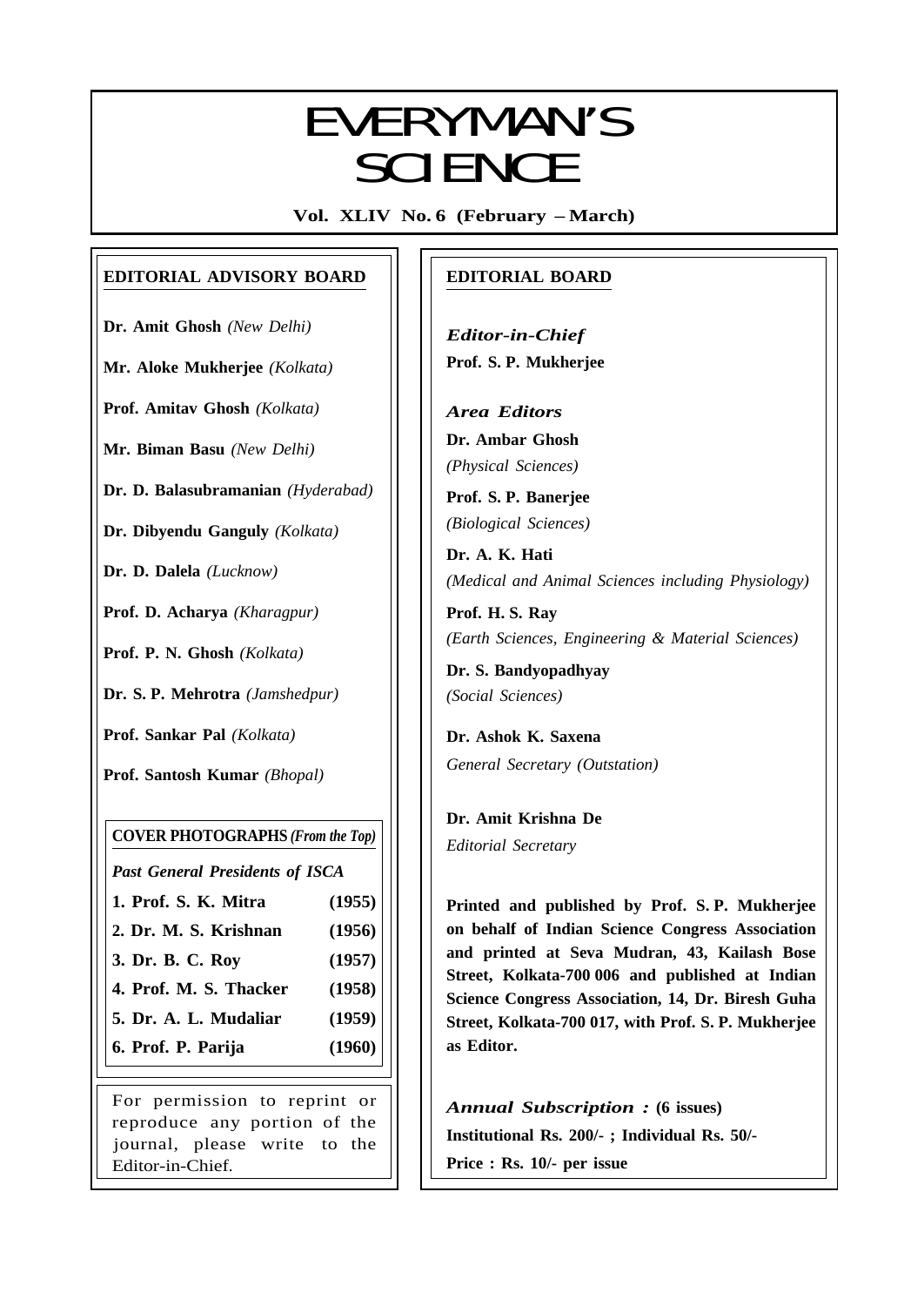# EVERYMAN'S SCIENCE

**Vol. XLIV No. 6 (February – March)**

## EDITORIAL ADVISORY BOARD

**Dr. Amit Ghosh** *(New Delhi)*

**Mr. Aloke Mukherjee** *(Kolkata)*

**Prof. Amitav Ghosh** *(Kolkata)*

**Mr. Biman Basu** *(New Delhi)*

**Dr. D. Balasubramanian** *(Hyderabad)*

**Dr. Dibyendu Ganguly** *(Kolkata)*

**Dr. D. Dalela** *(Lucknow)*

**Prof. D. Acharya** *(Kharagpur)*

**Prof. P. N. Ghosh** *(Kolkata)*

**Dr. S. P. Mehrotra** *(Jamshedpur)*

**Prof. Sankar Pal** *(Kolkata)*

**Prof. Santosh Kumar** *(Bhopal)*

**COVER PHOTOGRAPHS** *(From the Top)*

*Past General Presidents of ISCA*

| | |
|---|---|
| **1. Prof. S. K. Mitra** | **(1955)** |
| **2. Dr. M. S. Krishnan** | **(1956)** |
| **3. Dr. B. C. Roy** | **(1957)** |
| **4. Prof. M. S. Thacker** | **(1958)** |
| **5. Dr. A. L. Mudaliar** | **(1959)** |
| **6. Prof. P. Parija** | **(1960)** |

For permission to reprint or reproduce any portion of the journal, please write to the Editor-in-Chief.

## EDITORIAL BOARD

*Editor-in-Chief*
**Prof. S. P. Mukherjee**

*Area Editors*

**Dr. Ambar Ghosh**
*(Physical Sciences)*

**Prof. S. P. Banerjee**
*(Biological Sciences)*

**Dr. A. K. Hati**
*(Medical and Animal Sciences including Physiology)*

**Prof. H. S. Ray**
*(Earth Sciences, Engineering & Material Sciences)*

**Dr. S. Bandyopadhyay**
*(Social Sciences)*

**Dr. Ashok K. Saxena**
*General Secretary (Outstation)*

**Dr. Amit Krishna De**
*Editorial Secretary*

**Printed and published by Prof. S. P. Mukherjee on behalf of Indian Science Congress Association and printed at Seva Mudran, 43, Kailash Bose Street, Kolkata-700 006 and published at Indian Science Congress Association, 14, Dr. Biresh Guha Street, Kolkata-700 017, with Prof. S. P. Mukherjee as Editor.**

*Annual Subscription :* **(6 issues)**
**Institutional Rs. 200/- ; Individual Rs. 50/-**
**Price : Rs. 10/- per issue**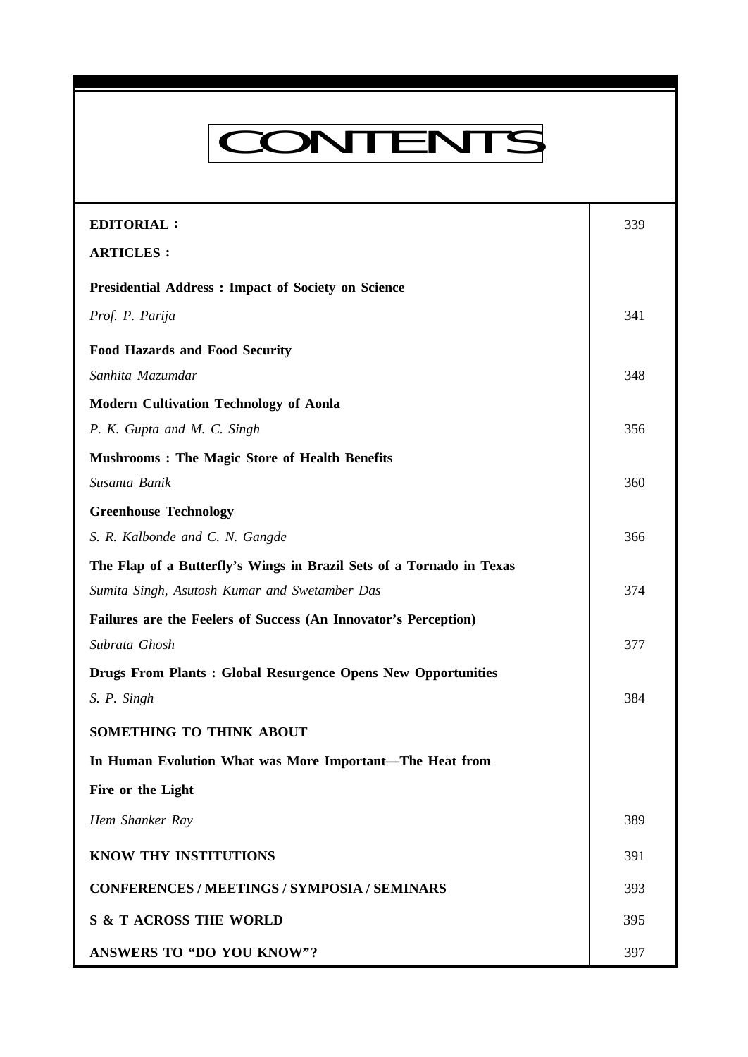# CONTENTS

| | |
|---|---|
| **EDITORIAL :** | 339 |
| **ARTICLES :** | |
| **Presidential Address : Impact of Society on Science** | |
| *Prof. P. Parija* | 341 |
| **Food Hazards and Food Security** | |
| *Sanhita Mazumdar* | 348 |
| **Modern Cultivation Technology of Aonla** | |
| *P. K. Gupta and M. C. Singh* | 356 |
| **Mushrooms : The Magic Store of Health Benefits** | |
| *Susanta Banik* | 360 |
| **Greenhouse Technology** | |
| *S. R. Kalbonde and C. N. Gangde* | 366 |
| **The Flap of a Butterfly's Wings in Brazil Sets of a Tornado in Texas** | |
| *Sumita Singh, Asutosh Kumar and Swetamber Das* | 374 |
| **Failures are the Feelers of Success (An Innovator's Perception)** | |
| *Subrata Ghosh* | 377 |
| **Drugs From Plants : Global Resurgence Opens New Opportunities** | |
| *S. P. Singh* | 384 |
| **SOMETHING TO THINK ABOUT** | |
| **In Human Evolution What was More Important—The Heat from Fire or the Light** | |
| *Hem Shanker Ray* | 389 |
| **KNOW THY INSTITUTIONS** | 391 |
| **CONFERENCES / MEETINGS / SYMPOSIA / SEMINARS** | 393 |
| **S & T ACROSS THE WORLD** | 395 |
| **ANSWERS TO "DO YOU KNOW"?** | 397 |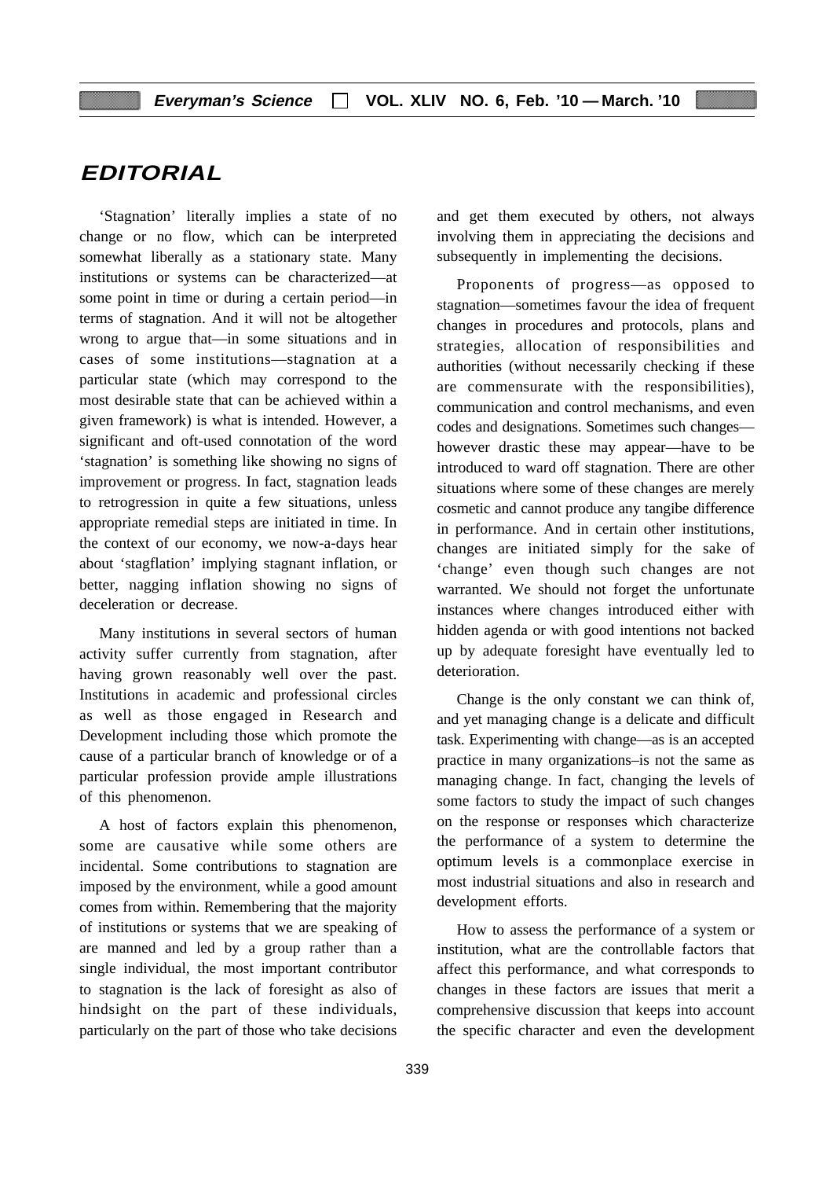# EDITORIAL

'Stagnation' literally implies a state of no change or no flow, which can be interpreted somewhat liberally as a stationary state. Many institutions or systems can be characterized—at some point in time or during a certain period—in terms of stagnation. And it will not be altogether wrong to argue that—in some situations and in cases of some institutions—stagnation at a particular state (which may correspond to the most desirable state that can be achieved within a given framework) is what is intended. However, a significant and oft-used connotation of the word 'stagnation' is something like showing no signs of improvement or progress. In fact, stagnation leads to retrogression in quite a few situations, unless appropriate remedial steps are initiated in time. In the context of our economy, we now-a-days hear about 'stagflation' implying stagnant inflation, or better, nagging inflation showing no signs of deceleration or decrease.

Many institutions in several sectors of human activity suffer currently from stagnation, after having grown reasonably well over the past. Institutions in academic and professional circles as well as those engaged in Research and Development including those which promote the cause of a particular branch of knowledge or of a particular profession provide ample illustrations of this phenomenon.

A host of factors explain this phenomenon, some are causative while some others are incidental. Some contributions to stagnation are imposed by the environment, while a good amount comes from within. Remembering that the majority of institutions or systems that we are speaking of are manned and led by a group rather than a single individual, the most important contributor to stagnation is the lack of foresight as also of hindsight on the part of these individuals, particularly on the part of those who take decisions and get them executed by others, not always involving them in appreciating the decisions and subsequently in implementing the decisions.

Proponents of progress—as opposed to stagnation—sometimes favour the idea of frequent changes in procedures and protocols, plans and strategies, allocation of responsibilities and authorities (without necessarily checking if these are commensurate with the responsibilities), communication and control mechanisms, and even codes and designations. Sometimes such changes—however drastic these may appear—have to be introduced to ward off stagnation. There are other situations where some of these changes are merely cosmetic and cannot produce any tangibe difference in performance. And in certain other institutions, changes are initiated simply for the sake of 'change' even though such changes are not warranted. We should not forget the unfortunate instances where changes introduced either with hidden agenda or with good intentions not backed up by adequate foresight have eventually led to deterioration.

Change is the only constant we can think of, and yet managing change is a delicate and difficult task. Experimenting with change—as is an accepted practice in many organizations–is not the same as managing change. In fact, changing the levels of some factors to study the impact of such changes on the response or responses which characterize the performance of a system to determine the optimum levels is a commonplace exercise in most industrial situations and also in research and development efforts.

How to assess the performance of a system or institution, what are the controllable factors that affect this performance, and what corresponds to changes in these factors are issues that merit a comprehensive discussion that keeps into account the specific character and even the development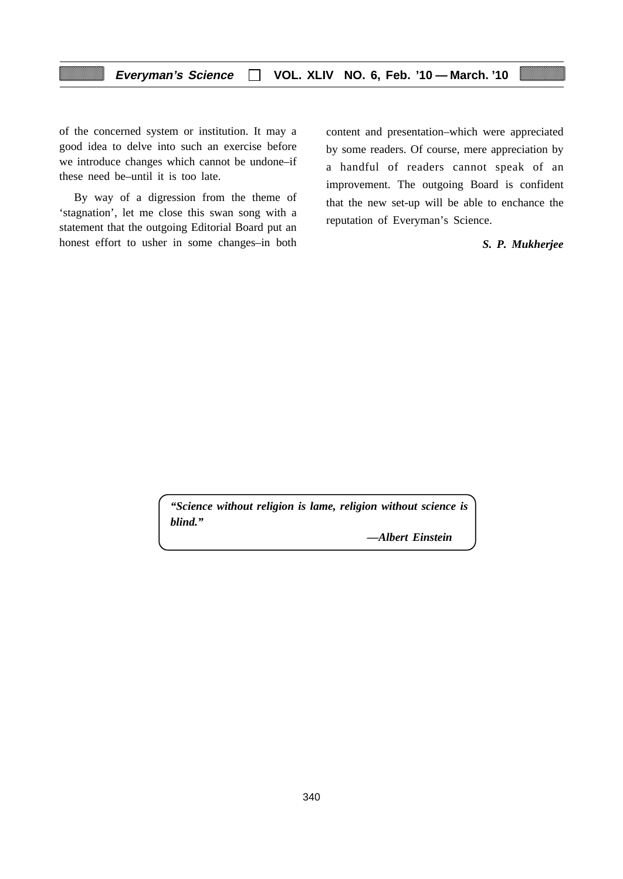of the concerned system or institution. It may a good idea to delve into such an exercise before we introduce changes which cannot be undone–if these need be–until it is too late.

By way of a digression from the theme of 'stagnation', let me close this swan song with a statement that the outgoing Editorial Board put an honest effort to usher in some changes–in both content and presentation–which were appreciated by some readers. Of course, mere appreciation by a handful of readers cannot speak of an improvement. The outgoing Board is confident that the new set-up will be able to enchance the reputation of Everyman's Science.

***S. P. Mukherjee***

> ***"Science without religion is lame, religion without science is blind."***
>
> ***—Albert Einstein***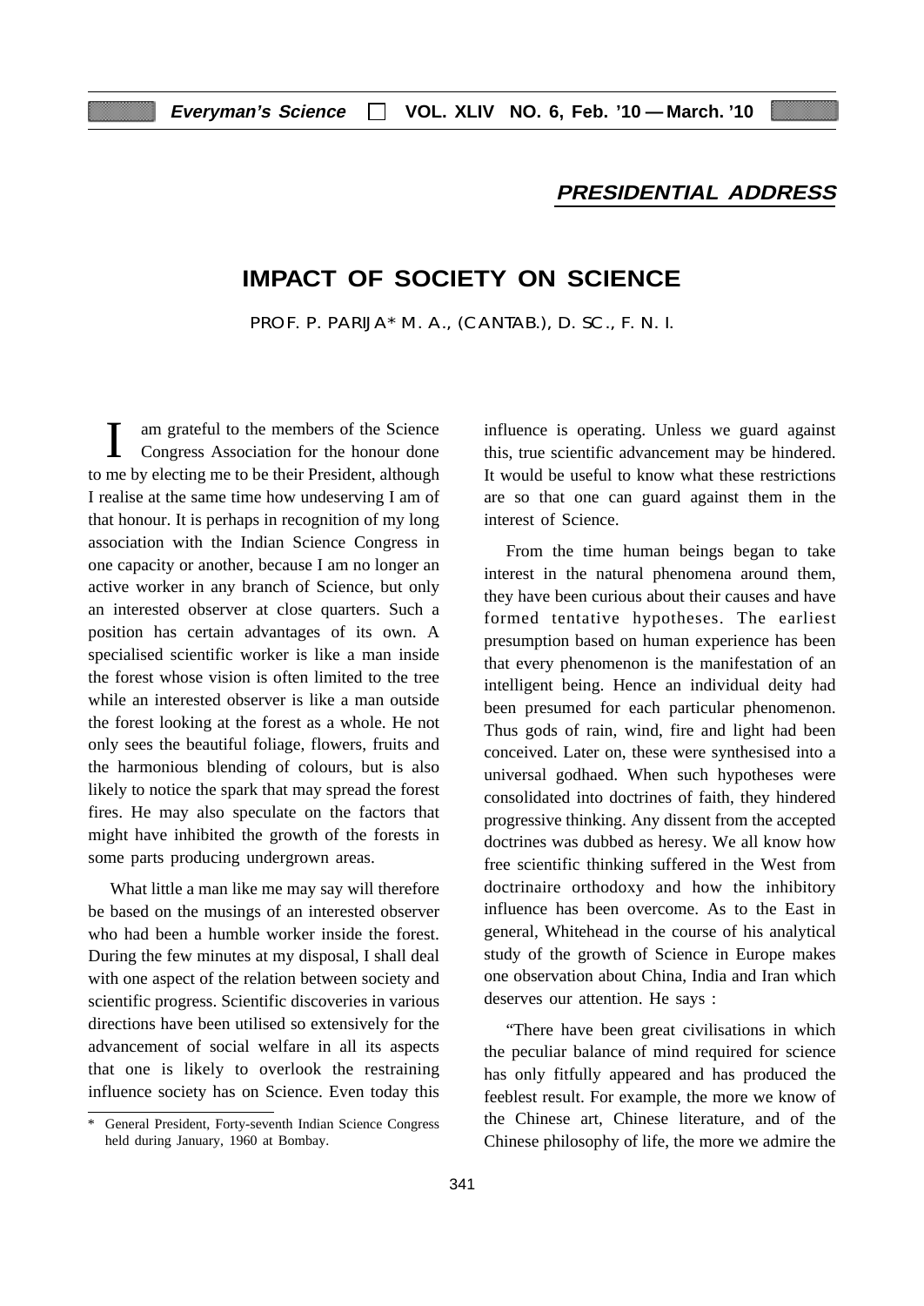## PRESIDENTIAL ADDRESS

# IMPACT OF SOCIETY ON SCIENCE

PROF. P. PARIJA* M. A., (CANTAB.), D. SC., F. N. I.

I am grateful to the members of the Science Congress Association for the honour done to me by electing me to be their President, although I realise at the same time how undeserving I am of that honour. It is perhaps in recognition of my long association with the Indian Science Congress in one capacity or another, because I am no longer an active worker in any branch of Science, but only an interested observer at close quarters. Such a position has certain advantages of its own. A specialised scientific worker is like a man inside the forest whose vision is often limited to the tree while an interested observer is like a man outside the forest looking at the forest as a whole. He not only sees the beautiful foliage, flowers, fruits and the harmonious blending of colours, but is also likely to notice the spark that may spread the forest fires. He may also speculate on the factors that might have inhibited the growth of the forests in some parts producing undergrown areas.

What little a man like me may say will therefore be based on the musings of an interested observer who had been a humble worker inside the forest. During the few minutes at my disposal, I shall deal with one aspect of the relation between society and scientific progress. Scientific discoveries in various directions have been utilised so extensively for the advancement of social welfare in all its aspects that one is likely to overlook the restraining influence society has on Science. Even today this influence is operating. Unless we guard against this, true scientific advancement may be hindered. It would be useful to know what these restrictions are so that one can guard against them in the interest of Science.

From the time human beings began to take interest in the natural phenomena around them, they have been curious about their causes and have formed tentative hypotheses. The earliest presumption based on human experience has been that every phenomenon is the manifestation of an intelligent being. Hence an individual deity had been presumed for each particular phenomenon. Thus gods of rain, wind, fire and light had been conceived. Later on, these were synthesised into a universal godhaed. When such hypotheses were consolidated into doctrines of faith, they hindered progressive thinking. Any dissent from the accepted doctrines was dubbed as heresy. We all know how free scientific thinking suffered in the West from doctrinaire orthodoxy and how the inhibitory influence has been overcome. As to the East in general, Whitehead in the course of his analytical study of the growth of Science in Europe makes one observation about China, India and Iran which deserves our attention. He says :

"There have been great civilisations in which the peculiar balance of mind required for science has only fitfully appeared and has produced the feeblest result. For example, the more we know of the Chinese art, Chinese literature, and of the Chinese philosophy of life, the more we admire the

---

\* General President, Forty-seventh Indian Science Congress held during January, 1960 at Bombay.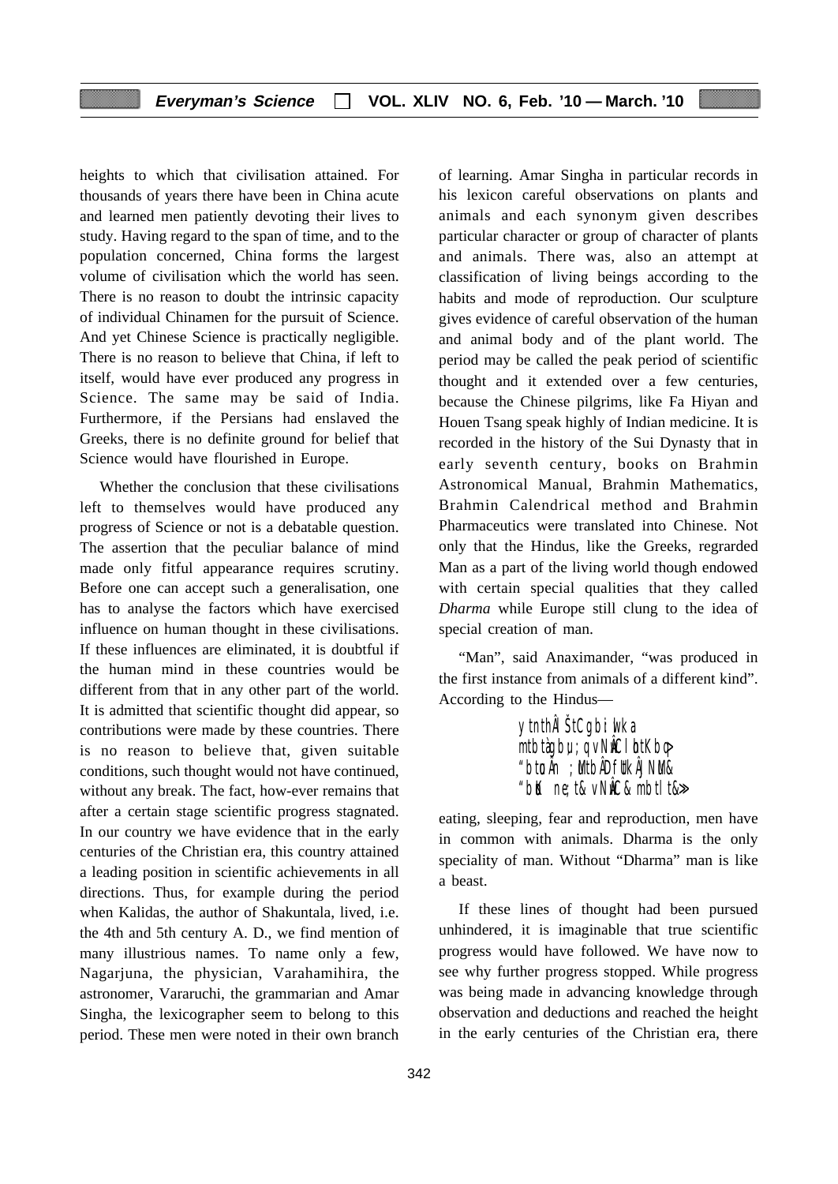heights to which that civilisation attained. For thousands of years there have been in China acute and learned men patiently devoting their lives to study. Having regard to the span of time, and to the population concerned, China forms the largest volume of civilisation which the world has seen. There is no reason to doubt the intrinsic capacity of individual Chinamen for the pursuit of Science. And yet Chinese Science is practically negligible. There is no reason to believe that China, if left to itself, would have ever produced any progress in Science. The same may be said of India. Furthermore, if the Persians had enslaved the Greeks, there is no definite ground for belief that Science would have flourished in Europe.

Whether the conclusion that these civilisations left to themselves would have produced any progress of Science or not is a debatable question. The assertion that the peculiar balance of mind made only fitful appearance requires scrutiny. Before one can accept such a generalisation, one has to analyse the factors which have exercised influence on human thought in these civilisations. If these influences are eliminated, it is doubtful if the human mind in these countries would be different from that in any other part of the world. It is admitted that scientific thought did appear, so contributions were made by these countries. There is no reason to believe that, given suitable conditions, such thought would not have continued, without any break. The fact, how-ever remains that after a certain stage scientific progress stagnated. In our country we have evidence that in the early centuries of the Christian era, this country attained a leading position in scientific achievements in all directions. Thus, for example during the period when Kalidas, the author of Shakuntala, lived, i.e. the 4th and 5th century A. D., we find mention of many illustrious names. To name only a few, Nagarjuna, the physician, Varahamihira, the astronomer, Vararuchi, the grammarian and Amar Singha, the lexicographer seem to belong to this period. These men were noted in their own branch of learning. Amar Singha in particular records in his lexicon careful observations on plants and animals and each synonym given describes particular character or group of character of plants and animals. There was, also an attempt at classification of living beings according to the habits and mode of reproduction. Our sculpture gives evidence of careful observation of the human and animal body and of the plant world. The period may be called the peak period of scientific thought and it extended over a few centuries, because the Chinese pilgrims, like Fa Hiyan and Houen Tsang speak highly of Indian medicine. It is recorded in the history of the Sui Dynasty that in early seventh century, books on Brahmin Astronomical Manual, Brahmin Mathematics, Brahmin Calendrical method and Brahmin Pharmaceutics were translated into Chinese. Not only that the Hindus, like the Greeks, regrarded Man as a part of the living world though endowed with certain special qualities that they called *Dharma* while Europe still clung to the idea of special creation of man.

"Man", said Anaximander, "was produced in the first instance from animals of a different kind". According to the Hindus—

> ytnthÂ ŠtCgbi Iwka
> mtbtàgbu; qvN¥Cl btKbq>
> "btuÂn ;Mtb ÂDfUkÂj NUM&
> "bK ne; t& vNÂC& mbtlt&»

eating, sleeping, fear and reproduction, men have in common with animals. Dharma is the only speciality of man. Without "Dharma" man is like a beast.

If these lines of thought had been pursued unhindered, it is imaginable that true scientific progress would have followed. We have now to see why further progress stopped. While progress was being made in advancing knowledge through observation and deductions and reached the height in the early centuries of the Christian era, there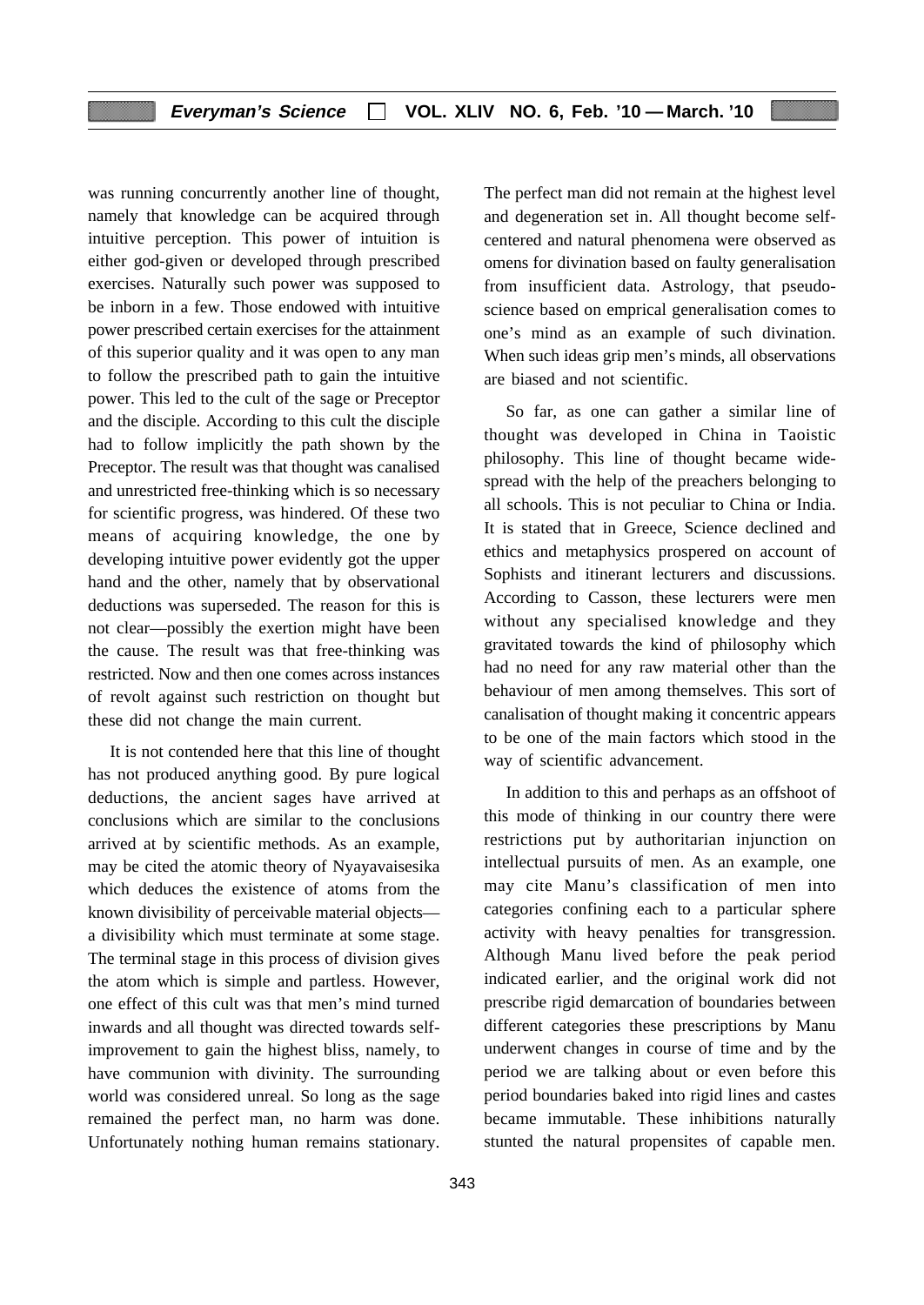was running concurrently another line of thought, namely that knowledge can be acquired through intuitive perception. This power of intuition is either god-given or developed through prescribed exercises. Naturally such power was supposed to be inborn in a few. Those endowed with intuitive power prescribed certain exercises for the attainment of this superior quality and it was open to any man to follow the prescribed path to gain the intuitive power. This led to the cult of the sage or Preceptor and the disciple. According to this cult the disciple had to follow implicitly the path shown by the Preceptor. The result was that thought was canalised and unrestricted free-thinking which is so necessary for scientific progress, was hindered. Of these two means of acquiring knowledge, the one by developing intuitive power evidently got the upper hand and the other, namely that by observational deductions was superseded. The reason for this is not clear—possibly the exertion might have been the cause. The result was that free-thinking was restricted. Now and then one comes across instances of revolt against such restriction on thought but these did not change the main current.

It is not contended here that this line of thought has not produced anything good. By pure logical deductions, the ancient sages have arrived at conclusions which are similar to the conclusions arrived at by scientific methods. As an example, may be cited the atomic theory of Nyayavaisesika which deduces the existence of atoms from the known divisibility of perceivable material objects—a divisibility which must terminate at some stage. The terminal stage in this process of division gives the atom which is simple and partless. However, one effect of this cult was that men's mind turned inwards and all thought was directed towards self-improvement to gain the highest bliss, namely, to have communion with divinity. The surrounding world was considered unreal. So long as the sage remained the perfect man, no harm was done. Unfortunately nothing human remains stationary. The perfect man did not remain at the highest level and degeneration set in. All thought become self-centered and natural phenomena were observed as omens for divination based on faulty generalisation from insufficient data. Astrology, that pseudo-science based on emprical generalisation comes to one's mind as an example of such divination. When such ideas grip men's minds, all observations are biased and not scientific.

So far, as one can gather a similar line of thought was developed in China in Taoistic philosophy. This line of thought became wide-spread with the help of the preachers belonging to all schools. This is not peculiar to China or India. It is stated that in Greece, Science declined and ethics and metaphysics prospered on account of Sophists and itinerant lecturers and discussions. According to Casson, these lecturers were men without any specialised knowledge and they gravitated towards the kind of philosophy which had no need for any raw material other than the behaviour of men among themselves. This sort of canalisation of thought making it concentric appears to be one of the main factors which stood in the way of scientific advancement.

In addition to this and perhaps as an offshoot of this mode of thinking in our country there were restrictions put by authoritarian injunction on intellectual pursuits of men. As an example, one may cite Manu's classification of men into categories confining each to a particular sphere activity with heavy penalties for transgression. Although Manu lived before the peak period indicated earlier, and the original work did not prescribe rigid demarcation of boundaries between different categories these prescriptions by Manu underwent changes in course of time and by the period we are talking about or even before this period boundaries baked into rigid lines and castes became immutable. These inhibitions naturally stunted the natural propensites of capable men.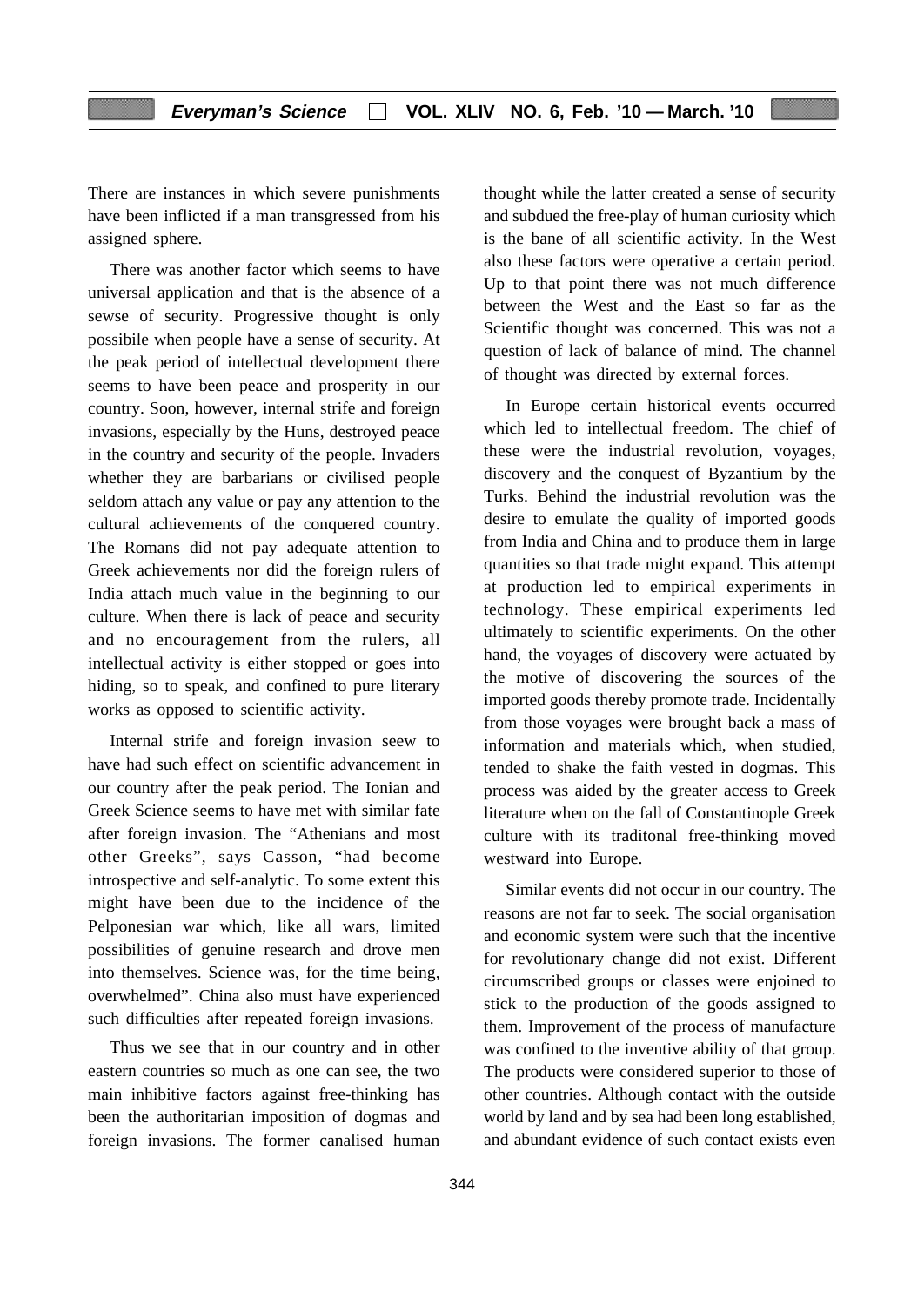There are instances in which severe punishments have been inflicted if a man transgressed from his assigned sphere.

There was another factor which seems to have universal application and that is the absence of a sewse of security. Progressive thought is only possibile when people have a sense of security. At the peak period of intellectual development there seems to have been peace and prosperity in our country. Soon, however, internal strife and foreign invasions, especially by the Huns, destroyed peace in the country and security of the people. Invaders whether they are barbarians or civilised people seldom attach any value or pay any attention to the cultural achievements of the conquered country. The Romans did not pay adequate attention to Greek achievements nor did the foreign rulers of India attach much value in the beginning to our culture. When there is lack of peace and security and no encouragement from the rulers, all intellectual activity is either stopped or goes into hiding, so to speak, and confined to pure literary works as opposed to scientific activity.

Internal strife and foreign invasion seew to have had such effect on scientific advancement in our country after the peak period. The Ionian and Greek Science seems to have met with similar fate after foreign invasion. The "Athenians and most other Greeks", says Casson, "had become introspective and self-analytic. To some extent this might have been due to the incidence of the Pelponesian war which, like all wars, limited possibilities of genuine research and drove men into themselves. Science was, for the time being, overwhelmed". China also must have experienced such difficulties after repeated foreign invasions.

Thus we see that in our country and in other eastern countries so much as one can see, the two main inhibitive factors against free-thinking has been the authoritarian imposition of dogmas and foreign invasions. The former canalised human thought while the latter created a sense of security and subdued the free-play of human curiosity which is the bane of all scientific activity. In the West also these factors were operative a certain period. Up to that point there was not much difference between the West and the East so far as the Scientific thought was concerned. This was not a question of lack of balance of mind. The channel of thought was directed by external forces.

In Europe certain historical events occurred which led to intellectual freedom. The chief of these were the industrial revolution, voyages, discovery and the conquest of Byzantium by the Turks. Behind the industrial revolution was the desire to emulate the quality of imported goods from India and China and to produce them in large quantities so that trade might expand. This attempt at production led to empirical experiments in technology. These empirical experiments led ultimately to scientific experiments. On the other hand, the voyages of discovery were actuated by the motive of discovering the sources of the imported goods thereby promote trade. Incidentally from those voyages were brought back a mass of information and materials which, when studied, tended to shake the faith vested in dogmas. This process was aided by the greater access to Greek literature when on the fall of Constantinople Greek culture with its traditonal free-thinking moved westward into Europe.

Similar events did not occur in our country. The reasons are not far to seek. The social organisation and economic system were such that the incentive for revolutionary change did not exist. Different circumscribed groups or classes were enjoined to stick to the production of the goods assigned to them. Improvement of the process of manufacture was confined to the inventive ability of that group. The products were considered superior to those of other countries. Although contact with the outside world by land and by sea had been long established, and abundant evidence of such contact exists even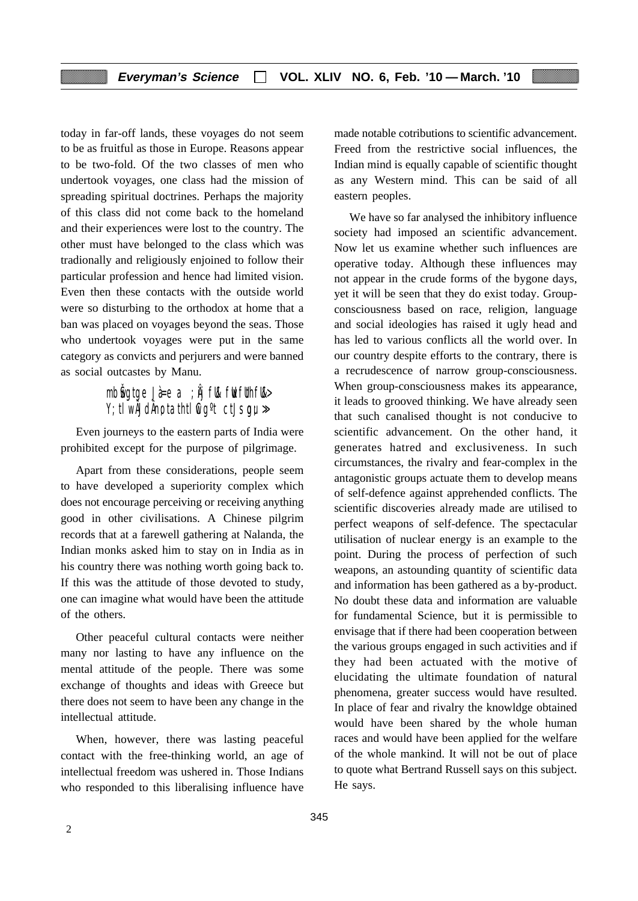today in far-off lands, these voyages do not seem to be as fruitful as those in Europe. Reasons appear to be two-fold. Of the two classes of men who undertook voyages, one class had the mission of spreading spiritual doctrines. Perhaps the majority of this class did not come back to the homeland and their experiences were lost to the country. The other must have belonged to the class which was tradionally and religiously enjoined to follow their particular profession and hence had limited vision. Even then these contacts with the outside world were so disturbing to the orthodox at home that a ban was placed on voyages beyond the seas. Those who undertook voyages were put in the same category as convicts and perjurers and were banned as social outcastes by Manu.

> mbǩgtge Jà=e a ;Âj fl& fWfUhfl&>
> Y;tl wÂJdÂnptathtl©g ºt ctJsgµ»

Even journeys to the eastern parts of India were prohibited except for the purpose of pilgrimage.

Apart from these considerations, people seem to have developed a superiority complex which does not encourage perceiving or receiving anything good in other civilisations. A Chinese pilgrim records that at a farewell gathering at Nalanda, the Indian monks asked him to stay on in India as in his country there was nothing worth going back to. If this was the attitude of those devoted to study, one can imagine what would have been the attitude of the others.

Other peaceful cultural contacts were neither many nor lasting to have any influence on the mental attitude of the people. There was some exchange of thoughts and ideas with Greece but there does not seem to have been any change in the intellectual attitude.

When, however, there was lasting peaceful contact with the free-thinking world, an age of intellectual freedom was ushered in. Those Indians who responded to this liberalising influence have made notable cotributions to scientific advancement. Freed from the restrictive social influences, the Indian mind is equally capable of scientific thought as any Western mind. This can be said of all eastern peoples.

We have so far analysed the inhibitory influence society had imposed an scientific advancement. Now let us examine whether such influences are operative today. Although these influences may not appear in the crude forms of the bygone days, yet it will be seen that they do exist today. Group-consciousness based on race, religion, language and social ideologies has raised it ugly head and has led to various conflicts all the world over. In our country despite efforts to the contrary, there is a recrudescence of narrow group-consciousness. When group-consciousness makes its appearance, it leads to grooved thinking. We have already seen that such canalised thought is not conducive to scientific advancement. On the other hand, it generates hatred and exclusiveness. In such circumstances, the rivalry and fear-complex in the antagonistic groups actuate them to develop means of self-defence against apprehended conflicts. The scientific discoveries already made are utilised to perfect weapons of self-defence. The spectacular utilisation of nuclear energy is an example to the point. During the process of perfection of such weapons, an astounding quantity of scientific data and information has been gathered as a by-product. No doubt these data and information are valuable for fundamental Science, but it is permissible to envisage that if there had been cooperation between the various groups engaged in such activities and if they had been actuated with the motive of elucidating the ultimate foundation of natural phenomena, greater success would have resulted. In place of fear and rivalry the knowldge obtained would have been shared by the whole human races and would have been applied for the welfare of the whole mankind. It will not be out of place to quote what Bertrand Russell says on this subject. He says.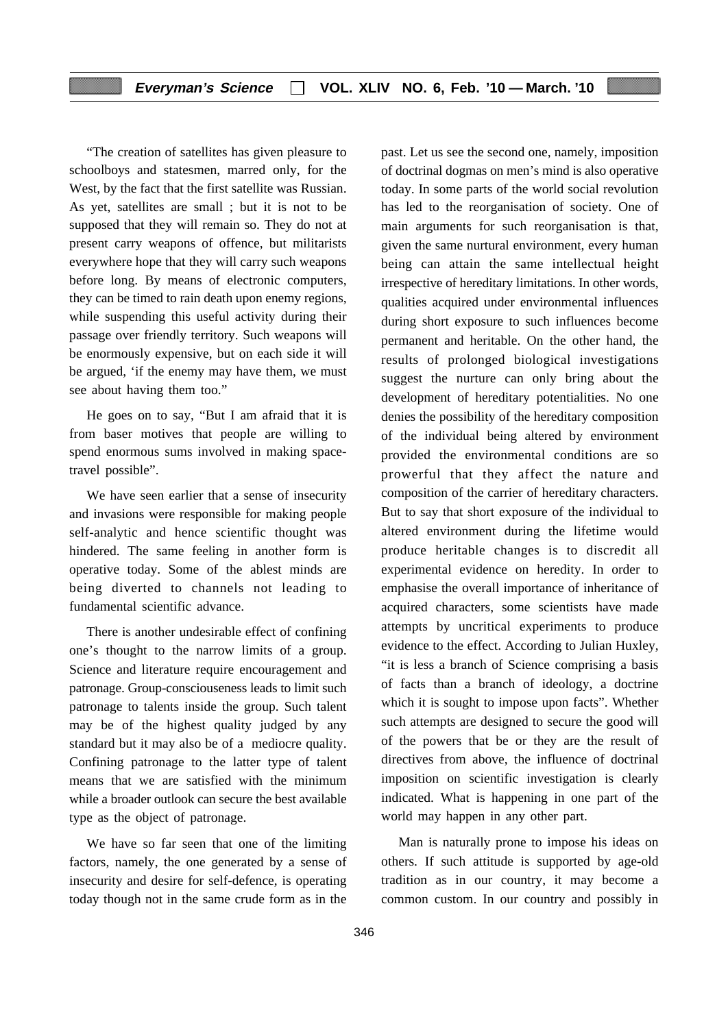"The creation of satellites has given pleasure to schoolboys and statesmen, marred only, for the West, by the fact that the first satellite was Russian. As yet, satellites are small ; but it is not to be supposed that they will remain so. They do not at present carry weapons of offence, but militarists everywhere hope that they will carry such weapons before long. By means of electronic computers, they can be timed to rain death upon enemy regions, while suspending this useful activity during their passage over friendly territory. Such weapons will be enormously expensive, but on each side it will be argued, 'if the enemy may have them, we must see about having them too."

He goes on to say, "But I am afraid that it is from baser motives that people are willing to spend enormous sums involved in making space-travel possible".

We have seen earlier that a sense of insecurity and invasions were responsible for making people self-analytic and hence scientific thought was hindered. The same feeling in another form is operative today. Some of the ablest minds are being diverted to channels not leading to fundamental scientific advance.

There is another undesirable effect of confining one's thought to the narrow limits of a group. Science and literature require encouragement and patronage. Group-consciouseness leads to limit such patronage to talents inside the group. Such talent may be of the highest quality judged by any standard but it may also be of a mediocre quality. Confining patronage to the latter type of talent means that we are satisfied with the minimum while a broader outlook can secure the best available type as the object of patronage.

We have so far seen that one of the limiting factors, namely, the one generated by a sense of insecurity and desire for self-defence, is operating today though not in the same crude form as in the past. Let us see the second one, namely, imposition of doctrinal dogmas on men's mind is also operative today. In some parts of the world social revolution has led to the reorganisation of society. One of main arguments for such reorganisation is that, given the same nurtural environment, every human being can attain the same intellectual height irrespective of hereditary limitations. In other words, qualities acquired under environmental influences during short exposure to such influences become permanent and heritable. On the other hand, the results of prolonged biological investigations suggest the nurture can only bring about the development of hereditary potentialities. No one denies the possibility of the hereditary composition of the individual being altered by environment provided the environmental conditions are so prowerful that they affect the nature and composition of the carrier of hereditary characters. But to say that short exposure of the individual to altered environment during the lifetime would produce heritable changes is to discredit all experimental evidence on heredity. In order to emphasise the overall importance of inheritance of acquired characters, some scientists have made attempts by uncritical experiments to produce evidence to the effect. According to Julian Huxley, "it is less a branch of Science comprising a basis of facts than a branch of ideology, a doctrine which it is sought to impose upon facts". Whether such attempts are designed to secure the good will of the powers that be or they are the result of directives from above, the influence of doctrinal imposition on scientific investigation is clearly indicated. What is happening in one part of the world may happen in any other part.

Man is naturally prone to impose his ideas on others. If such attitude is supported by age-old tradition as in our country, it may become a common custom. In our country and possibly in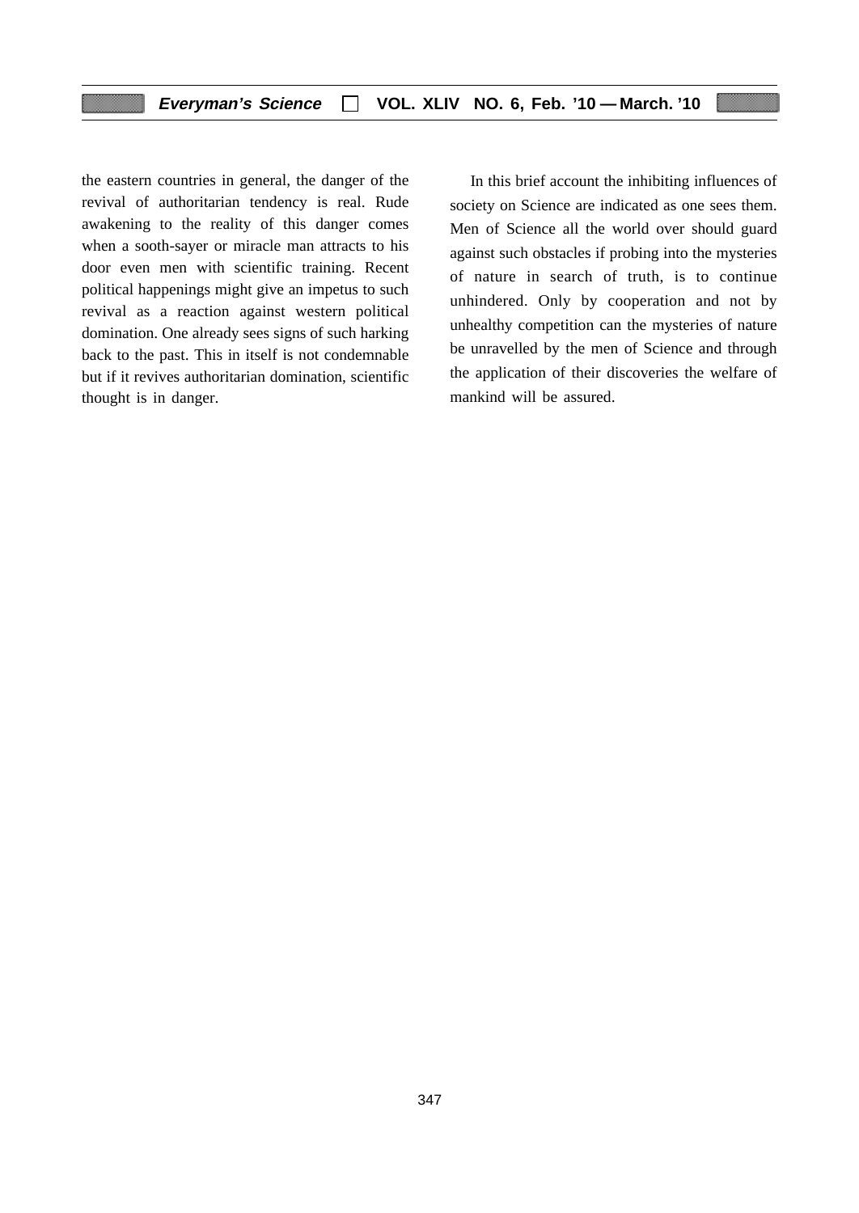the eastern countries in general, the danger of the revival of authoritarian tendency is real. Rude awakening to the reality of this danger comes when a sooth-sayer or miracle man attracts to his door even men with scientific training. Recent political happenings might give an impetus to such revival as a reaction against western political domination. One already sees signs of such harking back to the past. This in itself is not condemnable but if it revives authoritarian domination, scientific thought is in danger.

In this brief account the inhibiting influences of society on Science are indicated as one sees them. Men of Science all the world over should guard against such obstacles if probing into the mysteries of nature in search of truth, is to continue unhindered. Only by cooperation and not by unhealthy competition can the mysteries of nature be unravelled by the men of Science and through the application of their discoveries the welfare of mankind will be assured.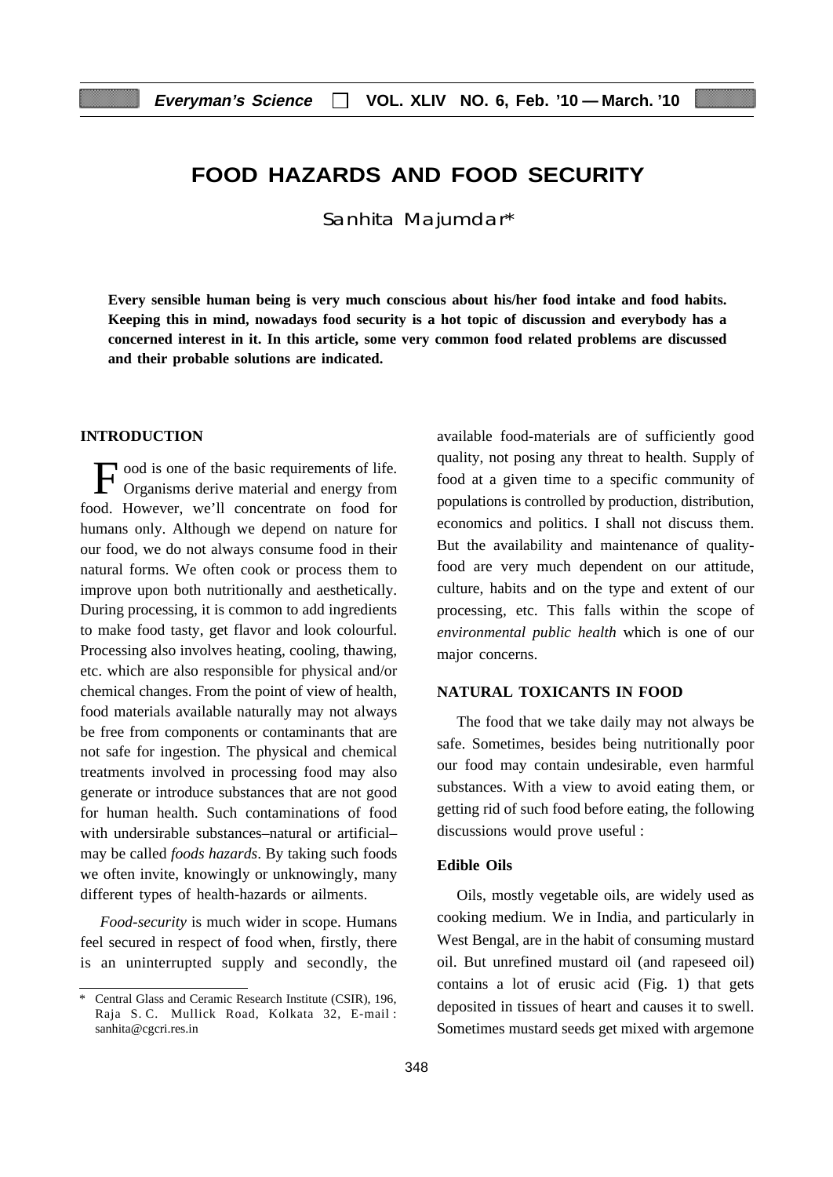# FOOD HAZARDS AND FOOD SECURITY

Sanhita Majumdar*

**Every sensible human being is very much conscious about his/her food intake and food habits. Keeping this in mind, nowadays food security is a hot topic of discussion and everybody has a concerned interest in it. In this article, some very common food related problems are discussed and their probable solutions are indicated.**

## INTRODUCTION

Food is one of the basic requirements of life. Organisms derive material and energy from food. However, we'll concentrate on food for humans only. Although we depend on nature for our food, we do not always consume food in their natural forms. We often cook or process them to improve upon both nutritionally and aesthetically. During processing, it is common to add ingredients to make food tasty, get flavor and look colourful. Processing also involves heating, cooling, thawing, etc. which are also responsible for physical and/or chemical changes. From the point of view of health, food materials available naturally may not always be free from components or contaminants that are not safe for ingestion. The physical and chemical treatments involved in processing food may also generate or introduce substances that are not good for human health. Such contaminations of food with undersirable substances–natural or artificial– may be called *foods hazards*. By taking such foods we often invite, knowingly or unknowingly, many different types of health-hazards or ailments.

*Food-security* is much wider in scope. Humans feel secured in respect of food when, firstly, there is an uninterrupted supply and secondly, the available food-materials are of sufficiently good quality, not posing any threat to health. Supply of food at a given time to a specific community of populations is controlled by production, distribution, economics and politics. I shall not discuss them. But the availability and maintenance of quality-food are very much dependent on our attitude, culture, habits and on the type and extent of our processing, etc. This falls within the scope of *environmental public health* which is one of our major concerns.

## NATURAL TOXICANTS IN FOOD

The food that we take daily may not always be safe. Sometimes, besides being nutritionally poor our food may contain undesirable, even harmful substances. With a view to avoid eating them, or getting rid of such food before eating, the following discussions would prove useful :

### Edible Oils

Oils, mostly vegetable oils, are widely used as cooking medium. We in India, and particularly in West Bengal, are in the habit of consuming mustard oil. But unrefined mustard oil (and rapeseed oil) contains a lot of erusic acid (Fig. 1) that gets deposited in tissues of heart and causes it to swell. Sometimes mustard seeds get mixed with argemone

---

\* Central Glass and Ceramic Research Institute (CSIR), 196, Raja S. C. Mullick Road, Kolkata 32, E-mail : sanhita@cgcri.res.in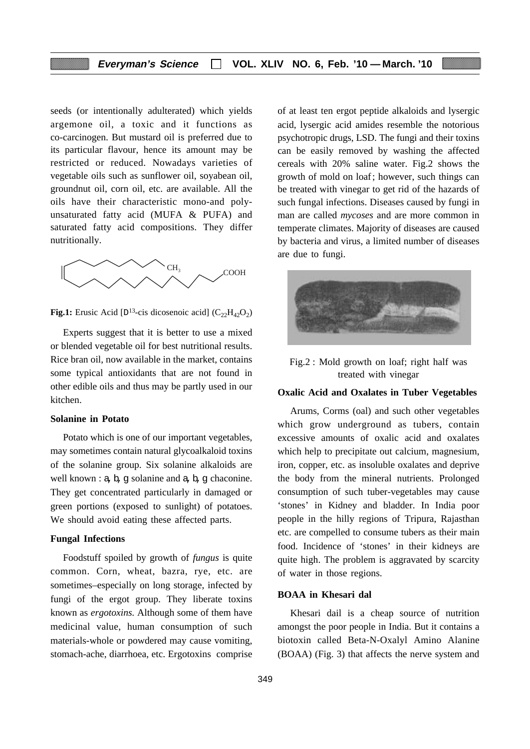seeds (or intentionally adulterated) which yields argemone oil, a toxic and it functions as co-carcinogen. But mustard oil is preferred due to its particular flavour, hence its amount may be restricted or reduced. Nowadays varieties of vegetable oils such as sunflower oil, soyabean oil, groundnut oil, corn oil, etc. are available. All the oils have their characteristic mono-and poly-unsaturated fatty acid (MUFA & PUFA) and saturated fatty acid compositions. They differ nutritionally.

**Fig.1:** Erusic Acid [D[13]-cis dicosenoic acid] ($C_{22}H_{42}O_2$)

Experts suggest that it is better to use a mixed or blended vegetable oil for best nutritional results. Rice bran oil, now available in the market, contains some typical antioxidants that are not found in other edible oils and thus may be partly used in our kitchen.

**Solanine in Potato**

Potato which is one of our important vegetables, may sometimes contain natural glycoalkaloid toxins of the solanine group. Six solanine alkaloids are well known : a, b, g solanine and a, b, g chaconine. They get concentrated particularly in damaged or green portions (exposed to sunlight) of potatoes. We should avoid eating these affected parts.

**Fungal Infections**

Foodstuff spoiled by growth of *fungus* is quite common. Corn, wheat, bazra, rye, etc. are sometimes–especially on long storage, infected by fungi of the ergot group. They liberate toxins known as *ergotoxins.* Although some of them have medicinal value, human consumption of such materials-whole or powdered may cause vomiting, stomach-ache, diarrhoea, etc. Ergotoxins comprise of at least ten ergot peptide alkaloids and lysergic acid, lysergic acid amides resemble the notorious psychotropic drugs, LSD. The fungi and their toxins can be easily removed by washing the affected cereals with 20% saline water. Fig.2 shows the growth of mold on loaf; however, such things can be treated with vinegar to get rid of the hazards of such fungal infections. Diseases caused by fungi in man are called *mycoses* and are more common in temperate climates. Majority of diseases are caused by bacteria and virus, a limited number of diseases are due to fungi.

Fig.2 : Mold growth on loaf; right half was treated with vinegar

**Oxalic Acid and Oxalates in Tuber Vegetables**

Arums, Corms (oal) and such other vegetables which grow underground as tubers, contain excessive amounts of oxalic acid and oxalates which help to precipitate out calcium, magnesium, iron, copper, etc. as insoluble oxalates and deprive the body from the mineral nutrients. Prolonged consumption of such tuber-vegetables may cause 'stones' in Kidney and bladder. In India poor people in the hilly regions of Tripura, Rajasthan etc. are compelled to consume tubers as their main food. Incidence of 'stones' in their kidneys are quite high. The problem is aggravated by scarcity of water in those regions.

**BOAA in Khesari dal**

Khesari dail is a cheap source of nutrition amongst the poor people in India. But it contains a biotoxin called Beta-N-Oxalyl Amino Alanine (BOAA) (Fig. 3) that affects the nerve system and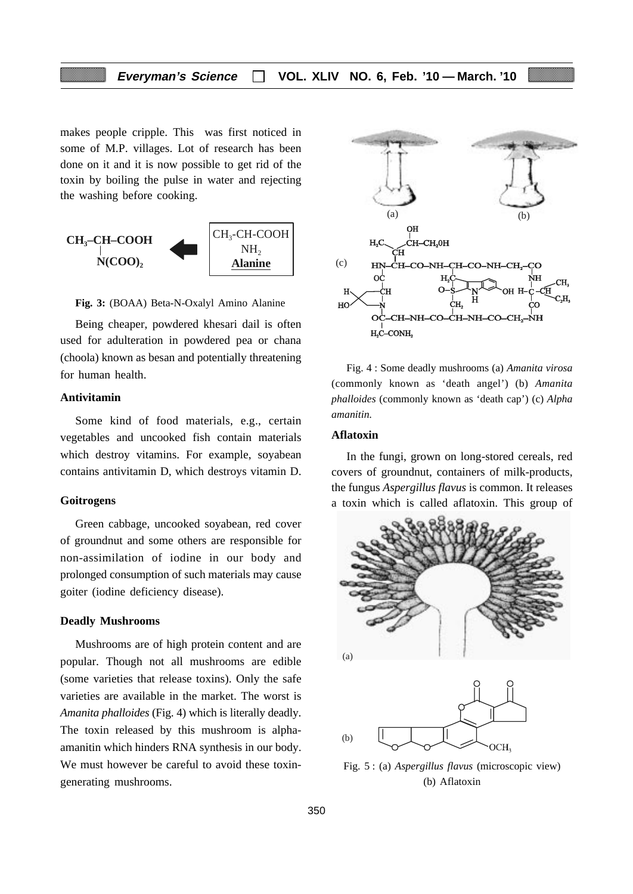makes people cripple. This was first noticed in some of M.P. villages. Lot of research has been done on it and it is now possible to get rid of the toxin by boiling the pulse in water and rejecting the washing before cooking.

**$CH_3$–CH–COOH**
**|**
**$N(COO)_2$**

$CH_3$-CH-COOH
$NH_2$
**Alanine**

**Fig. 3:** (BOAA) Beta-N-Oxalyl Amino Alanine

Being cheaper, powdered khesari dail is often used for adulteration in powdered pea or chana (choola) known as besan and potentially threatening for human health.

### Antivitamin

Some kind of food materials, e.g., certain vegetables and uncooked fish contain materials which destroy vitamins. For example, soyabean contains antivitamin D, which destroys vitamin D.

### Goitrogens

Green cabbage, uncooked soyabean, red cover of groundnut and some others are responsible for non-assimilation of iodine in our body and prolonged consumption of such materials may cause goiter (iodine deficiency disease).

### Deadly Mushrooms

Mushrooms are of high protein content and are popular. Though not all mushrooms are edible (some varieties that release toxins). Only the safe varieties are available in the market. The worst is *Amanita phalloides* (Fig. 4) which is literally deadly. The toxin released by this mushroom is alpha-amanitin which hinders RNA synthesis in our body. We must however be careful to avoid these toxin-generating mushrooms.

Fig. 4 : Some deadly mushrooms (a) *Amanita virosa* (commonly known as 'death angel') (b) *Amanita phalloides* (commonly known as 'death cap') (c) *Alpha amanitin.*

### Aflatoxin

In the fungi, grown on long-stored cereals, red covers of groundnut, containers of milk-products, the fungus *Aspergillus flavus* is common. It releases a toxin which is called aflatoxin. This group of

Fig. 5 : (a) *Aspergillus flavus* (microscopic view) (b) Aflatoxin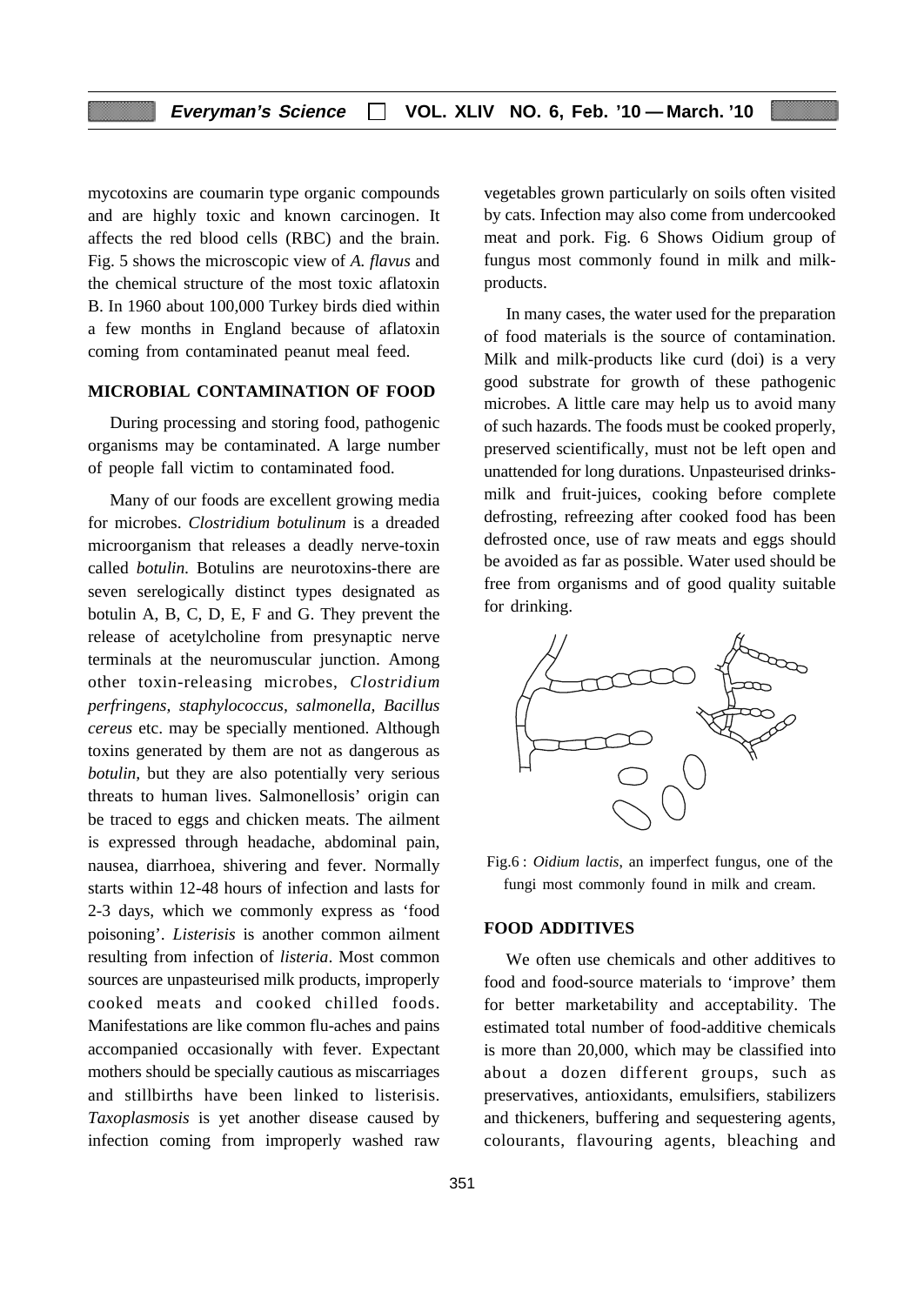mycotoxins are coumarin type organic compounds and are highly toxic and known carcinogen. It affects the red blood cells (RBC) and the brain. Fig. 5 shows the microscopic view of *A. flavus* and the chemical structure of the most toxic aflatoxin B. In 1960 about 100,000 Turkey birds died within a few months in England because of aflatoxin coming from contaminated peanut meal feed.

## MICROBIAL CONTAMINATION OF FOOD

During processing and storing food, pathogenic organisms may be contaminated. A large number of people fall victim to contaminated food.

Many of our foods are excellent growing media for microbes. *Clostridium botulinum* is a dreaded microorganism that releases a deadly nerve-toxin called *botulin.* Botulins are neurotoxins-there are seven serelogically distinct types designated as botulin A, B, C, D, E, F and G. They prevent the release of acetylcholine from presynaptic nerve terminals at the neuromuscular junction. Among other toxin-releasing microbes, *Clostridium perfringens, staphylococcus, salmonella, Bacillus cereus* etc. may be specially mentioned. Although toxins generated by them are not as dangerous as *botulin*, but they are also potentially very serious threats to human lives. Salmonellosis' origin can be traced to eggs and chicken meats. The ailment is expressed through headache, abdominal pain, nausea, diarrhoea, shivering and fever. Normally starts within 12-48 hours of infection and lasts for 2-3 days, which we commonly express as 'food poisoning'. *Listerisis* is another common ailment resulting from infection of *listeria*. Most common sources are unpasteurised milk products, improperly cooked meats and cooked chilled foods. Manifestations are like common flu-aches and pains accompanied occasionally with fever. Expectant mothers should be specially cautious as miscarriages and stillbirths have been linked to listerisis. *Taxoplasmosis* is yet another disease caused by infection coming from improperly washed raw vegetables grown particularly on soils often visited by cats. Infection may also come from undercooked meat and pork. Fig. 6 Shows Oidium group of fungus most commonly found in milk and milk-products.

In many cases, the water used for the preparation of food materials is the source of contamination. Milk and milk-products like curd (doi) is a very good substrate for growth of these pathogenic microbes. A little care may help us to avoid many of such hazards. The foods must be cooked properly, preserved scientifically, must not be left open and unattended for long durations. Unpasteurised drinks-milk and fruit-juices, cooking before complete defrosting, refreezing after cooked food has been defrosted once, use of raw meats and eggs should be avoided as far as possible. Water used should be free from organisms and of good quality suitable for drinking.

Fig.6 : *Oidium lactis*, an imperfect fungus, one of the fungi most commonly found in milk and cream.

## FOOD ADDITIVES

We often use chemicals and other additives to food and food-source materials to 'improve' them for better marketability and acceptability. The estimated total number of food-additive chemicals is more than 20,000, which may be classified into about a dozen different groups, such as preservatives, antioxidants, emulsifiers, stabilizers and thickeners, buffering and sequestering agents, colourants, flavouring agents, bleaching and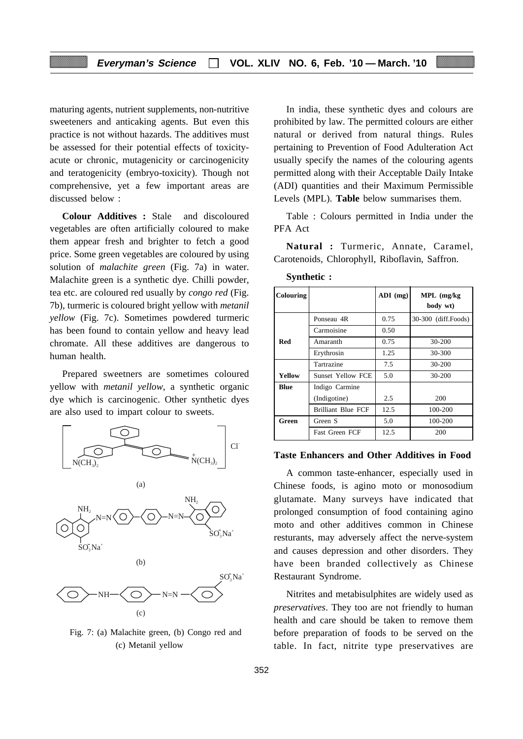maturing agents, nutrient supplements, non-nutritive sweeteners and anticaking agents. But even this practice is not without hazards. The additives must be assessed for their potential effects of toxicity-acute or chronic, mutagenicity or carcinogenicity and teratogenicity (embryo-toxicity). Though not comprehensive, yet a few important areas are discussed below :

**Colour Additives :** Stale and discoloured vegetables are often artificially coloured to make them appear fresh and brighter to fetch a good price. Some green vegetables are coloured by using solution of *malachite green* (Fig. 7a) in water. Malachite green is a synthetic dye. Chilli powder, tea etc. are coloured red usually by *congo red* (Fig. 7b), turmeric is coloured bright yellow with *metanil yellow* (Fig. 7c). Sometimes powdered turmeric has been found to contain yellow and heavy lead chromate. All these additives are dangerous to human health.

Prepared sweetners are sometimes coloured yellow with *metanil yellow*, a synthetic organic dye which is carcinogenic. Other synthetic dyes are also used to impart colour to sweets.

Fig. 7: (a) Malachite green, (b) Congo red and (c) Metanil yellow

In india, these synthetic dyes and colours are prohibited by law. The permitted colours are either natural or derived from natural things. Rules pertaining to Prevention of Food Adulteration Act usually specify the names of the colouring agents permitted along with their Acceptable Daily Intake (ADI) quantities and their Maximum Permissible Levels (MPL). **Table** below summarises them.

Table : Colours permitted in India under the PFA Act

**Natural :** Turmeric, Annate, Caramel, Carotenoids, Chlorophyll, Riboflavin, Saffron.

**Synthetic :**

| Colouring | | ADI (mg) | MPL (mg/kg body wt) |
|---|---|---|---|
| Red | Ponseau 4R | 0.75 | 30-300 (diff.Foods) |
| | Carmoisine | 0.50 | |
| | Amaranth | 0.75 | 30-200 |
| | Erythrosin | 1.25 | 30-300 |
| Yellow | Tartrazine | 7.5 | 30-200 |
| | Sunset Yellow FCE | 5.0 | 30-200 |
| Blue | Indigo Carmine (Indigotine) | 2.5 | 200 |
| | Brilliant Blue FCF | 12.5 | 100-200 |
| Green | Green S | 5.0 | 100-200 |
| | Fast Green FCF | 12.5 | 200 |

**Taste Enhancers and Other Additives in Food**

A common taste-enhancer, especially used in Chinese foods, is agino moto or monosodium glutamate. Many surveys have indicated that prolonged consumption of food containing agino moto and other additives common in Chinese resturants, may adversely affect the nerve-system and causes depression and other disorders. They have been branded collectively as Chinese Restaurant Syndrome.

Nitrites and metabisulphites are widely used as *preservatives*. They too are not friendly to human health and care should be taken to remove them before preparation of foods to be served on the table. In fact, nitrite type preservatives are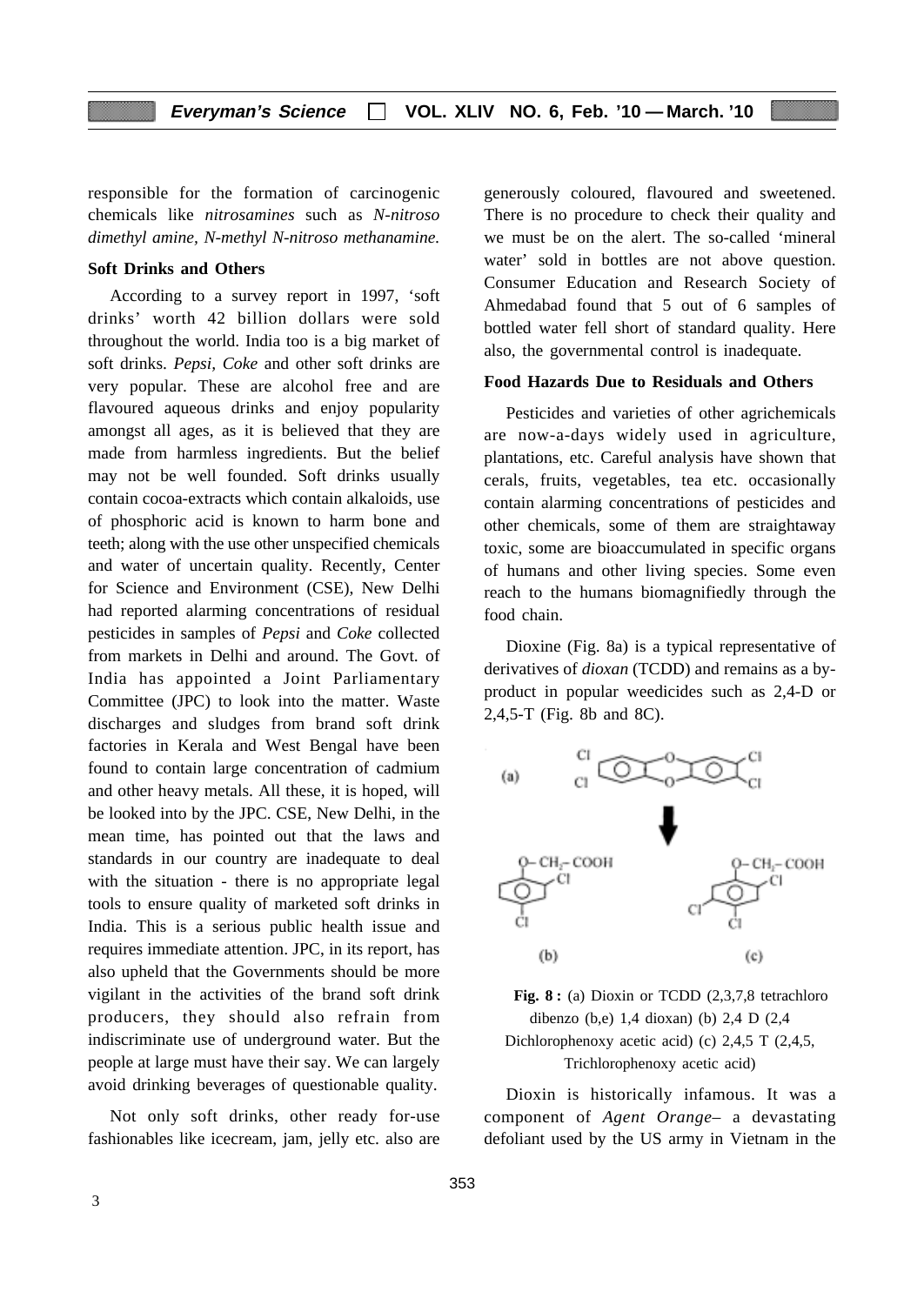responsible for the formation of carcinogenic chemicals like *nitrosamines* such as *N-nitroso dimethyl amine, N-methyl N-nitroso methanamine.*

**Soft Drinks and Others**

According to a survey report in 1997, 'soft drinks' worth 42 billion dollars were sold throughout the world. India too is a big market of soft drinks. *Pepsi, Coke* and other soft drinks are very popular. These are alcohol free and are flavoured aqueous drinks and enjoy popularity amongst all ages, as it is believed that they are made from harmless ingredients. But the belief may not be well founded. Soft drinks usually contain cocoa-extracts which contain alkaloids, use of phosphoric acid is known to harm bone and teeth; along with the use other unspecified chemicals and water of uncertain quality. Recently, Center for Science and Environment (CSE), New Delhi had reported alarming concentrations of residual pesticides in samples of *Pepsi* and *Coke* collected from markets in Delhi and around. The Govt. of India has appointed a Joint Parliamentary Committee (JPC) to look into the matter. Waste discharges and sludges from brand soft drink factories in Kerala and West Bengal have been found to contain large concentration of cadmium and other heavy metals. All these, it is hoped, will be looked into by the JPC. CSE, New Delhi, in the mean time, has pointed out that the laws and standards in our country are inadequate to deal with the situation - there is no appropriate legal tools to ensure quality of marketed soft drinks in India. This is a serious public health issue and requires immediate attention. JPC, in its report, has also upheld that the Governments should be more vigilant in the activities of the brand soft drink producers, they should also refrain from indiscriminate use of underground water. But the people at large must have their say. We can largely avoid drinking beverages of questionable quality.

Not only soft drinks, other ready for-use fashionables like icecream, jam, jelly etc. also are generously coloured, flavoured and sweetened. There is no procedure to check their quality and we must be on the alert. The so-called 'mineral water' sold in bottles are not above question. Consumer Education and Research Society of Ahmedabad found that 5 out of 6 samples of bottled water fell short of standard quality. Here also, the governmental control is inadequate.

**Food Hazards Due to Residuals and Others**

Pesticides and varieties of other agrichemicals are now-a-days widely used in agriculture, plantations, etc. Careful analysis have shown that cerals, fruits, vegetables, tea etc. occasionally contain alarming concentrations of pesticides and other chemicals, some of them are straightaway toxic, some are bioaccumulated in specific organs of humans and other living species. Some even reach to the humans biomagnifiedly through the food chain.

Dioxine (Fig. 8a) is a typical representative of derivatives of *dioxan* (TCDD) and remains as a by-product in popular weedicides such as 2,4-D or 2,4,5-T (Fig. 8b and 8C).

**Fig. 8 :** (a) Dioxin or TCDD (2,3,7,8 tetrachloro dibenzo (b,e) 1,4 dioxan) (b) 2,4 D (2,4 Dichlorophenoxy acetic acid) (c) 2,4,5 T (2,4,5, Trichlorophenoxy acetic acid)

Dioxin is historically infamous. It was a component of *Agent Orange*– a devastating defoliant used by the US army in Vietnam in the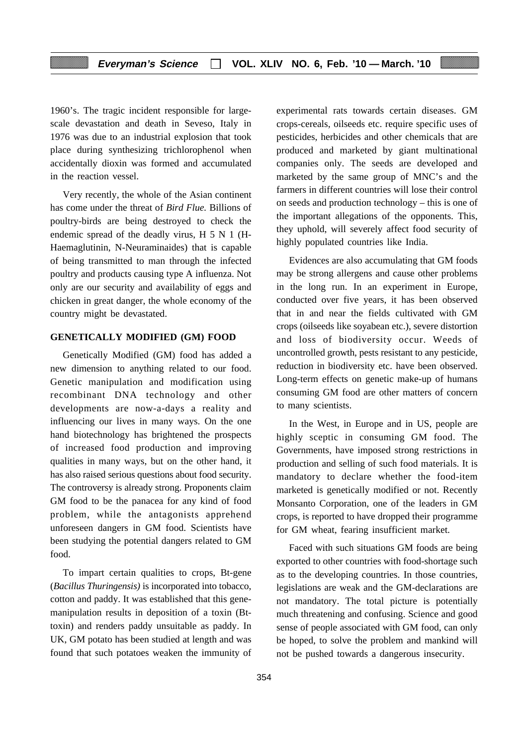1960's. The tragic incident responsible for large-scale devastation and death in Seveso, Italy in 1976 was due to an industrial explosion that took place during synthesizing trichlorophenol when accidentally dioxin was formed and accumulated in the reaction vessel.

Very recently, the whole of the Asian continent has come under the threat of *Bird Flue.* Billions of poultry-birds are being destroyed to check the endemic spread of the deadly virus, H 5 N 1 (H-Haemaglutinin, N-Neuraminaides) that is capable of being transmitted to man through the infected poultry and products causing type A influenza. Not only are our security and availability of eggs and chicken in great danger, the whole economy of the country might be devastated.

## GENETICALLY MODIFIED (GM) FOOD

Genetically Modified (GM) food has added a new dimension to anything related to our food. Genetic manipulation and modification using recombinant DNA technology and other developments are now-a-days a reality and influencing our lives in many ways. On the one hand biotechnology has brightened the prospects of increased food production and improving qualities in many ways, but on the other hand, it has also raised serious questions about food security. The controversy is already strong. Proponents claim GM food to be the panacea for any kind of food problem, while the antagonists apprehend unforeseen dangers in GM food. Scientists have been studying the potential dangers related to GM food.

To impart certain qualities to crops, Bt-gene (*Bacillus Thuringensis)* is incorporated into tobacco, cotton and paddy. It was established that this gene-manipulation results in deposition of a toxin (Bt-toxin) and renders paddy unsuitable as paddy. In UK, GM potato has been studied at length and was found that such potatoes weaken the immunity of experimental rats towards certain diseases. GM crops-cereals, oilseeds etc. require specific uses of pesticides, herbicides and other chemicals that are produced and marketed by giant multinational companies only. The seeds are developed and marketed by the same group of MNC's and the farmers in different countries will lose their control on seeds and production technology – this is one of the important allegations of the opponents. This, they uphold, will severely affect food security of highly populated countries like India.

Evidences are also accumulating that GM foods may be strong allergens and cause other problems in the long run. In an experiment in Europe, conducted over five years, it has been observed that in and near the fields cultivated with GM crops (oilseeds like soyabean etc.), severe distortion and loss of biodiversity occur. Weeds of uncontrolled growth, pests resistant to any pesticide, reduction in biodiversity etc. have been observed. Long-term effects on genetic make-up of humans consuming GM food are other matters of concern to many scientists.

In the West, in Europe and in US, people are highly sceptic in consuming GM food. The Governments, have imposed strong restrictions in production and selling of such food materials. It is mandatory to declare whether the food-item marketed is genetically modified or not. Recently Monsanto Corporation, one of the leaders in GM crops, is reported to have dropped their programme for GM wheat, fearing insufficient market.

Faced with such situations GM foods are being exported to other countries with food-shortage such as to the developing countries. In those countries, legislations are weak and the GM-declarations are not mandatory. The total picture is potentially much threatening and confusing. Science and good sense of people associated with GM food, can only be hoped, to solve the problem and mankind will not be pushed towards a dangerous insecurity.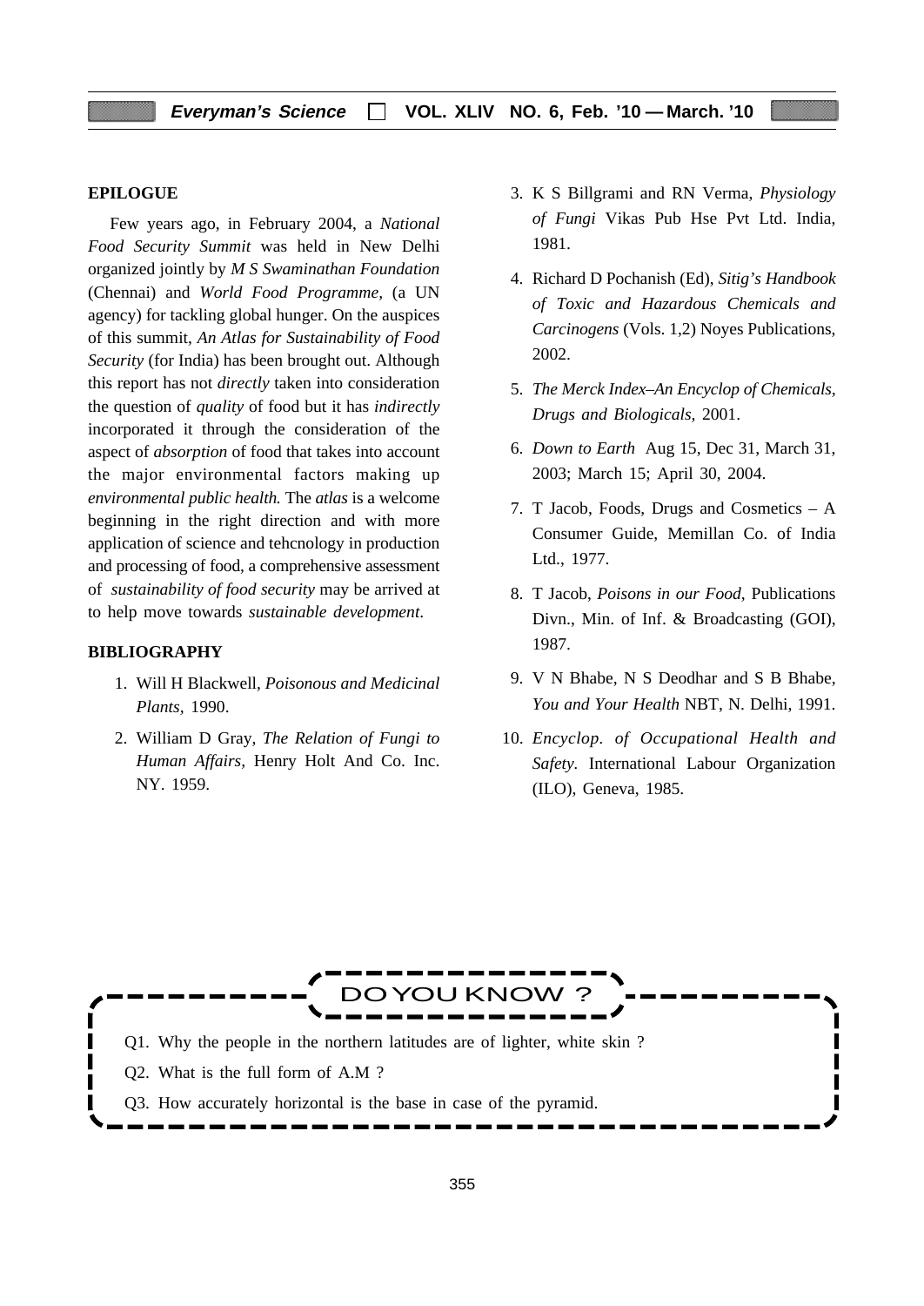## EPILOGUE

Few years ago, in February 2004, a *National Food Security Summit* was held in New Delhi organized jointly by *M S Swaminathan Foundation* (Chennai) and *World Food Programme*, (a UN agency) for tackling global hunger. On the auspices of this summit, *An Atlas for Sustainability of Food Security* (for India) has been brought out. Although this report has not *directly* taken into consideration the question of *quality* of food but it has *indirectly* incorporated it through the consideration of the aspect of *absorption* of food that takes into account the major environmental factors making up *environmental public health.* The *atlas* is a welcome beginning in the right direction and with more application of science and tehcnology in production and processing of food, a comprehensive assessment of *sustainability of food security* may be arrived at to help move towards *sustainable development*.

## BIBLIOGRAPHY

1. Will H Blackwell, *Poisonous and Medicinal Plants*, 1990.
2. William D Gray, *The Relation of Fungi to Human Affairs*, Henry Holt And Co. Inc. NY. 1959.
3. K S Billgrami and RN Verma, *Physiology of Fungi* Vikas Pub Hse Pvt Ltd. India, 1981.
4. Richard D Pochanish (Ed), *Sitig's Handbook of Toxic and Hazardous Chemicals and Carcinogens* (Vols. 1,2) Noyes Publications, 2002.
5. *The Merck Index–An Encyclop of Chemicals, Drugs and Biologicals*, 2001.
6. *Down to Earth* Aug 15, Dec 31, March 31, 2003; March 15; April 30, 2004.
7. T Jacob, Foods, Drugs and Cosmetics – A Consumer Guide, Memillan Co. of India Ltd., 1977.
8. T Jacob, *Poisons in our Food*, Publications Divn., Min. of Inf. & Broadcasting (GOI), 1987.
9. V N Bhabe, N S Deodhar and S B Bhabe, *You and Your Health* NBT, N. Delhi, 1991.
10. *Encyclop. of Occupational Health and Safety.* International Labour Organization (ILO), Geneva, 1985.

## DO YOU KNOW ?

Q1. Why the people in the northern latitudes are of lighter, white skin ?

Q2. What is the full form of A.M ?

Q3. How accurately horizontal is the base in case of the pyramid.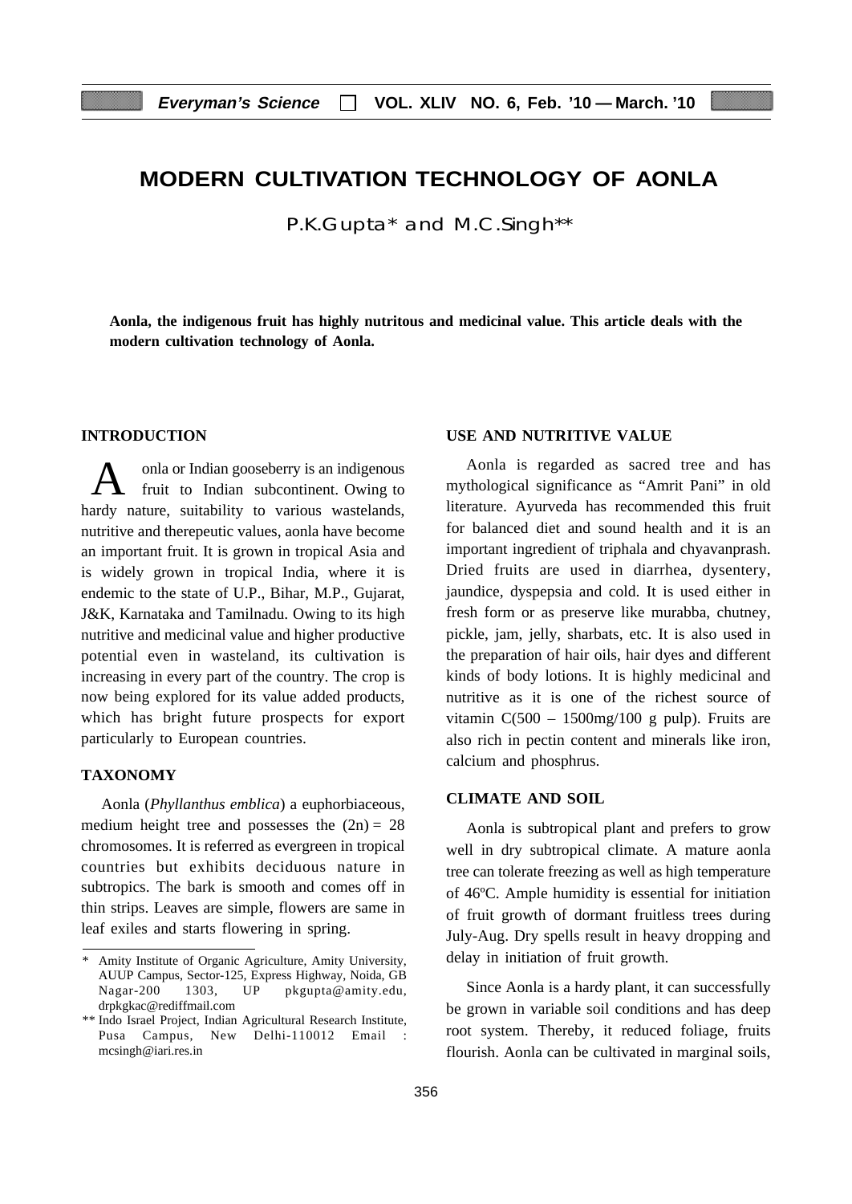# MODERN CULTIVATION TECHNOLOGY OF AONLA

P.K.Gupta* and M.C.Singh**

**Aonla, the indigenous fruit has highly nutritous and medicinal value. This article deals with the modern cultivation technology of Aonla.**

## INTRODUCTION

Aonla or Indian gooseberry is an indigenous fruit to Indian subcontinent. Owing to hardy nature, suitability to various wastelands, nutritive and therepeutic values, aonla have become an important fruit. It is grown in tropical Asia and is widely grown in tropical India, where it is endemic to the state of U.P., Bihar, M.P., Gujarat, J&K, Karnataka and Tamilnadu. Owing to its high nutritive and medicinal value and higher productive potential even in wasteland, its cultivation is increasing in every part of the country. The crop is now being explored for its value added products, which has bright future prospects for export particularly to European countries.

## TAXONOMY

Aonla (*Phyllanthus emblica*) a euphorbiaceous, medium height tree and possesses the (2n) = 28 chromosomes. It is referred as evergreen in tropical countries but exhibits deciduous nature in subtropics. The bark is smooth and comes off in thin strips. Leaves are simple, flowers are same in leaf exiles and starts flowering in spring.

\* Amity Institute of Organic Agriculture, Amity University, AUUP Campus, Sector-125, Express Highway, Noida, GB Nagar-200 1303, UP pkgupta@amity.edu, drpkgkac@rediffmail.com

\*\* Indo Israel Project, Indian Agricultural Research Institute, Pusa Campus, New Delhi-110012 Email : mcsingh@iari.res.in

## USE AND NUTRITIVE VALUE

Aonla is regarded as sacred tree and has mythological significance as "Amrit Pani" in old literature. Ayurveda has recommended this fruit for balanced diet and sound health and it is an important ingredient of triphala and chyavanprash. Dried fruits are used in diarrhea, dysentery, jaundice, dyspepsia and cold. It is used either in fresh form or as preserve like murabba, chutney, pickle, jam, jelly, sharbats, etc. It is also used in the preparation of hair oils, hair dyes and different kinds of body lotions. It is highly medicinal and nutritive as it is one of the richest source of vitamin C(500 – 1500mg/100 g pulp). Fruits are also rich in pectin content and minerals like iron, calcium and phosphrus.

## CLIMATE AND SOIL

Aonla is subtropical plant and prefers to grow well in dry subtropical climate. A mature aonla tree can tolerate freezing as well as high temperature of 46ºC. Ample humidity is essential for initiation of fruit growth of dormant fruitless trees during July-Aug. Dry spells result in heavy dropping and delay in initiation of fruit growth.

Since Aonla is a hardy plant, it can successfully be grown in variable soil conditions and has deep root system. Thereby, it reduced foliage, fruits flourish. Aonla can be cultivated in marginal soils,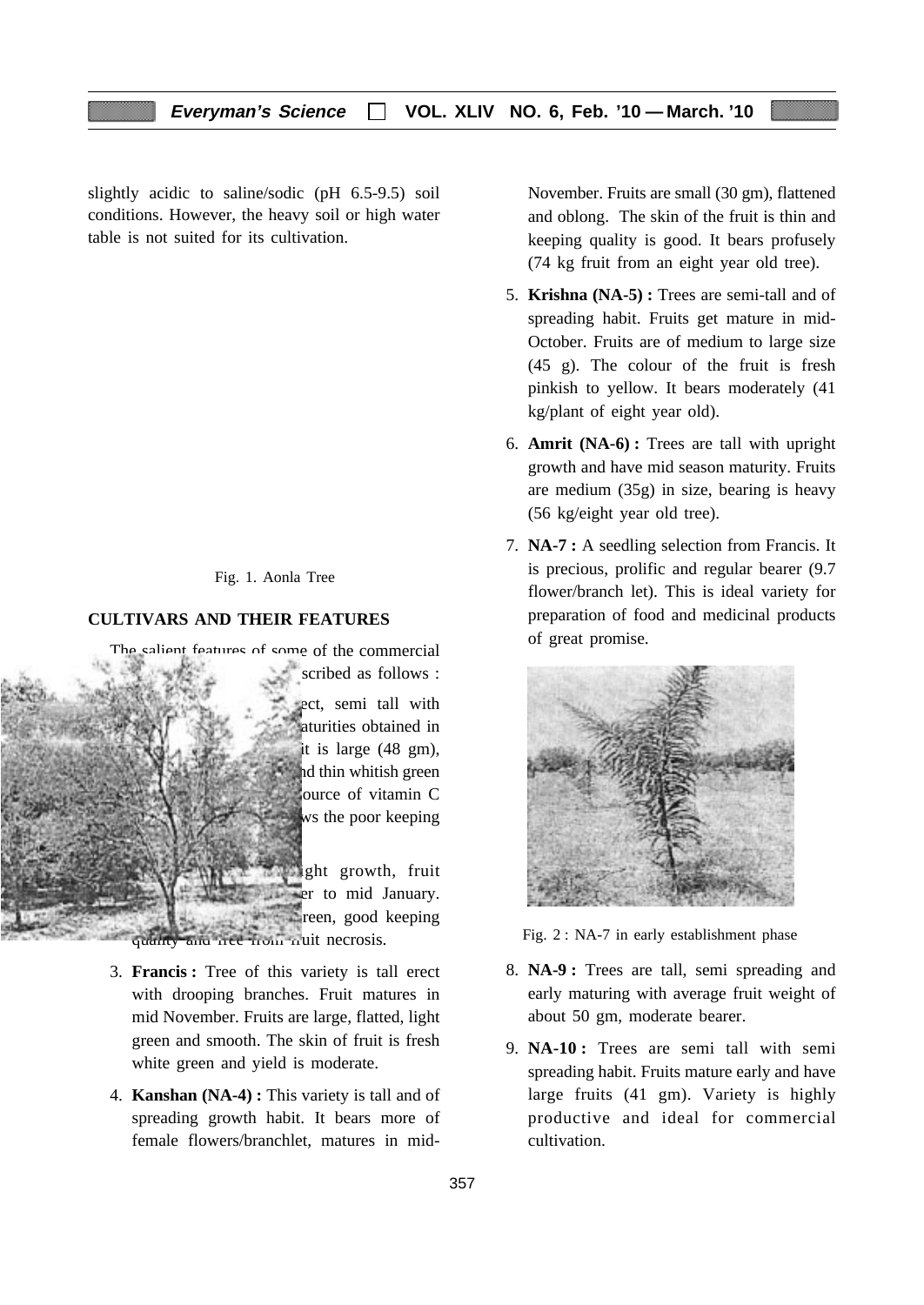slightly acidic to saline/sodic (pH 6.5-9.5) soil conditions. However, the heavy soil or high water table is not suited for its cultivation.

Fig. 1. Aonla Tree

## CULTIVARS AND THEIR FEATURES

The salient features of some of the commercial ... scribed as follows :

... ect, semi tall with ... aturities obtained in ... it is large (48 gm), ... d thin whitish green ... ource of vitamin C ... ws the poor keeping

... ight growth, fruit ... er to mid January. ... reen, good keeping quality and free from fruit necrosis.

3. **Francis :** Tree of this variety is tall erect with drooping branches. Fruit matures in mid November. Fruits are large, flatted, light green and smooth. The skin of fruit is fresh white green and yield is moderate.

4. **Kanshan (NA-4) :** This variety is tall and of spreading growth habit. It bears more of female flowers/branchlet, matures in mid-November. Fruits are small (30 gm), flattened and oblong. The skin of the fruit is thin and keeping quality is good. It bears profusely (74 kg fruit from an eight year old tree).

5. **Krishna (NA-5) :** Trees are semi-tall and of spreading habit. Fruits get mature in mid-October. Fruits are of medium to large size (45 g). The colour of the fruit is fresh pinkish to yellow. It bears moderately (41 kg/plant of eight year old).

6. **Amrit (NA-6) :** Trees are tall with upright growth and have mid season maturity. Fruits are medium (35g) in size, bearing is heavy (56 kg/eight year old tree).

7. **NA-7 :** A seedling selection from Francis. It is precious, prolific and regular bearer (9.7 flower/branch let). This is ideal variety for preparation of food and medicinal products of great promise.

Fig. 2 : NA-7 in early establishment phase

8. **NA-9 :** Trees are tall, semi spreading and early maturing with average fruit weight of about 50 gm, moderate bearer.

9. **NA-10 :** Trees are semi tall with semi spreading habit. Fruits mature early and have large fruits (41 gm). Variety is highly productive and ideal for commercial cultivation.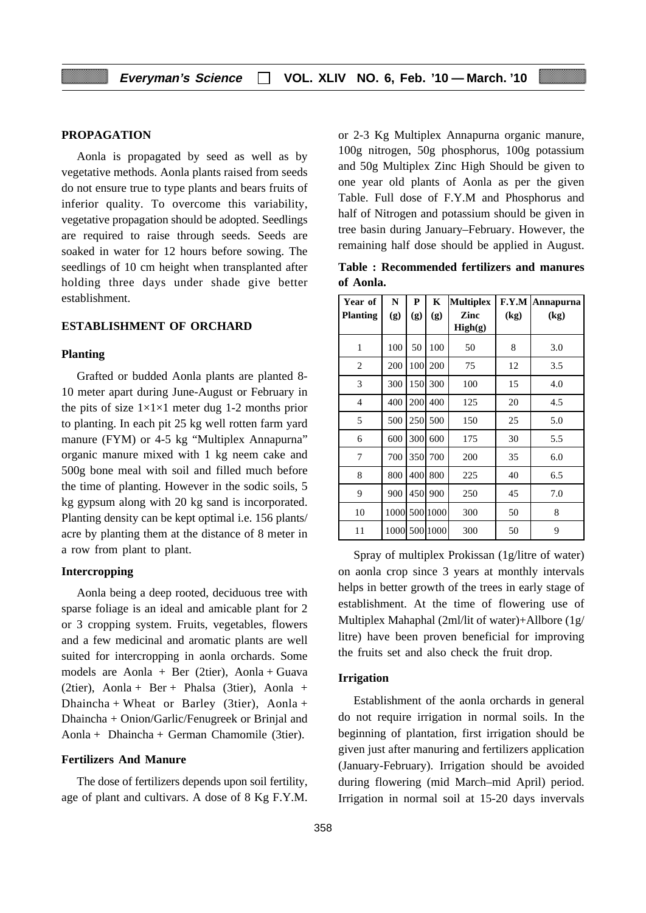## PROPAGATION

Aonla is propagated by seed as well as by vegetative methods. Aonla plants raised from seeds do not ensure true to type plants and bears fruits of inferior quality. To overcome this variability, vegetative propagation should be adopted. Seedlings are required to raise through seeds. Seeds are soaked in water for 12 hours before sowing. The seedlings of 10 cm height when transplanted after holding three days under shade give better establishment.

## ESTABLISHMENT OF ORCHARD

### Planting

Grafted or budded Aonla plants are planted 8-10 meter apart during June-August or February in the pits of size 1×1×1 meter dug 1-2 months prior to planting. In each pit 25 kg well rotten farm yard manure (FYM) or 4-5 kg "Multiplex Annapurna" organic manure mixed with 1 kg neem cake and 500g bone meal with soil and filled much before the time of planting. However in the sodic soils, 5 kg gypsum along with 20 kg sand is incorporated. Planting density can be kept optimal i.e. 156 plants/acre by planting them at the distance of 8 meter in a row from plant to plant.

### Intercropping

Aonla being a deep rooted, deciduous tree with sparse foliage is an ideal and amicable plant for 2 or 3 cropping system. Fruits, vegetables, flowers and a few medicinal and aromatic plants are well suited for intercropping in aonla orchards. Some models are Aonla + Ber (2tier), Aonla + Guava (2tier), Aonla + Ber + Phalsa (3tier), Aonla + Dhaincha + Wheat or Barley (3tier), Aonla + Dhaincha + Onion/Garlic/Fenugreek or Brinjal and Aonla + Dhaincha + German Chamomile (3tier).

### Fertilizers And Manure

The dose of fertilizers depends upon soil fertility, age of plant and cultivars. A dose of 8 Kg F.Y.M. or 2-3 Kg Multiplex Annapurna organic manure, 100g nitrogen, 50g phosphorus, 100g potassium and 50g Multiplex Zinc High Should be given to one year old plants of Aonla as per the given Table. Full dose of F.Y.M and Phosphorus and half of Nitrogen and potassium should be given in tree basin during January–February. However, the remaining half dose should be applied in August.

**Table : Recommended fertilizers and manures of Aonla.**

| Year of Planting | N (g) | P (g) | K (g) | Multiplex Zinc High(g) | F.Y.M (kg) | Annapurna (kg) |
|---|---|---|---|---|---|---|
| 1 | 100 | 50 | 100 | 50 | 8 | 3.0 |
| 2 | 200 | 100 | 200 | 75 | 12 | 3.5 |
| 3 | 300 | 150 | 300 | 100 | 15 | 4.0 |
| 4 | 400 | 200 | 400 | 125 | 20 | 4.5 |
| 5 | 500 | 250 | 500 | 150 | 25 | 5.0 |
| 6 | 600 | 300 | 600 | 175 | 30 | 5.5 |
| 7 | 700 | 350 | 700 | 200 | 35 | 6.0 |
| 8 | 800 | 400 | 800 | 225 | 40 | 6.5 |
| 9 | 900 | 450 | 900 | 250 | 45 | 7.0 |
| 10 | 1000 | 500 | 1000 | 300 | 50 | 8 |
| 11 | 1000 | 500 | 1000 | 300 | 50 | 9 |

Spray of multiplex Prokissan (1g/litre of water) on aonla crop since 3 years at monthly intervals helps in better growth of the trees in early stage of establishment. At the time of flowering use of Multiplex Mahaphal (2ml/lit of water)+Allbore (1g/litre) have been proven beneficial for improving the fruits set and also check the fruit drop.

### Irrigation

Establishment of the aonla orchards in general do not require irrigation in normal soils. In the beginning of plantation, first irrigation should be given just after manuring and fertilizers application (January-February). Irrigation should be avoided during flowering (mid March–mid April) period. Irrigation in normal soil at 15-20 days invervals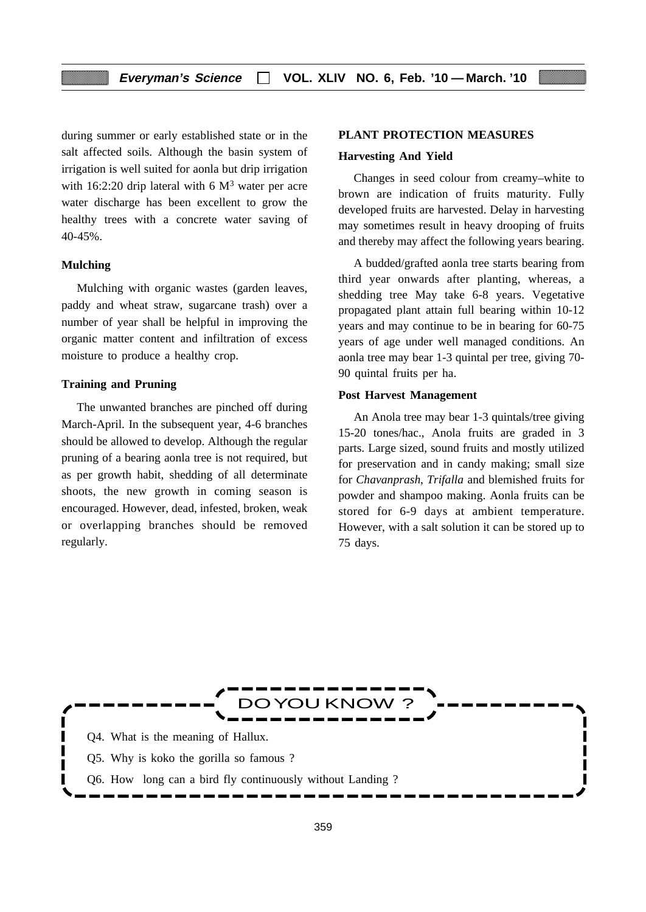during summer or early established state or in the salt affected soils. Although the basin system of irrigation is well suited for aonla but drip irrigation with 16:2:20 drip lateral with 6 $M^3$ water per acre water discharge has been excellent to grow the healthy trees with a concrete water saving of 40-45%.

### Mulching

Mulching with organic wastes (garden leaves, paddy and wheat straw, sugarcane trash) over a number of year shall be helpful in improving the organic matter content and infiltration of excess moisture to produce a healthy crop.

### Training and Pruning

The unwanted branches are pinched off during March-April. In the subsequent year, 4-6 branches should be allowed to develop. Although the regular pruning of a bearing aonla tree is not required, but as per growth habit, shedding of all determinate shoots, the new growth in coming season is encouraged. However, dead, infested, broken, weak or overlapping branches should be removed regularly.

## PLANT PROTECTION MEASURES

### Harvesting And Yield

Changes in seed colour from creamy–white to brown are indication of fruits maturity. Fully developed fruits are harvested. Delay in harvesting may sometimes result in heavy drooping of fruits and thereby may affect the following years bearing.

A budded/grafted aonla tree starts bearing from third year onwards after planting, whereas, a shedding tree May take 6-8 years. Vegetative propagated plant attain full bearing within 10-12 years and may continue to be in bearing for 60-75 years of age under well managed conditions. An aonla tree may bear 1-3 quintal per tree, giving 70-90 quintal fruits per ha.

### Post Harvest Management

An Anola tree may bear 1-3 quintals/tree giving 15-20 tones/hac., Anola fruits are graded in 3 parts. Large sized, sound fruits and mostly utilized for preservation and in candy making; small size for *Chavanprash*, *Trifalla* and blemished fruits for powder and shampoo making. Aonla fruits can be stored for 6-9 days at ambient temperature. However, with a salt solution it can be stored up to 75 days.

---

**DO YOU KNOW ?**

Q4. What is the meaning of Hallux.

Q5. Why is koko the gorilla so famous ?

Q6. How long can a bird fly continuously without Landing ?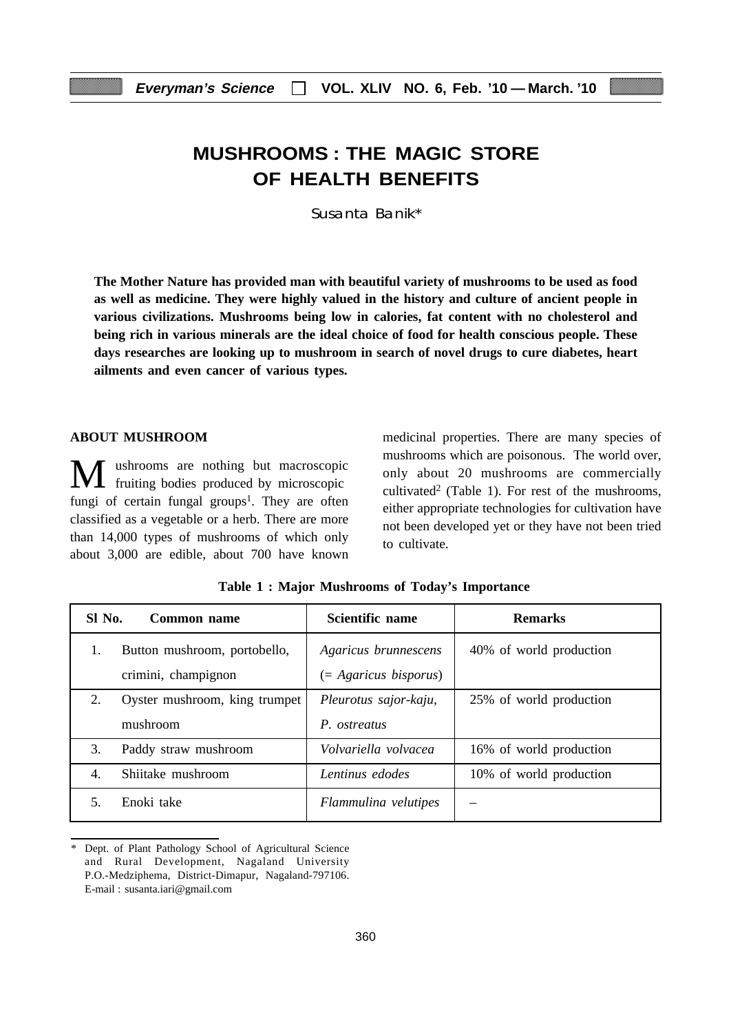# MUSHROOMS : THE MAGIC STORE OF HEALTH BENEFITS

Susanta Banik*

**The Mother Nature has provided man with beautiful variety of mushrooms to be used as food as well as medicine. They were highly valued in the history and culture of ancient people in various civilizations. Mushrooms being low in calories, fat content with no cholesterol and being rich in various minerals are the ideal choice of food for health conscious people. These days researches are looking up to mushroom in search of novel drugs to cure diabetes, heart ailments and even cancer of various types.**

## ABOUT MUSHROOM

Mushrooms are nothing but macroscopic fruiting bodies produced by microscopic fungi of certain fungal groups[1]. They are often classified as a vegetable or a herb. There are more than 14,000 types of mushrooms of which only about 3,000 are edible, about 700 have known medicinal properties. There are many species of mushrooms which are poisonous. The world over, only about 20 mushrooms are commercially cultivated[2] (Table 1). For rest of the mushrooms, either appropriate technologies for cultivation have not been developed yet or they have not been tried to cultivate.

**Table 1 : Major Mushrooms of Today's Importance**

| Sl No. | Common name | Scientific name | Remarks |
|---|---|---|---|
| 1. | Button mushroom, portobello, crimini, champignon | *Agaricus brunnescens* (= *Agaricus bisporus*) | 40% of world production |
| 2. | Oyster mushroom, king trumpet mushroom | *Pleurotus sajor-kaju*, *P. ostreatus* | 25% of world production |
| 3. | Paddy straw mushroom | *Volvariella volvacea* | 16% of world production |
| 4. | Shiitake mushroom | *Lentinus edodes* | 10% of world production |
| 5. | Enoki take | *Flammulina velutipes* | – |

\* Dept. of Plant Pathology School of Agricultural Science and Rural Development, Nagaland University P.O.-Medziphema, District-Dimapur, Nagaland-797106. E-mail : susanta.iari@gmail.com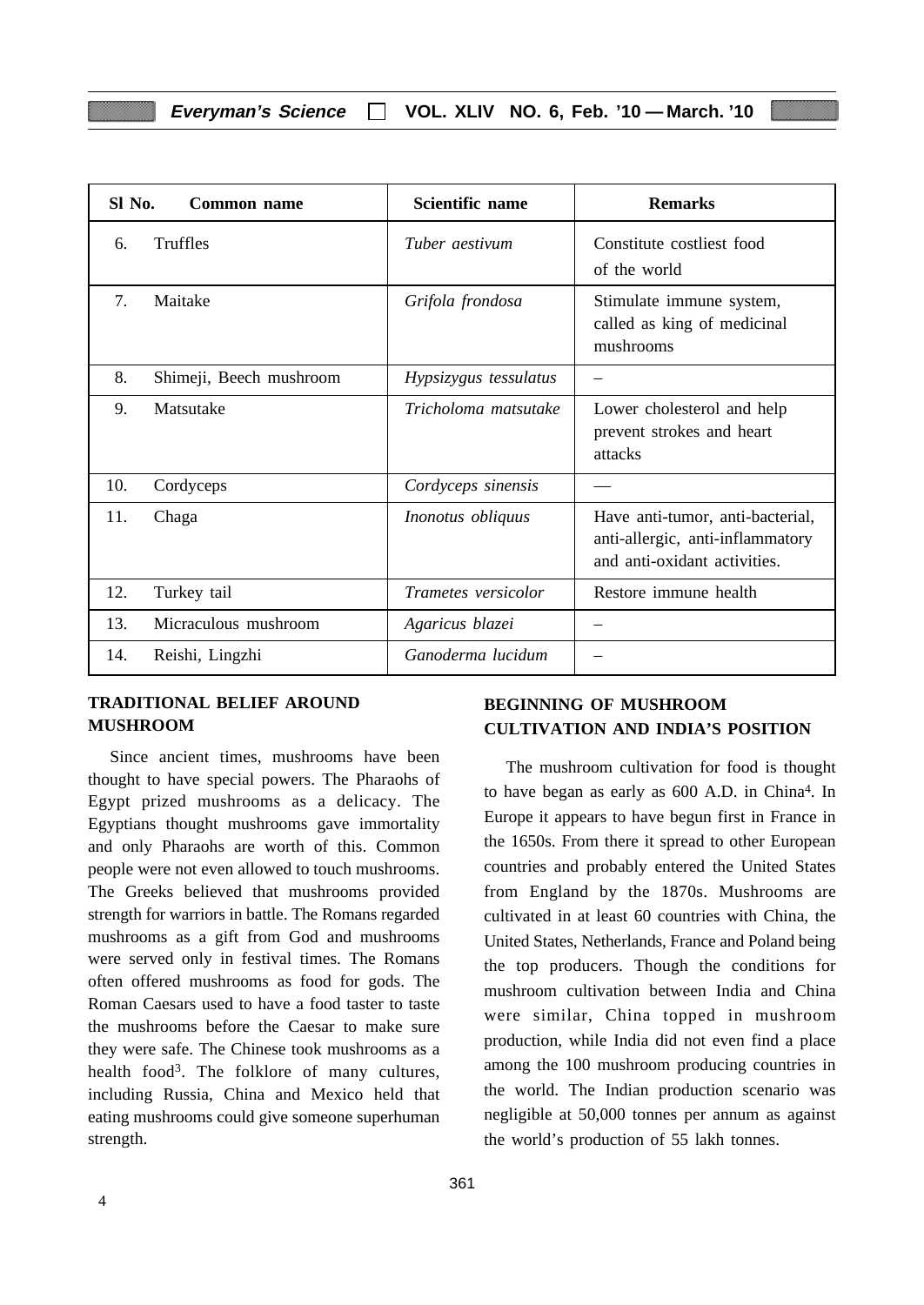| Sl No. | Common name | Scientific name | Remarks |
|---|---|---|---|
| 6. | Truffles | *Tuber aestivum* | Constitute costliest food of the world |
| 7. | Maitake | *Grifola frondosa* | Stimulate immune system, called as king of medicinal mushrooms |
| 8. | Shimeji, Beech mushroom | *Hypsizygus tessulatus* | – |
| 9. | Matsutake | *Tricholoma matsutake* | Lower cholesterol and help prevent strokes and heart attacks |
| 10. | Cordyceps | *Cordyceps sinensis* | — |
| 11. | Chaga | *Inonotus obliquus* | Have anti-tumor, anti-bacterial, anti-allergic, anti-inflammatory and anti-oxidant activities. |
| 12. | Turkey tail | *Trametes versicolor* | Restore immune health |
| 13. | Micraculous mushroom | *Agaricus blazei* | – |
| 14. | Reishi, Lingzhi | *Ganoderma lucidum* | – |

## TRADITIONAL BELIEF AROUND MUSHROOM

Since ancient times, mushrooms have been thought to have special powers. The Pharaohs of Egypt prized mushrooms as a delicacy. The Egyptians thought mushrooms gave immortality and only Pharaohs are worth of this. Common people were not even allowed to touch mushrooms. The Greeks believed that mushrooms provided strength for warriors in battle. The Romans regarded mushrooms as a gift from God and mushrooms were served only in festival times. The Romans often offered mushrooms as food for gods. The Roman Caesars used to have a food taster to taste the mushrooms before the Caesar to make sure they were safe. The Chinese took mushrooms as a health food[3]. The folklore of many cultures, including Russia, China and Mexico held that eating mushrooms could give someone superhuman strength.

## BEGINNING OF MUSHROOM CULTIVATION AND INDIA'S POSITION

The mushroom cultivation for food is thought to have began as early as 600 A.D. in China[4]. In Europe it appears to have begun first in France in the 1650s. From there it spread to other European countries and probably entered the United States from England by the 1870s. Mushrooms are cultivated in at least 60 countries with China, the United States, Netherlands, France and Poland being the top producers. Though the conditions for mushroom cultivation between India and China were similar, China topped in mushroom production, while India did not even find a place among the 100 mushroom producing countries in the world. The Indian production scenario was negligible at 50,000 tonnes per annum as against the world's production of 55 lakh tonnes.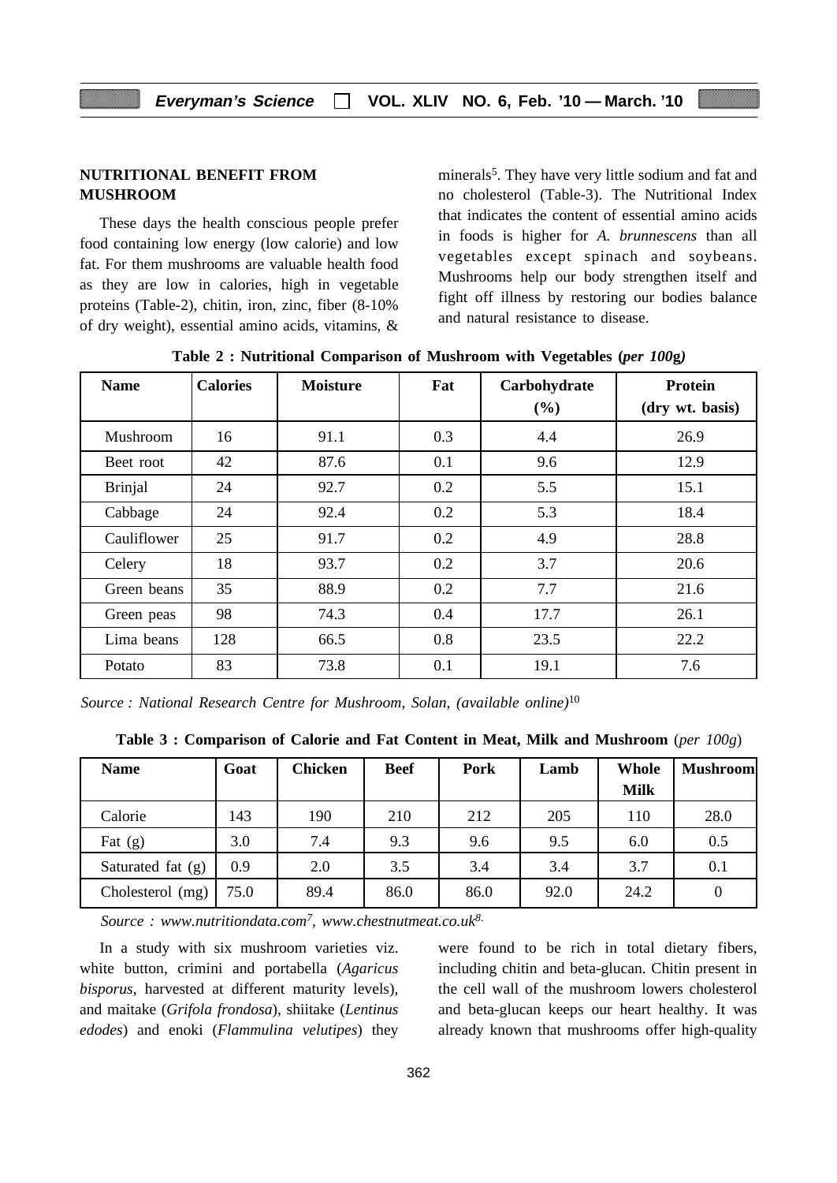## NUTRITIONAL BENEFIT FROM MUSHROOM

These days the health conscious people prefer food containing low energy (low calorie) and low fat. For them mushrooms are valuable health food as they are low in calories, high in vegetable proteins (Table-2), chitin, iron, zinc, fiber (8-10% of dry weight), essential amino acids, vitamins, & minerals[5]. They have very little sodium and fat and no cholesterol (Table-3). The Nutritional Index that indicates the content of essential amino acids in foods is higher for *A. brunnescens* than all vegetables except spinach and soybeans. Mushrooms help our body strengthen itself and fight off illness by restoring our bodies balance and natural resistance to disease.

**Table 2 : Nutritional Comparison of Mushroom with Vegetables (*per 100g*)**

| Name | Calories | Moisture | Fat | Carbohydrate (%) | Protein (dry wt. basis) |
|---|---|---|---|---|---|
| Mushroom | 16 | 91.1 | 0.3 | 4.4 | 26.9 |
| Beet root | 42 | 87.6 | 0.1 | 9.6 | 12.9 |
| Brinjal | 24 | 92.7 | 0.2 | 5.5 | 15.1 |
| Cabbage | 24 | 92.4 | 0.2 | 5.3 | 18.4 |
| Cauliflower | 25 | 91.7 | 0.2 | 4.9 | 28.8 |
| Celery | 18 | 93.7 | 0.2 | 3.7 | 20.6 |
| Green beans | 35 | 88.9 | 0.2 | 7.7 | 21.6 |
| Green peas | 98 | 74.3 | 0.4 | 17.7 | 26.1 |
| Lima beans | 128 | 66.5 | 0.8 | 23.5 | 22.2 |
| Potato | 83 | 73.8 | 0.1 | 19.1 | 7.6 |

*Source : National Research Centre for Mushroom, Solan, (available online)*[10]

**Table 3 : Comparison of Calorie and Fat Content in Meat, Milk and Mushroom** (*per 100g*)

| Name | Goat | Chicken | Beef | Pork | Lamb | Whole Milk | Mushroom |
|---|---|---|---|---|---|---|---|
| Calorie | 143 | 190 | 210 | 212 | 205 | 110 | 28.0 |
| Fat (g) | 3.0 | 7.4 | 9.3 | 9.6 | 9.5 | 6.0 | 0.5 |
| Saturated fat (g) | 0.9 | 2.0 | 3.5 | 3.4 | 3.4 | 3.7 | 0.1 |
| Cholesterol (mg) | 75.0 | 89.4 | 86.0 | 86.0 | 92.0 | 24.2 | 0 |

*Source : www.nutritiondata.com[7], www.chestnutmeat.co.uk[8].*

In a study with six mushroom varieties viz. white button, crimini and portabella (*Agaricus bisporus*, harvested at different maturity levels), and maitake (*Grifola frondosa*), shiitake (*Lentinus edodes*) and enoki (*Flammulina velutipes*) they were found to be rich in total dietary fibers, including chitin and beta-glucan. Chitin present in the cell wall of the mushroom lowers cholesterol and beta-glucan keeps our heart healthy. It was already known that mushrooms offer high-quality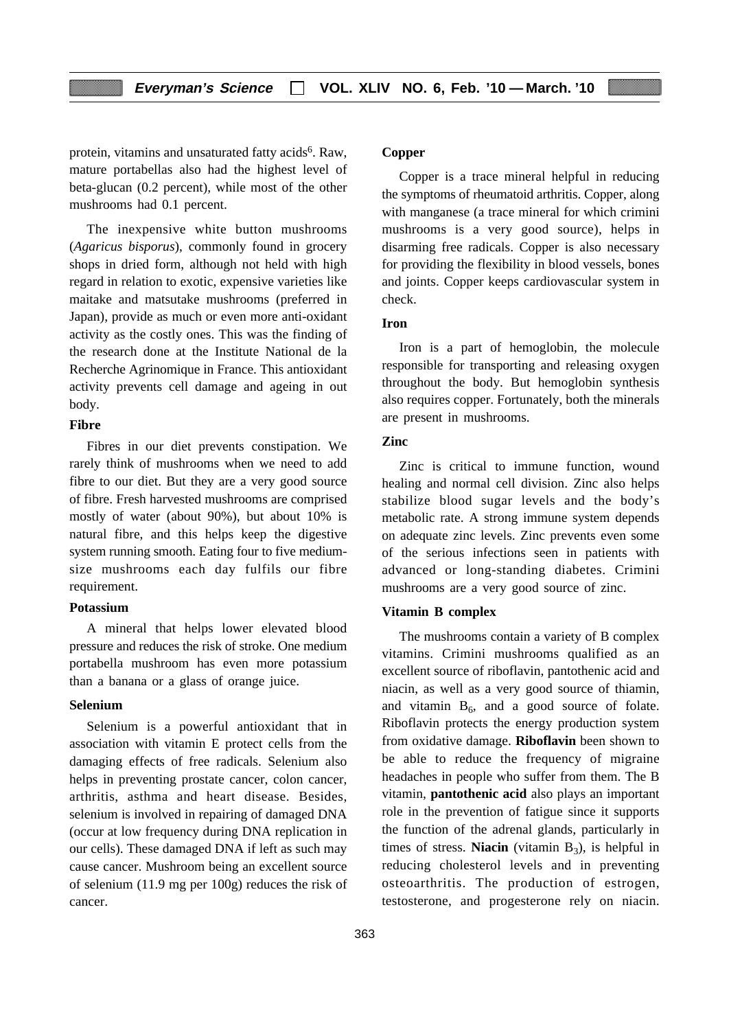protein, vitamins and unsaturated fatty acids[6]. Raw, mature portabellas also had the highest level of beta-glucan (0.2 percent), while most of the other mushrooms had 0.1 percent.

The inexpensive white button mushrooms (*Agaricus bisporus*), commonly found in grocery shops in dried form, although not held with high regard in relation to exotic, expensive varieties like maitake and matsutake mushrooms (preferred in Japan), provide as much or even more anti-oxidant activity as the costly ones. This was the finding of the research done at the Institute National de la Recherche Agrinomique in France. This antioxidant activity prevents cell damage and ageing in out body.

**Fibre**

Fibres in our diet prevents constipation. We rarely think of mushrooms when we need to add fibre to our diet. But they are a very good source of fibre. Fresh harvested mushrooms are comprised mostly of water (about 90%), but about 10% is natural fibre, and this helps keep the digestive system running smooth. Eating four to five medium-size mushrooms each day fulfils our fibre requirement.

**Potassium**

A mineral that helps lower elevated blood pressure and reduces the risk of stroke. One medium portabella mushroom has even more potassium than a banana or a glass of orange juice.

**Selenium**

Selenium is a powerful antioxidant that in association with vitamin E protect cells from the damaging effects of free radicals. Selenium also helps in preventing prostate cancer, colon cancer, arthritis, asthma and heart disease. Besides, selenium is involved in repairing of damaged DNA (occur at low frequency during DNA replication in our cells). These damaged DNA if left as such may cause cancer. Mushroom being an excellent source of selenium (11.9 mg per 100g) reduces the risk of cancer.

**Copper**

Copper is a trace mineral helpful in reducing the symptoms of rheumatoid arthritis. Copper, along with manganese (a trace mineral for which crimini mushrooms is a very good source), helps in disarming free radicals. Copper is also necessary for providing the flexibility in blood vessels, bones and joints. Copper keeps cardiovascular system in check.

**Iron**

Iron is a part of hemoglobin, the molecule responsible for transporting and releasing oxygen throughout the body. But hemoglobin synthesis also requires copper. Fortunately, both the minerals are present in mushrooms.

**Zinc**

Zinc is critical to immune function, wound healing and normal cell division. Zinc also helps stabilize blood sugar levels and the body's metabolic rate. A strong immune system depends on adequate zinc levels. Zinc prevents even some of the serious infections seen in patients with advanced or long-standing diabetes. Crimini mushrooms are a very good source of zinc.

**Vitamin B complex**

The mushrooms contain a variety of B complex vitamins. Crimini mushrooms qualified as an excellent source of riboflavin, pantothenic acid and niacin, as well as a very good source of thiamin, and vitamin $B_6$, and a good source of folate. Riboflavin protects the energy production system from oxidative damage. **Riboflavin** been shown to be able to reduce the frequency of migraine headaches in people who suffer from them. The B vitamin, **pantothenic acid** also plays an important role in the prevention of fatigue since it supports the function of the adrenal glands, particularly in times of stress. **Niacin** (vitamin $B_3$), is helpful in reducing cholesterol levels and in preventing osteoarthritis. The production of estrogen, testosterone, and progesterone rely on niacin.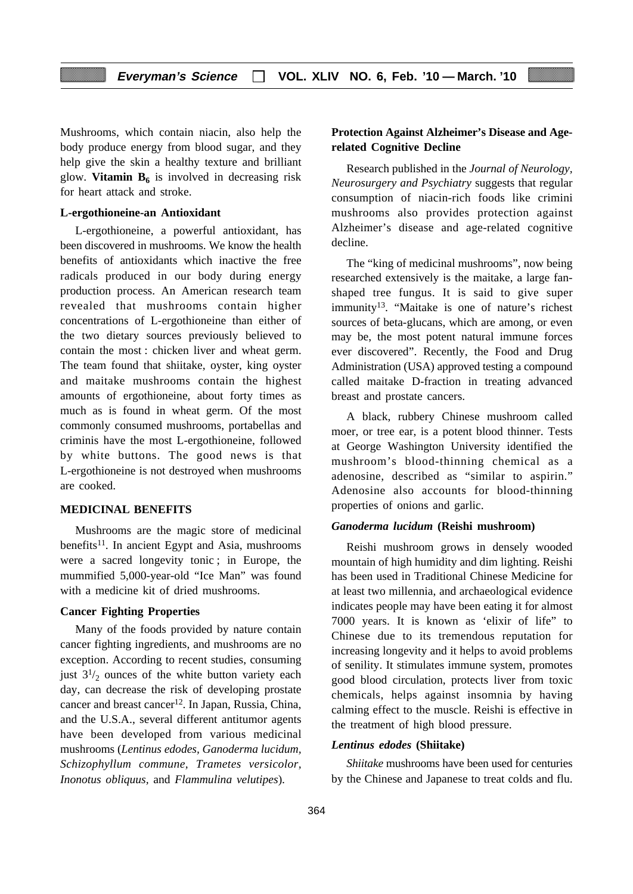Mushrooms, which contain niacin, also help the body produce energy from blood sugar, and they help give the skin a healthy texture and brilliant glow. **Vitamin $B_6$** is involved in decreasing risk for heart attack and stroke.

### L-ergothioneine-an Antioxidant

L-ergothioneine, a powerful antioxidant, has been discovered in mushrooms. We know the health benefits of antioxidants which inactive the free radicals produced in our body during energy production process. An American research team revealed that mushrooms contain higher concentrations of L-ergothioneine than either of the two dietary sources previously believed to contain the most : chicken liver and wheat germ. The team found that shiitake, oyster, king oyster and maitake mushrooms contain the highest amounts of ergothioneine, about forty times as much as is found in wheat germ. Of the most commonly consumed mushrooms, portabellas and criminis have the most L-ergothioneine, followed by white buttons. The good news is that L-ergothioneine is not destroyed when mushrooms are cooked.

## MEDICINAL BENEFITS

Mushrooms are the magic store of medicinal benefits[11]. In ancient Egypt and Asia, mushrooms were a sacred longevity tonic ; in Europe, the mummified 5,000-year-old "Ice Man" was found with a medicine kit of dried mushrooms.

### Cancer Fighting Properties

Many of the foods provided by nature contain cancer fighting ingredients, and mushrooms are no exception. According to recent studies, consuming just $3^1/_2$ ounces of the white button variety each day, can decrease the risk of developing prostate cancer and breast cancer[12]. In Japan, Russia, China, and the U.S.A., several different antitumor agents have been developed from various medicinal mushrooms (*Lentinus edodes, Ganoderma lucidum, Schizophyllum commune, Trametes versicolor, Inonotus obliquus*, and *Flammulina velutipes*).

### Protection Against Alzheimer's Disease and Age-related Cognitive Decline

Research published in the *Journal of Neurology, Neurosurgery and Psychiatry* suggests that regular consumption of niacin-rich foods like crimini mushrooms also provides protection against Alzheimer's disease and age-related cognitive decline.

The "king of medicinal mushrooms", now being researched extensively is the maitake, a large fan-shaped tree fungus. It is said to give super immunity[13]. "Maitake is one of nature's richest sources of beta-glucans, which are among, or even may be, the most potent natural immune forces ever discovered". Recently, the Food and Drug Administration (USA) approved testing a compound called maitake D-fraction in treating advanced breast and prostate cancers.

A black, rubbery Chinese mushroom called moer, or tree ear, is a potent blood thinner. Tests at George Washington University identified the mushroom's blood-thinning chemical as a adenosine, described as "similar to aspirin." Adenosine also accounts for blood-thinning properties of onions and garlic.

### *Ganoderma lucidum* (Reishi mushroom)

Reishi mushroom grows in densely wooded mountain of high humidity and dim lighting. Reishi has been used in Traditional Chinese Medicine for at least two millennia, and archaeological evidence indicates people may have been eating it for almost 7000 years. It is known as 'elixir of life" to Chinese due to its tremendous reputation for increasing longevity and it helps to avoid problems of senility. It stimulates immune system, promotes good blood circulation, protects liver from toxic chemicals, helps against insomnia by having calming effect to the muscle. Reishi is effective in the treatment of high blood pressure.

### *Lentinus edodes* (Shiitake)

*Shiitake* mushrooms have been used for centuries by the Chinese and Japanese to treat colds and flu.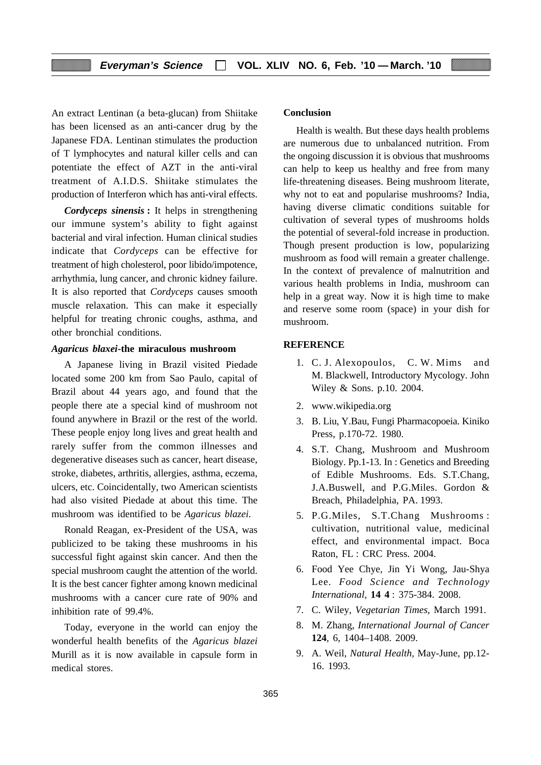An extract Lentinan (a beta-glucan) from Shiitake has been licensed as an anti-cancer drug by the Japanese FDA. Lentinan stimulates the production of T lymphocytes and natural killer cells and can potentiate the effect of AZT in the anti-viral treatment of A.I.D.S. Shiitake stimulates the production of Interferon which has anti-viral effects.

***Cordyceps sinensis* :** It helps in strengthening our immune system's ability to fight against bacterial and viral infection. Human clinical studies indicate that *Cordyceps* can be effective for treatment of high cholesterol, poor libido/impotence, arrhythmia, lung cancer, and chronic kidney failure. It is also reported that *Cordyceps* causes smooth muscle relaxation. This can make it especially helpful for treating chronic coughs, asthma, and other bronchial conditions.

### *Agaricus blaxei*-the miraculous mushroom

A Japanese living in Brazil visited Piedade located some 200 km from Sao Paulo, capital of Brazil about 44 years ago, and found that the people there ate a special kind of mushroom not found anywhere in Brazil or the rest of the world. These people enjoy long lives and great health and rarely suffer from the common illnesses and degenerative diseases such as cancer, heart disease, stroke, diabetes, arthritis, allergies, asthma, eczema, ulcers, etc. Coincidentally, two American scientists had also visited Piedade at about this time. The mushroom was identified to be *Agaricus blazei.*

Ronald Reagan, ex-President of the USA, was publicized to be taking these mushrooms in his successful fight against skin cancer. And then the special mushroom caught the attention of the world. It is the best cancer fighter among known medicinal mushrooms with a cancer cure rate of 90% and inhibition rate of 99.4%.

Today, everyone in the world can enjoy the wonderful health benefits of the *Agaricus blazei* Murill as it is now available in capsule form in medical stores.

### Conclusion

Health is wealth. But these days health problems are numerous due to unbalanced nutrition. From the ongoing discussion it is obvious that mushrooms can help to keep us healthy and free from many life-threatening diseases. Being mushroom literate, why not to eat and popularise mushrooms? India, having diverse climatic conditions suitable for cultivation of several types of mushrooms holds the potential of several-fold increase in production. Though present production is low, popularizing mushroom as food will remain a greater challenge. In the context of prevalence of malnutrition and various health problems in India, mushroom can help in a great way. Now it is high time to make and reserve some room (space) in your dish for mushroom.

### REFERENCE

1. C. J. Alexopoulos, C. W. Mims and M. Blackwell, Introductory Mycology. John Wiley & Sons. p.10. 2004.
2. www.wikipedia.org
3. B. Liu, Y.Bau, Fungi Pharmacopoeia. Kiniko Press, p.170-72. 1980.
4. S.T. Chang, Mushroom and Mushroom Biology. Pp.1-13. In : Genetics and Breeding of Edible Mushrooms. Eds. S.T.Chang, J.A.Buswell, and P.G.Miles. Gordon & Breach, Philadelphia, PA. 1993.
5. P.G.Miles, S.T.Chang Mushrooms : cultivation, nutritional value, medicinal effect, and environmental impact. Boca Raton, FL : CRC Press. 2004.
6. Food Yee Chye, Jin Yi Wong, Jau-Shya Lee. *Food Science and Technology International,* **14 4** : 375-384. 2008.
7. C. Wiley, *Vegetarian Times,* March 1991.
8. M. Zhang, *International Journal of Cancer* **124**, 6, 1404–1408. 2009.
9. A. Weil, *Natural Health*, May-June, pp.12-16. 1993.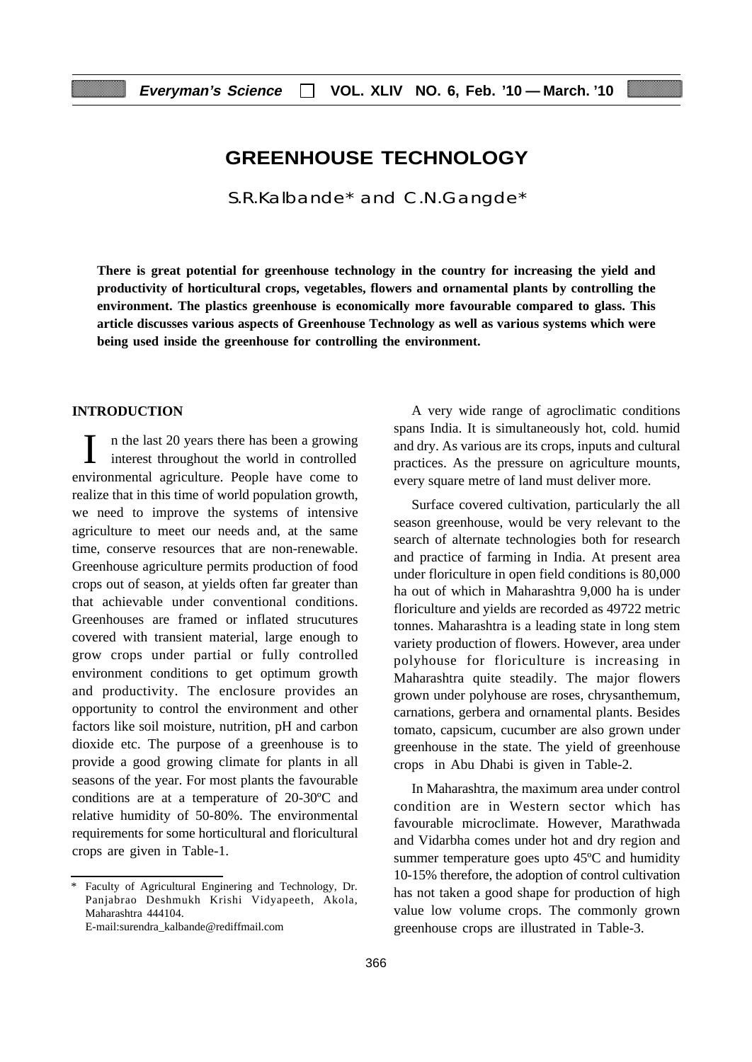# GREENHOUSE TECHNOLOGY

S.R.Kalbande* and C.N.Gangde*

**There is great potential for greenhouse technology in the country for increasing the yield and productivity of horticultural crops, vegetables, flowers and ornamental plants by controlling the environment. The plastics greenhouse is economically more favourable compared to glass. This article discusses various aspects of Greenhouse Technology as well as various systems which were being used inside the greenhouse for controlling the environment.**

## INTRODUCTION

In the last 20 years there has been a growing interest throughout the world in controlled environmental agriculture. People have come to realize that in this time of world population growth, we need to improve the systems of intensive agriculture to meet our needs and, at the same time, conserve resources that are non-renewable. Greenhouse agriculture permits production of food crops out of season, at yields often far greater than that achievable under conventional conditions. Greenhouses are framed or inflated strucutures covered with transient material, large enough to grow crops under partial or fully controlled environment conditions to get optimum growth and productivity. The enclosure provides an opportunity to control the environment and other factors like soil moisture, nutrition, pH and carbon dioxide etc. The purpose of a greenhouse is to provide a good growing climate for plants in all seasons of the year. For most plants the favourable conditions are at a temperature of 20-30ºC and relative humidity of 50-80%. The environmental requirements for some horticultural and floricultural crops are given in Table-1.

A very wide range of agroclimatic conditions spans India. It is simultaneously hot, cold. humid and dry. As various are its crops, inputs and cultural practices. As the pressure on agriculture mounts, every square metre of land must deliver more.

Surface covered cultivation, particularly the all season greenhouse, would be very relevant to the search of alternate technologies both for research and practice of farming in India. At present area under floriculture in open field conditions is 80,000 ha out of which in Maharashtra 9,000 ha is under floriculture and yields are recorded as 49722 metric tonnes. Maharashtra is a leading state in long stem variety production of flowers. However, area under polyhouse for floriculture is increasing in Maharashtra quite steadily. The major flowers grown under polyhouse are roses, chrysanthemum, carnations, gerbera and ornamental plants. Besides tomato, capsicum, cucumber are also grown under greenhouse in the state. The yield of greenhouse crops in Abu Dhabi is given in Table-2.

In Maharashtra, the maximum area under control condition are in Western sector which has favourable microclimate. However, Marathwada and Vidarbha comes under hot and dry region and summer temperature goes upto 45ºC and humidity 10-15% therefore, the adoption of control cultivation has not taken a good shape for production of high value low volume crops. The commonly grown greenhouse crops are illustrated in Table-3.

\* Faculty of Agricultural Enginering and Technology, Dr. Panjabrao Deshmukh Krishi Vidyapeeth, Akola, Maharashtra 444104.
E-mail:surendra_kalbande@rediffmail.com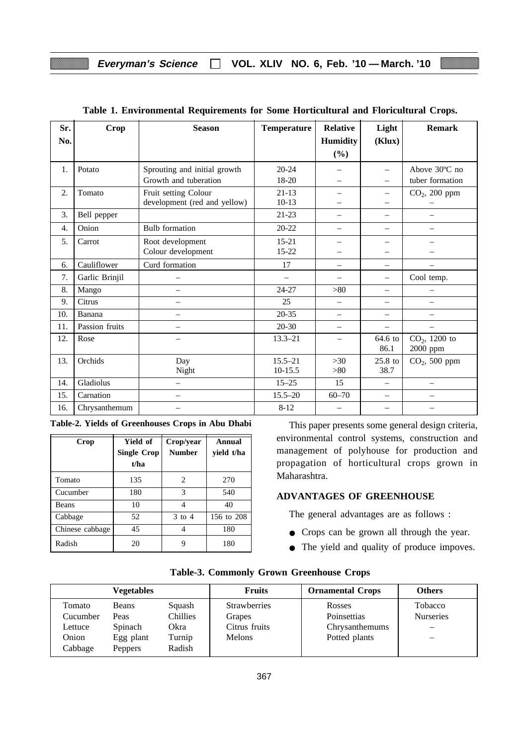**Table 1. Environmental Requirements for Some Horticultural and Floricultural Crops.**

| Sr. No. | Crop | Season | Temperature | Relative Humidity (%) | Light (Klux) | Remark |
|---|---|---|---|---|---|---|
| 1. | Potato | Sprouting and initial growth<br>Growth and tuberation | 20-24<br>18-20 | –<br>– | –<br>– | Above 30ºC no tuber formation |
| 2. | Tomato | Fruit setting Colour development (red and yellow) | 21-13<br>10-13 | –<br>– | –<br>– | $CO_2$, 200 ppm<br>– |
| 3. | Bell pepper | | 21-23 | – | – | – |
| 4. | Onion | Bulb formation | 20-22 | – | – | – |
| 5. | Carrot | Root development<br>Colour development | 15-21<br>15-22 | –<br>– | –<br>– | –<br>– |
| 6. | Cauliflower | Curd formation | 17 | – | – | – |
| 7. | Garlic Brinjil | – | – | – | – | Cool temp. |
| 8. | Mango | – | 24-27 | >80 | – | – |
| 9. | Citrus | – | 25 | – | – | – |
| 10. | Banana | – | 20-35 | – | – | – |
| 11. | Passion fruits | – | 20-30 | – | – | – |
| 12. | Rose | – | 13.3–21 | – | 64.6 to 86.1 | $CO_2$, 1200 to 2000 ppm |
| 13. | Orchids | Day<br>Night | 15.5–21<br>10-15.5 | >30<br>>80 | 25.8 to 38.7 | $CO_2$, 500 ppm |
| 14. | Gladiolus | – | 15–25 | 15 | – | – |
| 15. | Carnation | – | 15.5–20 | 60–70 | – | – |
| 16. | Chrysanthemum | – | 8-12 | – | – | – |

**Table-2. Yields of Greenhouses Crops in Abu Dhabi**

| Crop | Yield of Single Crop t/ha | Crop/year Number | Annual yield t/ha |
|---|---|---|---|
| Tomato | 135 | 2 | 270 |
| Cucumber | 180 | 3 | 540 |
| Beans | 10 | 4 | 40 |
| Cabbage | 52 | 3 to 4 | 156 to 208 |
| Chinese cabbage | 45 | 4 | 180 |
| Radish | 20 | 9 | 180 |

This paper presents some general design criteria, environmental control systems, construction and management of polyhouse for production and propagation of horticultural crops grown in Maharashtra.

## ADVANTAGES OF GREENHOUSE

The general advantages are as follows :

- Crops can be grown all through the year.
- The yield and quality of produce impoves.

**Table-3. Commonly Grown Greenhouse Crops**

| Vegetables | | | Fruits | Ornamental Crops | Others |
|---|---|---|---|---|---|
| Tomato | Beans | Squash | Strawberries | Rosses | Tobacco |
| Cucumber | Peas | Chillies | Grapes | Poinsettias | Nurseries |
| Lettuce | Spinach | Okra | Citrus fruits | Chrysanthemums | – |
| Onion | Egg plant | Turnip | Melons | Potted plants | – |
| Cabbage | Peppers | Radish | | | |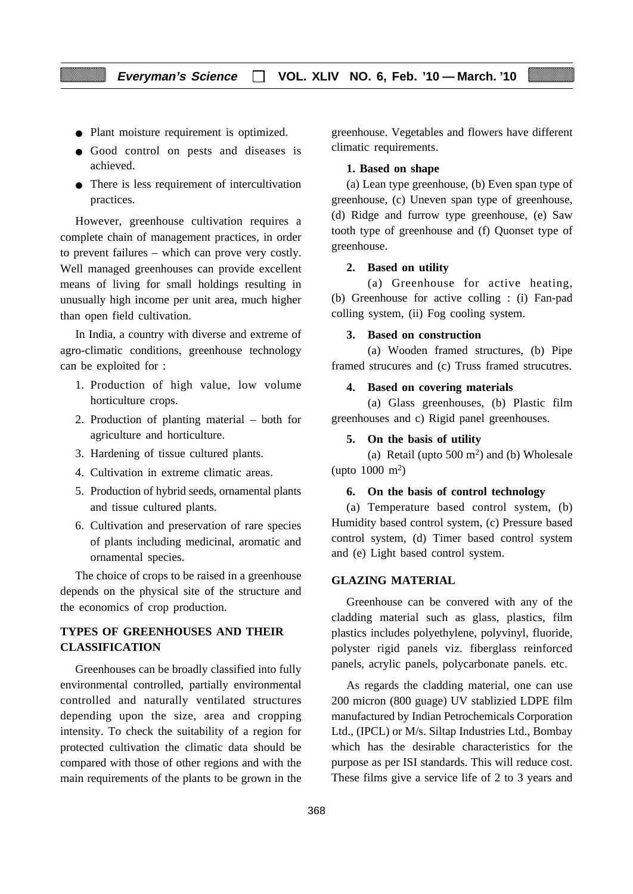- Plant moisture requirement is optimized.
- Good control on pests and diseases is achieved.
- There is less requirement of intercultivation practices.

However, greenhouse cultivation requires a complete chain of management practices, in order to prevent failures – which can prove very costly. Well managed greenhouses can provide excellent means of living for small holdings resulting in unusually high income per unit area, much higher than open field cultivation.

In India, a country with diverse and extreme of agro-climatic conditions, greenhouse technology can be exploited for :

1. Production of high value, low volume horticulture crops.
2. Production of planting material – both for agriculture and horticulture.
3. Hardening of tissue cultured plants.
4. Cultivation in extreme climatic areas.
5. Production of hybrid seeds, ornamental plants and tissue cultured plants.
6. Cultivation and preservation of rare species of plants including medicinal, aromatic and ornamental species.

The choice of crops to be raised in a greenhouse depends on the physical site of the structure and the economics of crop production.

## TYPES OF GREENHOUSES AND THEIR CLASSIFICATION

Greenhouses can be broadly classified into fully environmental controlled, partially environmental controlled and naturally ventilated structures depending upon the size, area and cropping intensity. To check the suitability of a region for protected cultivation the climatic data should be compared with those of other regions and with the main requirements of the plants to be grown in the greenhouse. Vegetables and flowers have different climatic requirements.

**1. Based on shape**

(a) Lean type greenhouse, (b) Even span type of greenhouse, (c) Uneven span type of greenhouse, (d) Ridge and furrow type greenhouse, (e) Saw tooth type of greenhouse and (f) Quonset type of greenhouse.

**2. Based on utility**

(a) Greenhouse for active heating, (b) Greenhouse for active colling : (i) Fan-pad colling system, (ii) Fog cooling system.

**3. Based on construction**

(a) Wooden framed structures, (b) Pipe framed strucures and (c) Truss framed strucutres.

**4. Based on covering materials**

(a) Glass greenhouses, (b) Plastic film greenhouses and c) Rigid panel greenhouses.

**5. On the basis of utility**

(a) Retail (upto 500 $m^2$) and (b) Wholesale (upto 1000 $m^2$)

**6. On the basis of control technology**

(a) Temperature based control system, (b) Humidity based control system, (c) Pressure based control system, (d) Timer based control system and (e) Light based control system.

## GLAZING MATERIAL

Greenhouse can be convered with any of the cladding material such as glass, plastics, film plastics includes polyethylene, polyvinyl, fluoride, polyster rigid panels viz. fiberglass reinforced panels, acrylic panels, polycarbonate panels. etc.

As regards the cladding material, one can use 200 micron (800 guage) UV stablizied LDPE film manufactured by Indian Petrochemicals Corporation Ltd., (IPCL) or M/s. Siltap Industries Ltd., Bombay which has the desirable characteristics for the purpose as per ISI standards. This will reduce cost. These films give a service life of 2 to 3 years and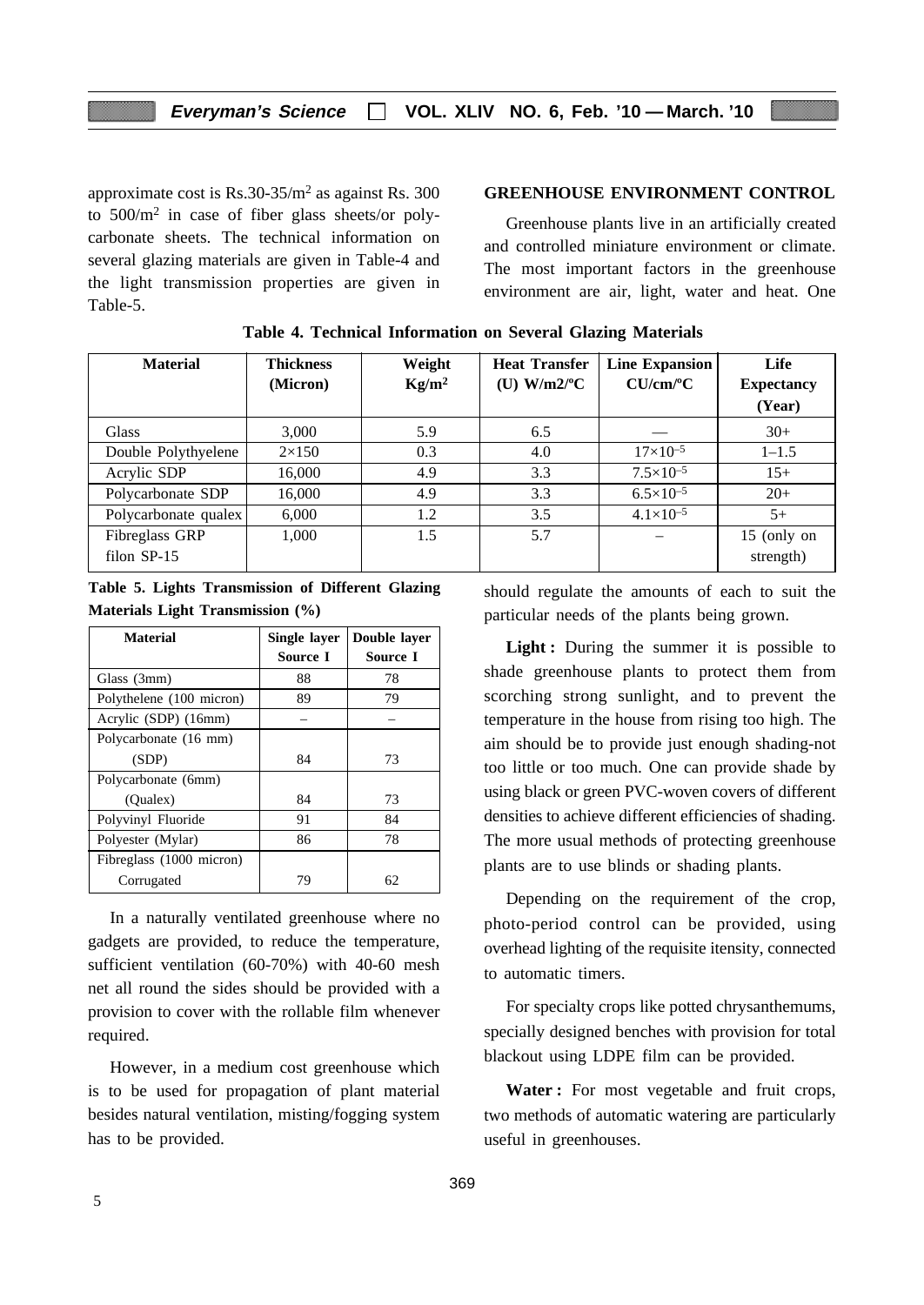approximate cost is Rs.30-35/m$^2$ as against Rs. 300 to 500/m$^2$ in case of fiber glass sheets/or polycarbonate sheets. The technical information on several glazing materials are given in Table-4 and the light transmission properties are given in Table-5.

**Table 4. Technical Information on Several Glazing Materials**

| Material | Thickness (Micron) | Weight Kg/m$^2$ | Heat Transfer (U) W/m2/°C | Line Expansion CU/cm/°C | Life Expectancy (Year) |
|---|---|---|---|---|---|
| Glass | 3,000 | 5.9 | 6.5 | — | 30+ |
| Double Polythyelene | 2×150 | 0.3 | 4.0 | $17\times10^{-5}$ | 1–1.5 |
| Acrylic SDP | 16,000 | 4.9 | 3.3 | $7.5\times10^{-5}$ | 15+ |
| Polycarbonate SDP | 16,000 | 4.9 | 3.3 | $6.5\times10^{-5}$ | 20+ |
| Polycarbonate qualex | 6,000 | 1.2 | 3.5 | $4.1\times10^{-5}$ | 5+ |
| Fibreglass GRP filon SP-15 | 1,000 | 1.5 | 5.7 | – | 15 (only on strength) |

**Table 5. Lights Transmission of Different Glazing Materials Light Transmission (%)**

| Material | Single layer Source I | Double layer Source I |
|---|---|---|
| Glass (3mm) | 88 | 78 |
| Polythelene (100 micron) | 89 | 79 |
| Acrylic (SDP) (16mm) | – | – |
| Polycarbonate (16 mm) (SDP) | 84 | 73 |
| Polycarbonate (6mm) (Qualex) | 84 | 73 |
| Polyvinyl Fluoride | 91 | 84 |
| Polyester (Mylar) | 86 | 78 |
| Fibreglass (1000 micron) Corrugated | 79 | 62 |

In a naturally ventilated greenhouse where no gadgets are provided, to reduce the temperature, sufficient ventilation (60-70%) with 40-60 mesh net all round the sides should be provided with a provision to cover with the rollable film whenever required.

However, in a medium cost greenhouse which is to be used for propagation of plant material besides natural ventilation, misting/fogging system has to be provided.

**GREENHOUSE ENVIRONMENT CONTROL**

Greenhouse plants live in an artificially created and controlled miniature environment or climate. The most important factors in the greenhouse environment are air, light, water and heat. One should regulate the amounts of each to suit the particular needs of the plants being grown.

**Light :** During the summer it is possible to shade greenhouse plants to protect them from scorching strong sunlight, and to prevent the temperature in the house from rising too high. The aim should be to provide just enough shading-not too little or too much. One can provide shade by using black or green PVC-woven covers of different densities to achieve different efficiencies of shading. The more usual methods of protecting greenhouse plants are to use blinds or shading plants.

Depending on the requirement of the crop, photo-period control can be provided, using overhead lighting of the requisite itensity, connected to automatic timers.

For specialty crops like potted chrysanthemums, specially designed benches with provision for total blackout using LDPE film can be provided.

**Water :** For most vegetable and fruit crops, two methods of automatic watering are particularly useful in greenhouses.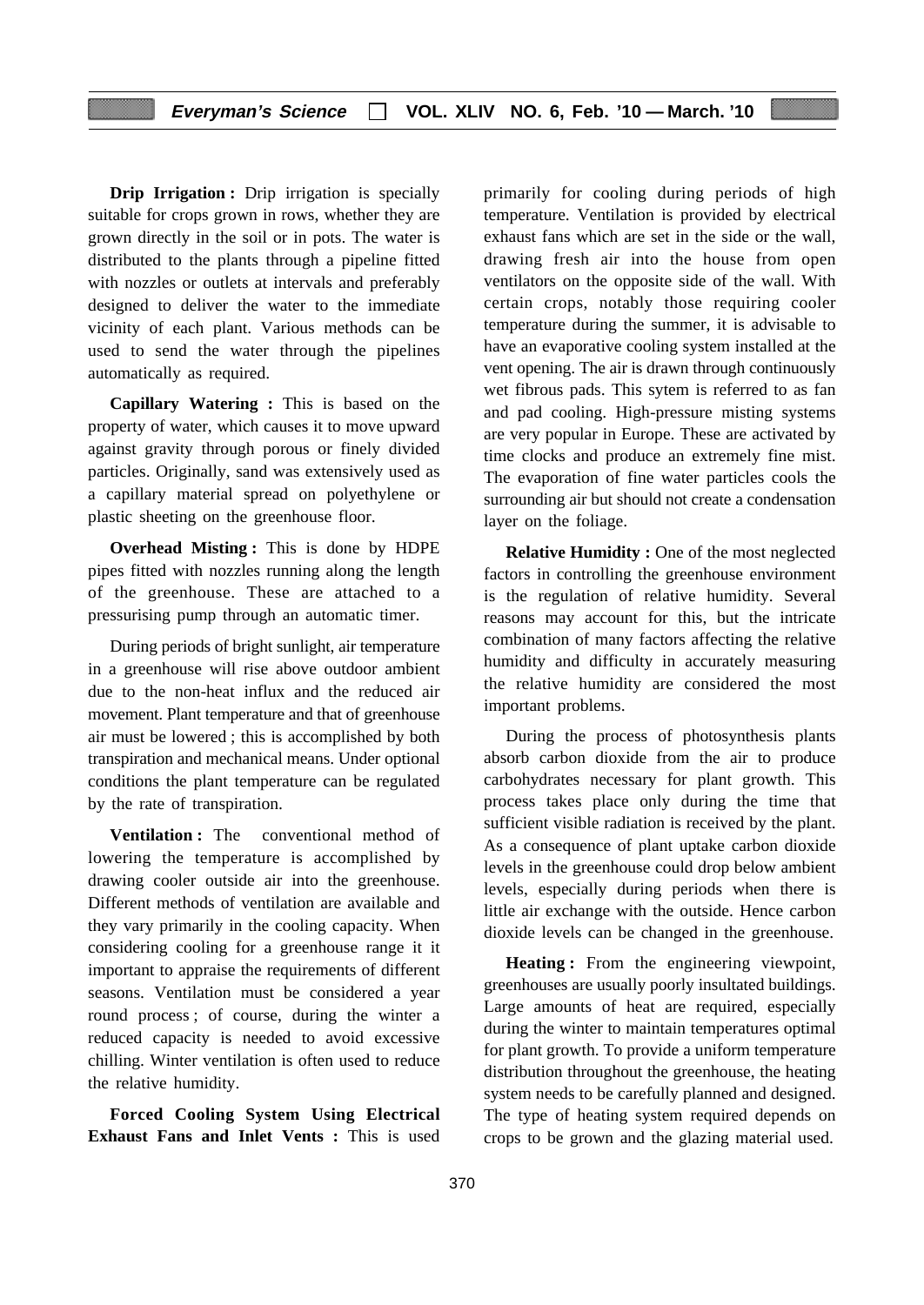**Drip Irrigation :** Drip irrigation is specially suitable for crops grown in rows, whether they are grown directly in the soil or in pots. The water is distributed to the plants through a pipeline fitted with nozzles or outlets at intervals and preferably designed to deliver the water to the immediate vicinity of each plant. Various methods can be used to send the water through the pipelines automatically as required.

**Capillary Watering :** This is based on the property of water, which causes it to move upward against gravity through porous or finely divided particles. Originally, sand was extensively used as a capillary material spread on polyethylene or plastic sheeting on the greenhouse floor.

**Overhead Misting :** This is done by HDPE pipes fitted with nozzles running along the length of the greenhouse. These are attached to a pressurising pump through an automatic timer.

During periods of bright sunlight, air temperature in a greenhouse will rise above outdoor ambient due to the non-heat influx and the reduced air movement. Plant temperature and that of greenhouse air must be lowered ; this is accomplished by both transpiration and mechanical means. Under optional conditions the plant temperature can be regulated by the rate of transpiration.

**Ventilation :** The conventional method of lowering the temperature is accomplished by drawing cooler outside air into the greenhouse. Different methods of ventilation are available and they vary primarily in the cooling capacity. When considering cooling for a greenhouse range it it important to appraise the requirements of different seasons. Ventilation must be considered a year round process ; of course, during the winter a reduced capacity is needed to avoid excessive chilling. Winter ventilation is often used to reduce the relative humidity.

**Forced Cooling System Using Electrical Exhaust Fans and Inlet Vents :** This is used primarily for cooling during periods of high temperature. Ventilation is provided by electrical exhaust fans which are set in the side or the wall, drawing fresh air into the house from open ventilators on the opposite side of the wall. With certain crops, notably those requiring cooler temperature during the summer, it is advisable to have an evaporative cooling system installed at the vent opening. The air is drawn through continuously wet fibrous pads. This sytem is referred to as fan and pad cooling. High-pressure misting systems are very popular in Europe. These are activated by time clocks and produce an extremely fine mist. The evaporation of fine water particles cools the surrounding air but should not create a condensation layer on the foliage.

**Relative Humidity :** One of the most neglected factors in controlling the greenhouse environment is the regulation of relative humidity. Several reasons may account for this, but the intricate combination of many factors affecting the relative humidity and difficulty in accurately measuring the relative humidity are considered the most important problems.

During the process of photosynthesis plants absorb carbon dioxide from the air to produce carbohydrates necessary for plant growth. This process takes place only during the time that sufficient visible radiation is received by the plant. As a consequence of plant uptake carbon dioxide levels in the greenhouse could drop below ambient levels, especially during periods when there is little air exchange with the outside. Hence carbon dioxide levels can be changed in the greenhouse.

**Heating :** From the engineering viewpoint, greenhouses are usually poorly insultated buildings. Large amounts of heat are required, especially during the winter to maintain temperatures optimal for plant growth. To provide a uniform temperature distribution throughout the greenhouse, the heating system needs to be carefully planned and designed. The type of heating system required depends on crops to be grown and the glazing material used.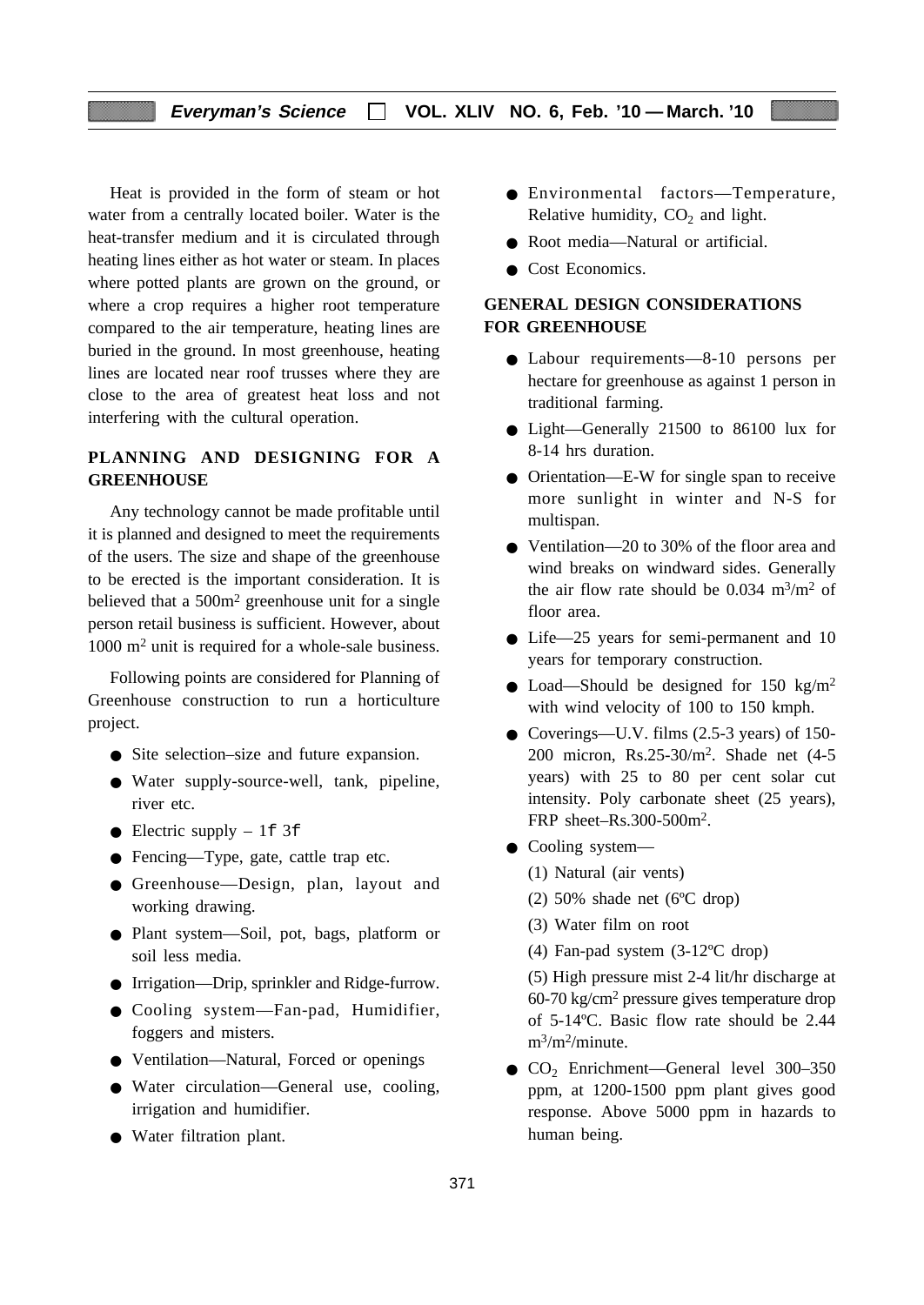Heat is provided in the form of steam or hot water from a centrally located boiler. Water is the heat-transfer medium and it is circulated through heating lines either as hot water or steam. In places where potted plants are grown on the ground, or where a crop requires a higher root temperature compared to the air temperature, heating lines are buried in the ground. In most greenhouse, heating lines are located near roof trusses where they are close to the area of greatest heat loss and not interfering with the cultural operation.

## PLANNING AND DESIGNING FOR A GREENHOUSE

Any technology cannot be made profitable until it is planned and designed to meet the requirements of the users. The size and shape of the greenhouse to be erected is the important consideration. It is believed that a $500m^2$ greenhouse unit for a single person retail business is sufficient. However, about 1000 $m^2$ unit is required for a whole-sale business.

Following points are considered for Planning of Greenhouse construction to run a horticulture project.

- Site selection–size and future expansion.
- Water supply-source-well, tank, pipeline, river etc.
- Electric supply – 1f 3f
- Fencing—Type, gate, cattle trap etc.
- Greenhouse—Design, plan, layout and working drawing.
- Plant system—Soil, pot, bags, platform or soil less media.
- Irrigation—Drip, sprinkler and Ridge-furrow.
- Cooling system—Fan-pad, Humidifier, foggers and misters.
- Ventilation—Natural, Forced or openings
- Water circulation—General use, cooling, irrigation and humidifier.
- Water filtration plant.
- Environmental factors—Temperature, Relative humidity, $CO_2$ and light.
- Root media—Natural or artificial.
- Cost Economics.

## GENERAL DESIGN CONSIDERATIONS FOR GREENHOUSE

- Labour requirements—8-10 persons per hectare for greenhouse as against 1 person in traditional farming.
- Light—Generally 21500 to 86100 lux for 8-14 hrs duration.
- Orientation—E-W for single span to receive more sunlight in winter and N-S for multispan.
- Ventilation—20 to 30% of the floor area and wind breaks on windward sides. Generally the air flow rate should be 0.034 $m^3/m^2$ of floor area.
- Life—25 years for semi-permanent and 10 years for temporary construction.
- Load—Should be designed for 150 $kg/m^2$ with wind velocity of 100 to 150 kmph.
- Coverings—U.V. films (2.5-3 years) of 150-200 micron, Rs.25-30/$m^2$. Shade net (4-5 years) with 25 to 80 per cent solar cut intensity. Poly carbonate sheet (25 years), FRP sheet–Rs.300-500$m^2$.
- Cooling system—

  (1) Natural (air vents)

  (2) 50% shade net (6ºC drop)

  (3) Water film on root

  (4) Fan-pad system (3-12ºC drop)

  (5) High pressure mist 2-4 lit/hr discharge at 60-70 $kg/cm^2$ pressure gives temperature drop of 5-14ºC. Basic flow rate should be 2.44 $m^3/m^2$/minute.
- $CO_2$ Enrichment—General level 300–350 ppm, at 1200-1500 ppm plant gives good response. Above 5000 ppm in hazards to human being.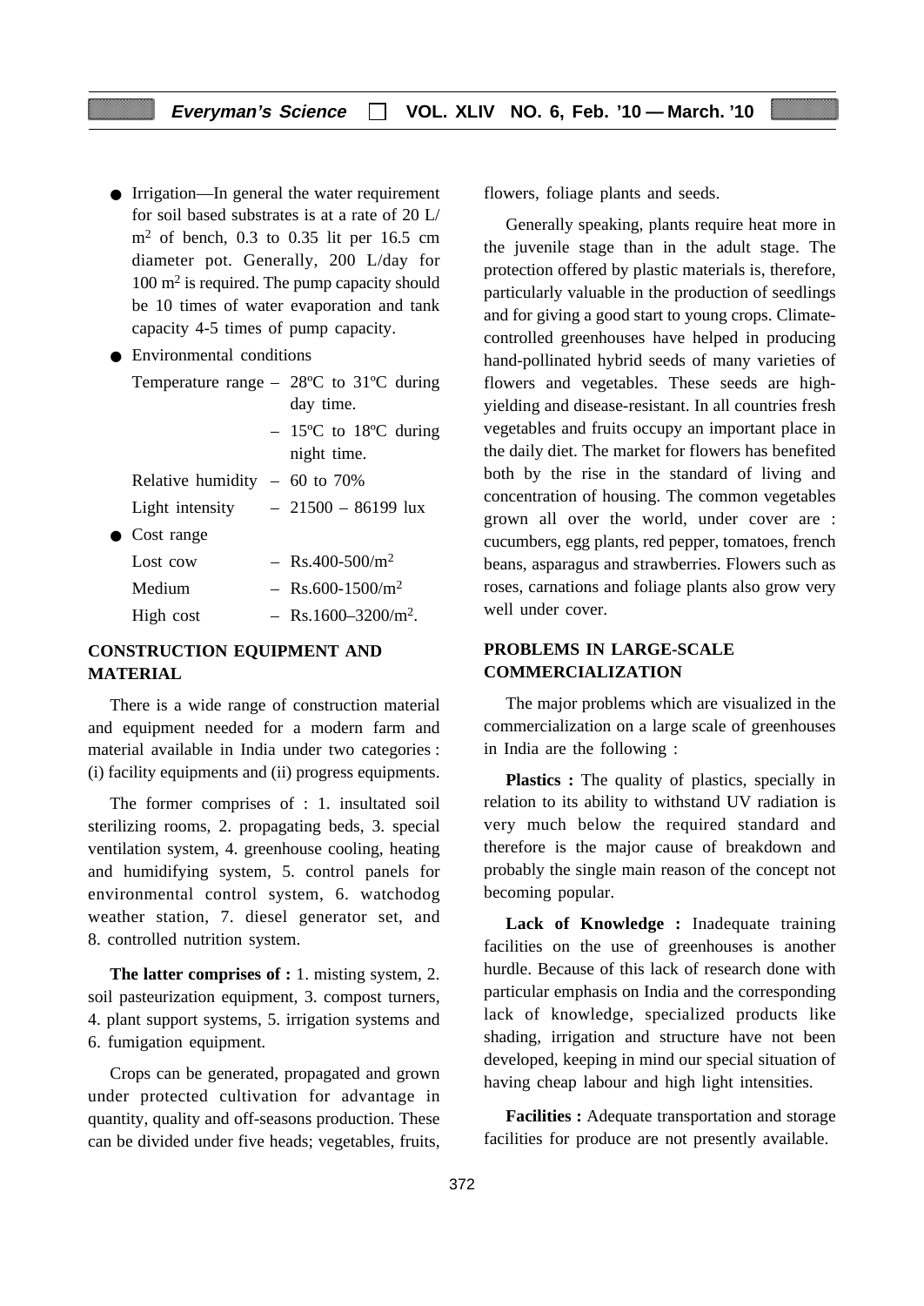- Irrigation—In general the water requirement for soil based substrates is at a rate of 20 L/ $m^2$ of bench, 0.3 to 0.35 lit per 16.5 cm diameter pot. Generally, 200 L/day for 100 $m^2$ is required. The pump capacity should be 10 times of water evaporation and tank capacity 4-5 times of pump capacity.
- Environmental conditions

  Temperature range – 28ºC to 31ºC during day time.

  – 15ºC to 18ºC during night time.

  Relative humidity – 60 to 70%

  Light intensity – 21500 – 86199 lux
- Cost range

  Lost cow – Rs.400-500/$m^2$

  Medium – Rs.600-1500/$m^2$

  High cost – Rs.1600–3200/$m^2$.

## CONSTRUCTION EQUIPMENT AND MATERIAL

There is a wide range of construction material and equipment needed for a modern farm and material available in India under two categories : (i) facility equipments and (ii) progress equipments.

The former comprises of : 1. insultated soil sterilizing rooms, 2. propagating beds, 3. special ventilation system, 4. greenhouse cooling, heating and humidifying system, 5. control panels for environmental control system, 6. watchodog weather station, 7. diesel generator set, and 8. controlled nutrition system.

**The latter comprises of :** 1. misting system, 2. soil pasteurization equipment, 3. compost turners, 4. plant support systems, 5. irrigation systems and 6. fumigation equipment.

Crops can be generated, propagated and grown under protected cultivation for advantage in quantity, quality and off-seasons production. These can be divided under five heads; vegetables, fruits, flowers, foliage plants and seeds.

Generally speaking, plants require heat more in the juvenile stage than in the adult stage. The protection offered by plastic materials is, therefore, particularly valuable in the production of seedlings and for giving a good start to young crops. Climate-controlled greenhouses have helped in producing hand-pollinated hybrid seeds of many varieties of flowers and vegetables. These seeds are high-yielding and disease-resistant. In all countries fresh vegetables and fruits occupy an important place in the daily diet. The market for flowers has benefited both by the rise in the standard of living and concentration of housing. The common vegetables grown all over the world, under cover are : cucumbers, egg plants, red pepper, tomatoes, french beans, asparagus and strawberries. Flowers such as roses, carnations and foliage plants also grow very well under cover.

## PROBLEMS IN LARGE-SCALE COMMERCIALIZATION

The major problems which are visualized in the commercialization on a large scale of greenhouses in India are the following :

**Plastics :** The quality of plastics, specially in relation to its ability to withstand UV radiation is very much below the required standard and therefore is the major cause of breakdown and probably the single main reason of the concept not becoming popular.

**Lack of Knowledge :** Inadequate training facilities on the use of greenhouses is another hurdle. Because of this lack of research done with particular emphasis on India and the corresponding lack of knowledge, specialized products like shading, irrigation and structure have not been developed, keeping in mind our special situation of having cheap labour and high light intensities.

**Facilities :** Adequate transportation and storage facilities for produce are not presently available.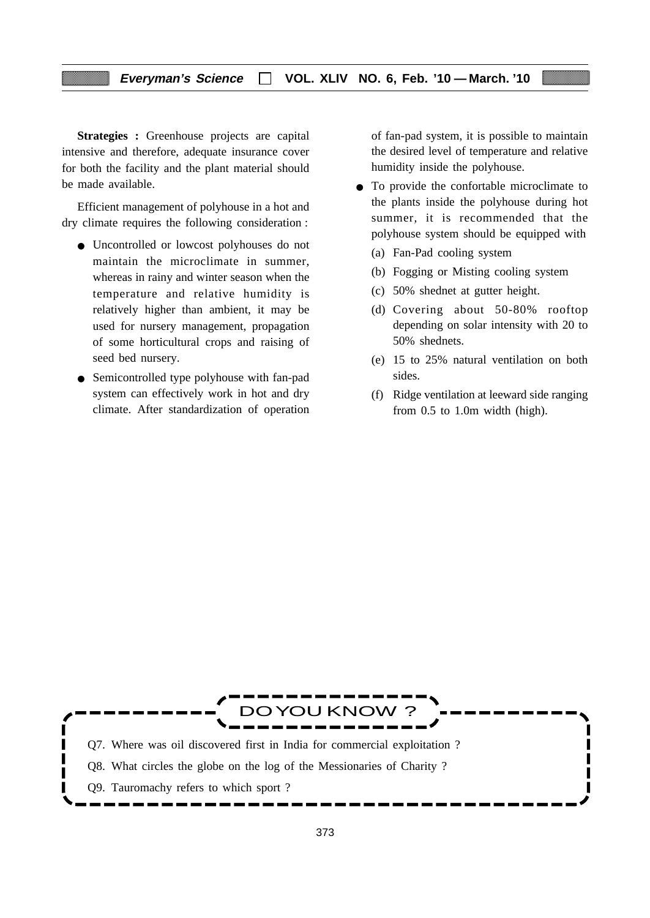**Strategies :** Greenhouse projects are capital intensive and therefore, adequate insurance cover for both the facility and the plant material should be made available.

Efficient management of polyhouse in a hot and dry climate requires the following consideration :

- Uncontrolled or lowcost polyhouses do not maintain the microclimate in summer, whereas in rainy and winter season when the temperature and relative humidity is relatively higher than ambient, it may be used for nursery management, propagation of some horticultural crops and raising of seed bed nursery.
- Semicontrolled type polyhouse with fan-pad system can effectively work in hot and dry climate. After standardization of operation of fan-pad system, it is possible to maintain the desired level of temperature and relative humidity inside the polyhouse.
- To provide the confortable microclimate to the plants inside the polyhouse during hot summer, it is recommended that the polyhouse system should be equipped with
  - (a) Fan-Pad cooling system
  - (b) Fogging or Misting cooling system
  - (c) 50% shednet at gutter height.
  - (d) Covering about 50-80% rooftop depending on solar intensity with 20 to 50% shednets.
  - (e) 15 to 25% natural ventilation on both sides.
  - (f) Ridge ventilation at leeward side ranging from 0.5 to 1.0m width (high).

## DO YOU KNOW ?

Q7. Where was oil discovered first in India for commercial exploitation ?

Q8. What circles the globe on the log of the Messionaries of Charity ?

Q9. Tauromachy refers to which sport ?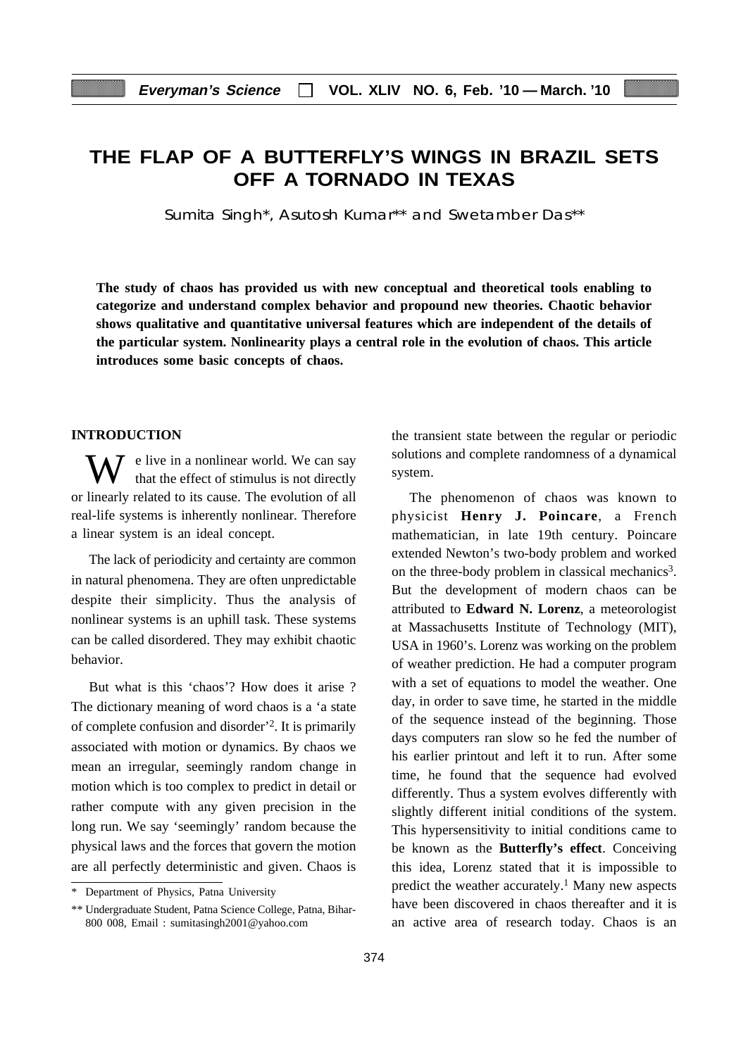# THE FLAP OF A BUTTERFLY'S WINGS IN BRAZIL SETS OFF A TORNADO IN TEXAS

Sumita Singh*, Asutosh Kumar** and Swetamber Das**

**The study of chaos has provided us with new conceptual and theoretical tools enabling to categorize and understand complex behavior and propound new theories. Chaotic behavior shows qualitative and quantitative universal features which are independent of the details of the particular system. Nonlinearity plays a central role in the evolution of chaos. This article introduces some basic concepts of chaos.**

## INTRODUCTION

We live in a nonlinear world. We can say that the effect of stimulus is not directly or linearly related to its cause. The evolution of all real-life systems is inherently nonlinear. Therefore a linear system is an ideal concept.

The lack of periodicity and certainty are common in natural phenomena. They are often unpredictable despite their simplicity. Thus the analysis of nonlinear systems is an uphill task. These systems can be called disordered. They may exhibit chaotic behavior.

But what is this 'chaos'? How does it arise ? The dictionary meaning of word chaos is a 'a state of complete confusion and disorder'[2]. It is primarily associated with motion or dynamics. By chaos we mean an irregular, seemingly random change in motion which is too complex to predict in detail or rather compute with any given precision in the long run. We say 'seemingly' random because the physical laws and the forces that govern the motion are all perfectly deterministic and given. Chaos is the transient state between the regular or periodic solutions and complete randomness of a dynamical system.

The phenomenon of chaos was known to physicist **Henry J. Poincare**, a French mathematician, in late 19th century. Poincare extended Newton's two-body problem and worked on the three-body problem in classical mechanics[3]. But the development of modern chaos can be attributed to **Edward N. Lorenz**, a meteorologist at Massachusetts Institute of Technology (MIT), USA in 1960's. Lorenz was working on the problem of weather prediction. He had a computer program with a set of equations to model the weather. One day, in order to save time, he started in the middle of the sequence instead of the beginning. Those days computers ran slow so he fed the number of his earlier printout and left it to run. After some time, he found that the sequence had evolved differently. Thus a system evolves differently with slightly different initial conditions of the system. This hypersensitivity to initial conditions came to be known as the **Butterfly's effect**. Conceiving this idea, Lorenz stated that it is impossible to predict the weather accurately.[1] Many new aspects have been discovered in chaos thereafter and it is an active area of research today. Chaos is an

\* Department of Physics, Patna University

\*\* Undergraduate Student, Patna Science College, Patna, Bihar-800 008, Email : sumitasingh2001@yahoo.com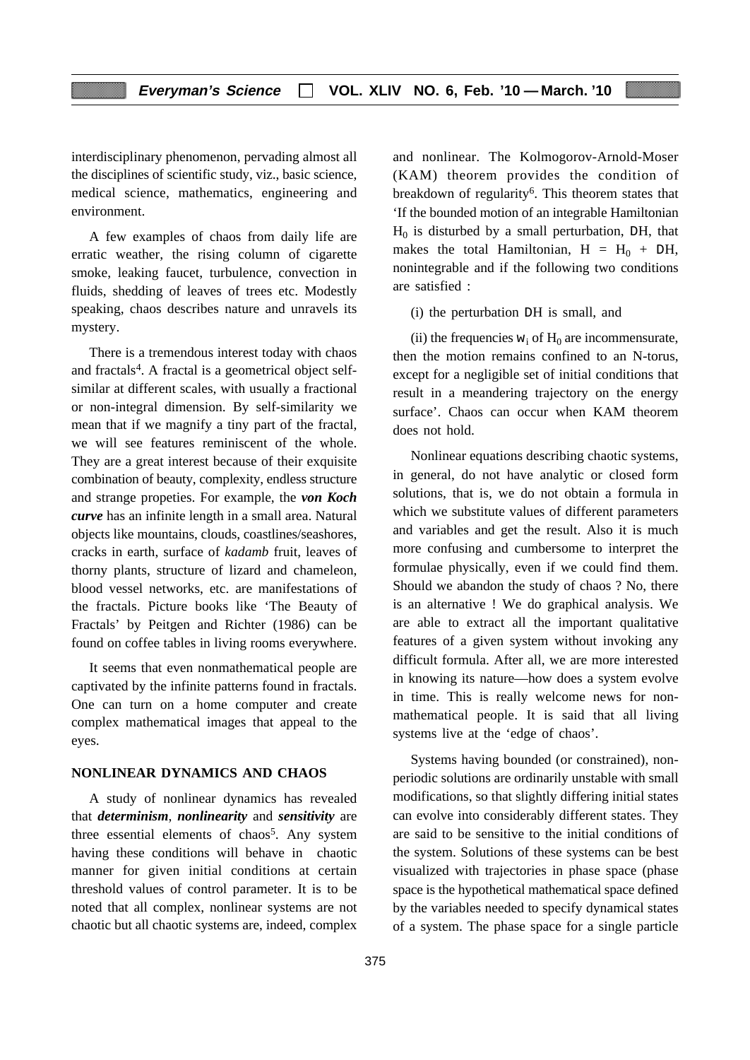interdisciplinary phenomenon, pervading almost all the disciplines of scientific study, viz., basic science, medical science, mathematics, engineering and environment.

A few examples of chaos from daily life are erratic weather, the rising column of cigarette smoke, leaking faucet, turbulence, convection in fluids, shedding of leaves of trees etc. Modestly speaking, chaos describes nature and unravels its mystery.

There is a tremendous interest today with chaos and fractals[4]. A fractal is a geometrical object self-similar at different scales, with usually a fractional or non-integral dimension. By self-similarity we mean that if we magnify a tiny part of the fractal, we will see features reminiscent of the whole. They are a great interest because of their exquisite combination of beauty, complexity, endless structure and strange propeties. For example, the ***von Koch curve*** has an infinite length in a small area. Natural objects like mountains, clouds, coastlines/seashores, cracks in earth, surface of *kadamb* fruit, leaves of thorny plants, structure of lizard and chameleon, blood vessel networks, etc. are manifestations of the fractals. Picture books like 'The Beauty of Fractals' by Peitgen and Richter (1986) can be found on coffee tables in living rooms everywhere.

It seems that even nonmathematical people are captivated by the infinite patterns found in fractals. One can turn on a home computer and create complex mathematical images that appeal to the eyes.

## NONLINEAR DYNAMICS AND CHAOS

A study of nonlinear dynamics has revealed that ***determinism***, ***nonlinearity*** and ***sensitivity*** are three essential elements of chaos[5]. Any system having these conditions will behave in chaotic manner for given initial conditions at certain threshold values of control parameter. It is to be noted that all complex, nonlinear systems are not chaotic but all chaotic systems are, indeed, complex and nonlinear. The Kolmogorov-Arnold-Moser (KAM) theorem provides the condition of breakdown of regularity[6]. This theorem states that 'If the bounded motion of an integrable Hamiltonian $H_0$ is disturbed by a small perturbation, $\Delta H$, that makes the total Hamiltonian, $H = H_0 + \Delta H$, nonintegrable and if the following two conditions are satisfied :

(i) the perturbation $\Delta H$ is small, and

(ii) the frequencies $\omega_i$ of $H_0$ are incommensurate,

then the motion remains confined to an N-torus, except for a negligible set of initial conditions that result in a meandering trajectory on the energy surface'. Chaos can occur when KAM theorem does not hold.

Nonlinear equations describing chaotic systems, in general, do not have analytic or closed form solutions, that is, we do not obtain a formula in which we substitute values of different parameters and variables and get the result. Also it is much more confusing and cumbersome to interpret the formulae physically, even if we could find them. Should we abandon the study of chaos ? No, there is an alternative ! We do graphical analysis. We are able to extract all the important qualitative features of a given system without invoking any difficult formula. After all, we are more interested in knowing its nature—how does a system evolve in time. This is really welcome news for non-mathematical people. It is said that all living systems live at the 'edge of chaos'.

Systems having bounded (or constrained), non-periodic solutions are ordinarily unstable with small modifications, so that slightly differing initial states can evolve into considerably different states. They are said to be sensitive to the initial conditions of the system. Solutions of these systems can be best visualized with trajectories in phase space (phase space is the hypothetical mathematical space defined by the variables needed to specify dynamical states of a system. The phase space for a single particle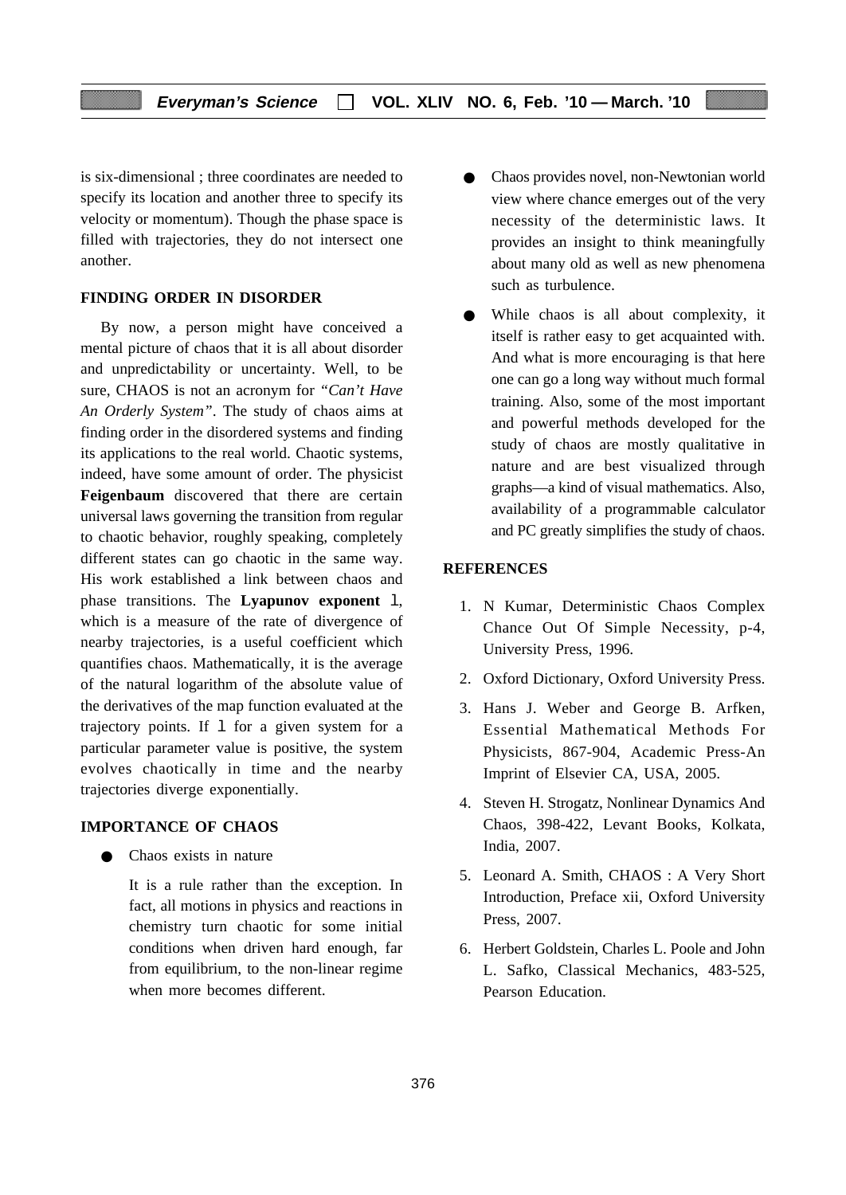is six-dimensional ; three coordinates are needed to specify its location and another three to specify its velocity or momentum). Though the phase space is filled with trajectories, they do not intersect one another.

## FINDING ORDER IN DISORDER

By now, a person might have conceived a mental picture of chaos that it is all about disorder and unpredictability or uncertainty. Well, to be sure, CHAOS is not an acronym for *"Can't Have An Orderly System"*. The study of chaos aims at finding order in the disordered systems and finding its applications to the real world. Chaotic systems, indeed, have some amount of order. The physicist **Feigenbaum** discovered that there are certain universal laws governing the transition from regular to chaotic behavior, roughly speaking, completely different states can go chaotic in the same way. His work established a link between chaos and phase transitions. The **Lyapunov exponent** $\lambda$, which is a measure of the rate of divergence of nearby trajectories, is a useful coefficient which quantifies chaos. Mathematically, it is the average of the natural logarithm of the absolute value of the derivatives of the map function evaluated at the trajectory points. If $\lambda$ for a given system for a particular parameter value is positive, the system evolves chaotically in time and the nearby trajectories diverge exponentially.

## IMPORTANCE OF CHAOS

- Chaos exists in nature

  It is a rule rather than the exception. In fact, all motions in physics and reactions in chemistry turn chaotic for some initial conditions when driven hard enough, far from equilibrium, to the non-linear regime when more becomes different.

- Chaos provides novel, non-Newtonian world view where chance emerges out of the very necessity of the deterministic laws. It provides an insight to think meaningfully about many old as well as new phenomena such as turbulence.

- While chaos is all about complexity, it itself is rather easy to get acquainted with. And what is more encouraging is that here one can go a long way without much formal training. Also, some of the most important and powerful methods developed for the study of chaos are mostly qualitative in nature and are best visualized through graphs—a kind of visual mathematics. Also, availability of a programmable calculator and PC greatly simplifies the study of chaos.

## REFERENCES

1. N Kumar, Deterministic Chaos Complex Chance Out Of Simple Necessity, p-4, University Press, 1996.
2. Oxford Dictionary, Oxford University Press.
3. Hans J. Weber and George B. Arfken, Essential Mathematical Methods For Physicists, 867-904, Academic Press-An Imprint of Elsevier CA, USA, 2005.
4. Steven H. Strogatz, Nonlinear Dynamics And Chaos, 398-422, Levant Books, Kolkata, India, 2007.
5. Leonard A. Smith, CHAOS : A Very Short Introduction, Preface xii, Oxford University Press, 2007.
6. Herbert Goldstein, Charles L. Poole and John L. Safko, Classical Mechanics, 483-525, Pearson Education.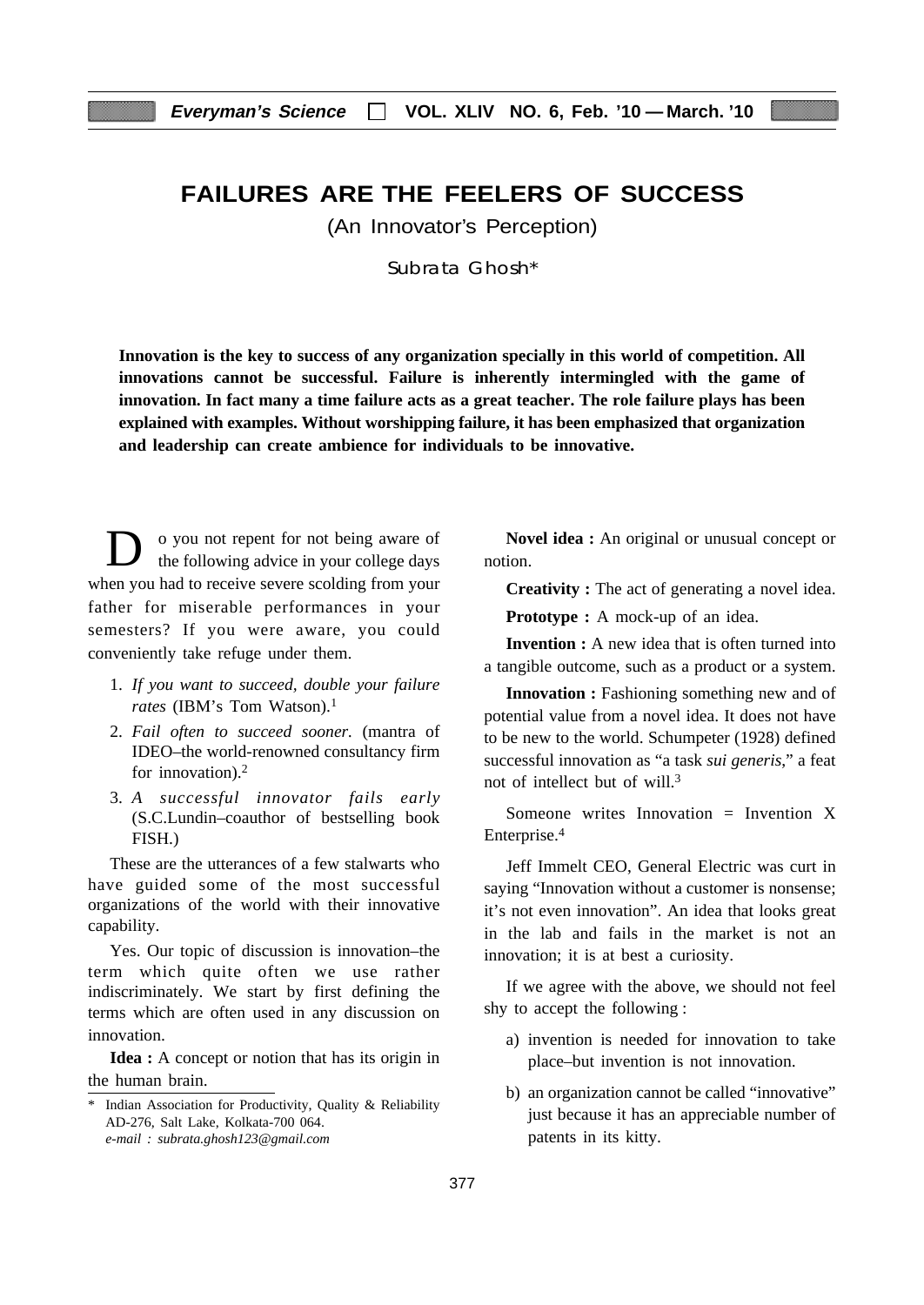# FAILURES ARE THE FEELERS OF SUCCESS

(An Innovator's Perception)

Subrata Ghosh*

**Innovation is the key to success of any organization specially in this world of competition. All innovations cannot be successful. Failure is inherently intermingled with the game of innovation. In fact many a time failure acts as a great teacher. The role failure plays has been explained with examples. Without worshipping failure, it has been emphasized that organization and leadership can create ambience for individuals to be innovative.**

Do you not repent for not being aware of the following advice in your college days when you had to receive severe scolding from your father for miserable performances in your semesters? If you were aware, you could conveniently take refuge under them.

1. *If you want to succeed, double your failure rates* (IBM's Tom Watson).[1]
2. *Fail often to succeed sooner.* (mantra of IDEO–the world-renowned consultancy firm for innovation).[2]
3. *A successful innovator fails early* (S.C.Lundin–coauthor of bestselling book FISH.)

These are the utterances of a few stalwarts who have guided some of the most successful organizations of the world with their innovative capability.

Yes. Our topic of discussion is innovation–the term which quite often we use rather indiscriminately. We start by first defining the terms which are often used in any discussion on innovation.

**Idea :** A concept or notion that has its origin in the human brain.

**Novel idea :** An original or unusual concept or notion.

**Creativity :** The act of generating a novel idea.

**Prototype :** A mock-up of an idea.

**Invention :** A new idea that is often turned into a tangible outcome, such as a product or a system.

**Innovation :** Fashioning something new and of potential value from a novel idea. It does not have to be new to the world. Schumpeter (1928) defined successful innovation as "a task *sui generis*," a feat not of intellect but of will.[3]

Someone writes Innovation = Invention X Enterprise.[4]

Jeff Immelt CEO, General Electric was curt in saying "Innovation without a customer is nonsense; it's not even innovation". An idea that looks great in the lab and fails in the market is not an innovation; it is at best a curiosity.

If we agree with the above, we should not feel shy to accept the following :

a) invention is needed for innovation to take place–but invention is not innovation.

b) an organization cannot be called "innovative" just because it has an appreciable number of patents in its kitty.

---

\* Indian Association for Productivity, Quality & Reliability AD-276, Salt Lake, Kolkata-700 064. *e-mail : subrata.ghosh123@gmail.com*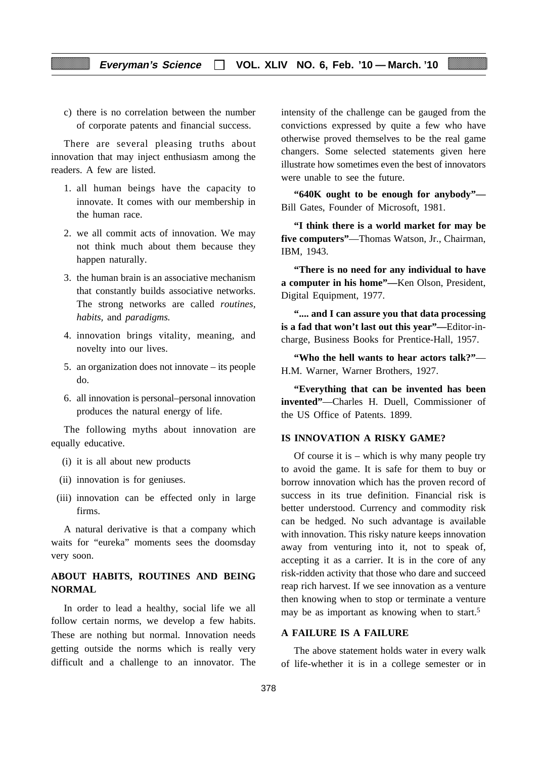c) there is no correlation between the number of corporate patents and financial success.

There are several pleasing truths about innovation that may inject enthusiasm among the readers. A few are listed.

1. all human beings have the capacity to innovate. It comes with our membership in the human race.
2. we all commit acts of innovation. We may not think much about them because they happen naturally.
3. the human brain is an associative mechanism that constantly builds associative networks. The strong networks are called *routines, habits,* and *paradigms.*
4. innovation brings vitality, meaning, and novelty into our lives.
5. an organization does not innovate – its people do.
6. all innovation is personal–personal innovation produces the natural energy of life.

The following myths about innovation are equally educative.

(i) it is all about new products

(ii) innovation is for geniuses.

(iii) innovation can be effected only in large firms.

A natural derivative is that a company which waits for "eureka" moments sees the doomsday very soon.

## ABOUT HABITS, ROUTINES AND BEING NORMAL

In order to lead a healthy, social life we all follow certain norms, we develop a few habits. These are nothing but normal. Innovation needs getting outside the norms which is really very difficult and a challenge to an innovator. The intensity of the challenge can be gauged from the convictions expressed by quite a few who have otherwise proved themselves to be the real game changers. Some selected statements given here illustrate how sometimes even the best of innovators were unable to see the future.

**"640K ought to be enough for anybody"—** Bill Gates, Founder of Microsoft, 1981.

**"I think there is a world market for may be five computers"**—Thomas Watson, Jr., Chairman, IBM, 1943.

**"There is no need for any individual to have a computer in his home"—**Ken Olson, President, Digital Equipment, 1977.

**".... and I can assure you that data processing is a fad that won't last out this year"—**Editor-in-charge, Business Books for Prentice-Hall, 1957.

**"Who the hell wants to hear actors talk?"**—H.M. Warner, Warner Brothers, 1927.

**"Everything that can be invented has been invented"**—Charles H. Duell, Commissioner of the US Office of Patents. 1899.

## IS INNOVATION A RISKY GAME?

Of course it is – which is why many people try to avoid the game. It is safe for them to buy or borrow innovation which has the proven record of success in its true definition. Financial risk is better understood. Currency and commodity risk can be hedged. No such advantage is available with innovation. This risky nature keeps innovation away from venturing into it, not to speak of, accepting it as a carrier. It is in the core of any risk-ridden activity that those who dare and succeed reap rich harvest. If we see innovation as a venture then knowing when to stop or terminate a venture may be as important as knowing when to start.[5]

## A FAILURE IS A FAILURE

The above statement holds water in every walk of life-whether it is in a college semester or in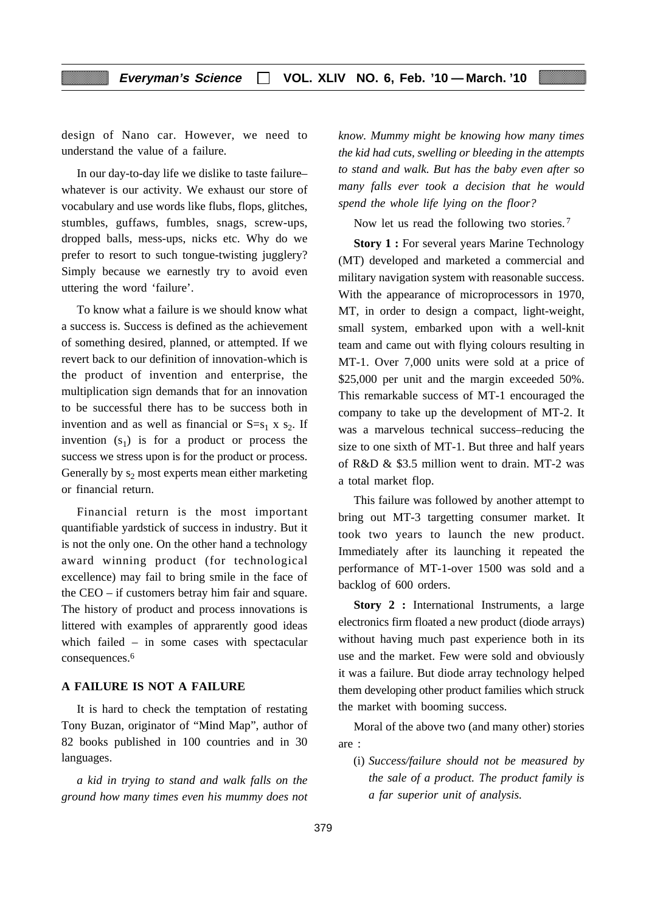design of Nano car. However, we need to understand the value of a failure.

In our day-to-day life we dislike to taste failure–whatever is our activity. We exhaust our store of vocabulary and use words like flubs, flops, glitches, stumbles, guffaws, fumbles, snags, screw-ups, dropped balls, mess-ups, nicks etc. Why do we prefer to resort to such tongue-twisting jugglery? Simply because we earnestly try to avoid even uttering the word 'failure'.

To know what a failure is we should know what a success is. Success is defined as the achievement of something desired, planned, or attempted. If we revert back to our definition of innovation-which is the product of invention and enterprise, the multiplication sign demands that for an innovation to be successful there has to be success both in invention and as well as financial or $S = s_1 \times s_2$. If invention ($s_1$) is for a product or process the success we stress upon is for the product or process. Generally by $s_2$ most experts mean either marketing or financial return.

Financial return is the most important quantifiable yardstick of success in industry. But it is not the only one. On the other hand a technology award winning product (for technological excellence) may fail to bring smile in the face of the CEO – if customers betray him fair and square. The history of product and process innovations is littered with examples of apprarently good ideas which failed – in some cases with spectacular consequences.[6]

## A FAILURE IS NOT A FAILURE

It is hard to check the temptation of restating Tony Buzan, originator of "Mind Map", author of 82 books published in 100 countries and in 30 languages.

*a kid in trying to stand and walk falls on the ground how many times even his mummy does not know. Mummy might be knowing how many times the kid had cuts, swelling or bleeding in the attempts to stand and walk. But has the baby even after so many falls ever took a decision that he would spend the whole life lying on the floor?*

Now let us read the following two stories.[7]

**Story 1 :** For several years Marine Technology (MT) developed and marketed a commercial and military navigation system with reasonable success. With the appearance of microprocessors in 1970, MT, in order to design a compact, light-weight, small system, embarked upon with a well-knit team and came out with flying colours resulting in MT-1. Over 7,000 units were sold at a price of \$25,000 per unit and the margin exceeded 50%. This remarkable success of MT-1 encouraged the company to take up the development of MT-2. It was a marvelous technical success–reducing the size to one sixth of MT-1. But three and half years of R&D & \$3.5 million went to drain. MT-2 was a total market flop.

This failure was followed by another attempt to bring out MT-3 targetting consumer market. It took two years to launch the new product. Immediately after its launching it repeated the performance of MT-1-over 1500 was sold and a backlog of 600 orders.

**Story 2 :** International Instruments, a large electronics firm floated a new product (diode arrays) without having much past experience both in its use and the market. Few were sold and obviously it was a failure. But diode array technology helped them developing other product families which struck the market with booming success.

Moral of the above two (and many other) stories are :

(i) *Success/failure should not be measured by the sale of a product. The product family is a far superior unit of analysis.*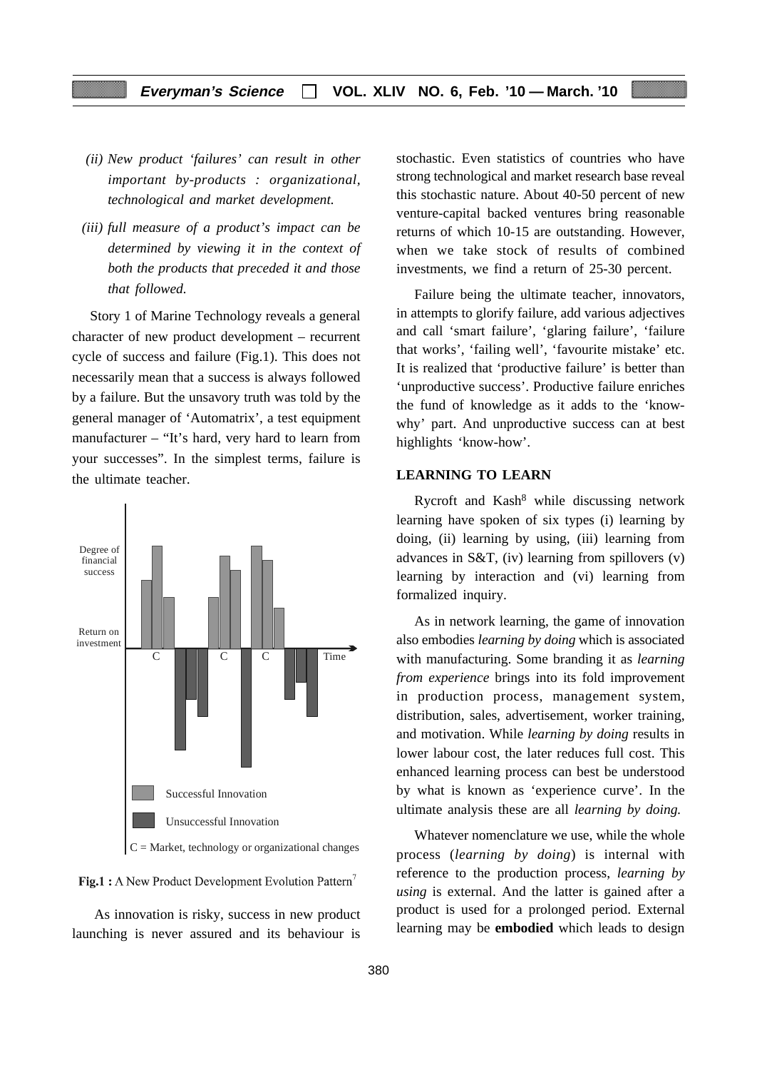*(ii) New product 'failures' can result in other important by-products : organizational, technological and market development.*

*(iii) full measure of a product's impact can be determined by viewing it in the context of both the products that preceded it and those that followed.*

Story 1 of Marine Technology reveals a general character of new product development – recurrent cycle of success and failure (Fig.1). This does not necessarily mean that a success is always followed by a failure. But the unsavory truth was told by the general manager of 'Automatrix', a test equipment manufacturer – "It's hard, very hard to learn from your successes". In the simplest terms, failure is the ultimate teacher.

Degree of financial success

Return on investment

C C C Time

Successful Innovation

Unsuccessful Innovation

C = Market, technology or organizational changes

**Fig.1 :** A New Product Development Evolution Pattern[7]

As innovation is risky, success in new product launching is never assured and its behaviour is stochastic. Even statistics of countries who have strong technological and market research base reveal this stochastic nature. About 40-50 percent of new venture-capital backed ventures bring reasonable returns of which 10-15 are outstanding. However, when we take stock of results of combined investments, we find a return of 25-30 percent.

Failure being the ultimate teacher, innovators, in attempts to glorify failure, add various adjectives and call 'smart failure', 'glaring failure', 'failure that works', 'failing well', 'favourite mistake' etc. It is realized that 'productive failure' is better than 'unproductive success'. Productive failure enriches the fund of knowledge as it adds to the 'know-why' part. And unproductive success can at best highlights 'know-how'.

## LEARNING TO LEARN

Rycroft and Kash[8] while discussing network learning have spoken of six types (i) learning by doing, (ii) learning by using, (iii) learning from advances in S&T, (iv) learning from spillovers (v) learning by interaction and (vi) learning from formalized inquiry.

As in network learning, the game of innovation also embodies *learning by doing* which is associated with manufacturing. Some branding it as *learning from experience* brings into its fold improvement in production process, management system, distribution, sales, advertisement, worker training, and motivation. While *learning by doing* results in lower labour cost, the later reduces full cost. This enhanced learning process can best be understood by what is known as 'experience curve'. In the ultimate analysis these are all *learning by doing.*

Whatever nomenclature we use, while the whole process (*learning by doing*) is internal with reference to the production process, *learning by using* is external. And the latter is gained after a product is used for a prolonged period. External learning may be **embodied** which leads to design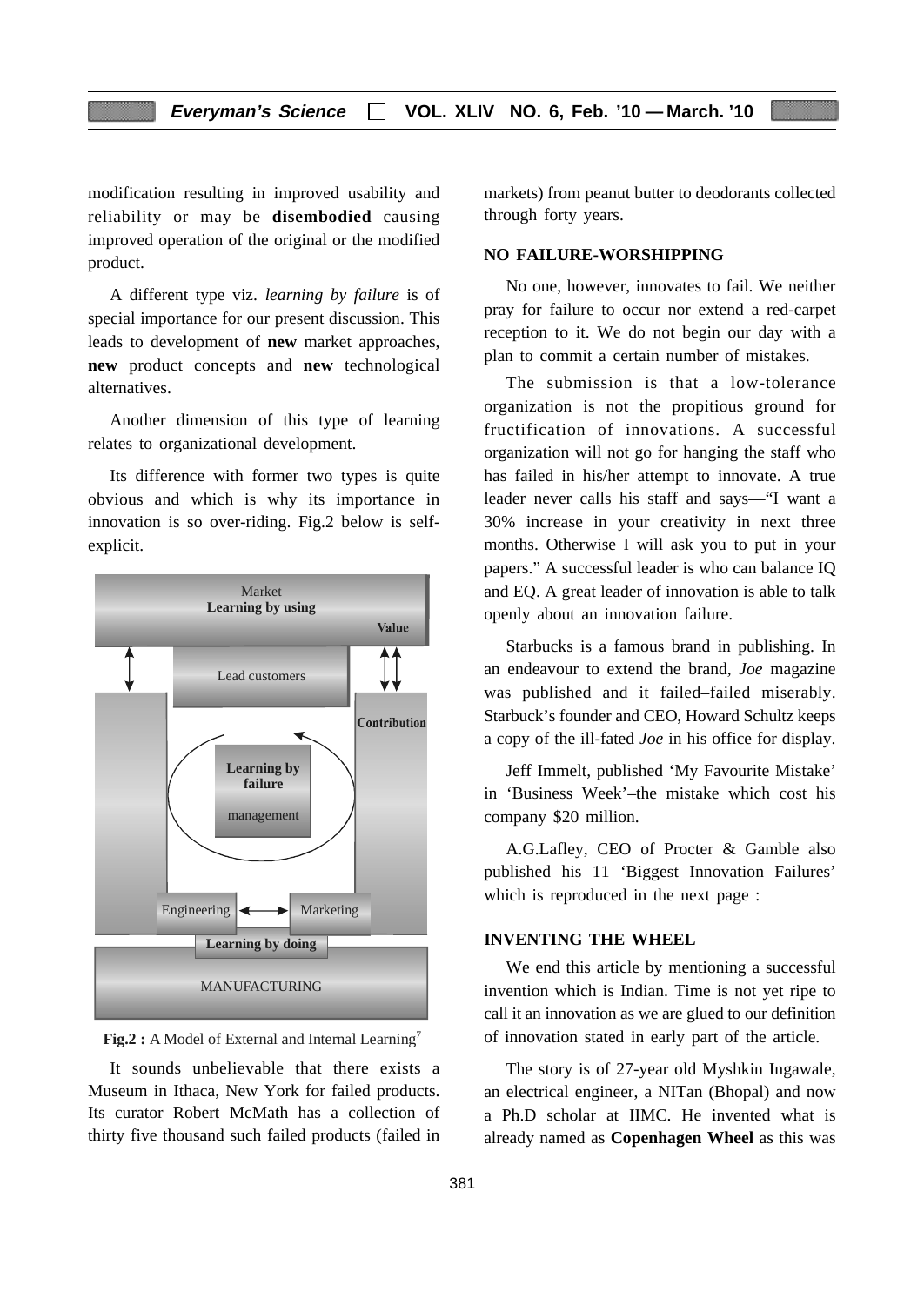modification resulting in improved usability and reliability or may be **disembodied** causing improved operation of the original or the modified product.

A different type viz. *learning by failure* is of special importance for our present discussion. This leads to development of **new** market approaches, **new** product concepts and **new** technological alternatives.

Another dimension of this type of learning relates to organizational development.

Its difference with former two types is quite obvious and which is why its importance in innovation is so over-riding. Fig.2 below is self-explicit.

Market
**Learning by using**
**Value**

Lead customers

**Contribution**

**Learning by failure**
management

Engineering ⟷ Marketing

**Learning by doing**

MANUFACTURING

**Fig.2 :** A Model of External and Internal Learning[7]

It sounds unbelievable that there exists a Museum in Ithaca, New York for failed products. Its curator Robert McMath has a collection of thirty five thousand such failed products (failed in markets) from peanut butter to deodorants collected through forty years.

## NO FAILURE-WORSHIPPING

No one, however, innovates to fail. We neither pray for failure to occur nor extend a red-carpet reception to it. We do not begin our day with a plan to commit a certain number of mistakes.

The submission is that a low-tolerance organization is not the propitious ground for fructification of innovations. A successful organization will not go for hanging the staff who has failed in his/her attempt to innovate. A true leader never calls his staff and says—"I want a 30% increase in your creativity in next three months. Otherwise I will ask you to put in your papers." A successful leader is who can balance IQ and EQ. A great leader of innovation is able to talk openly about an innovation failure.

Starbucks is a famous brand in publishing. In an endeavour to extend the brand, *Joe* magazine was published and it failed–failed miserably. Starbuck's founder and CEO, Howard Schultz keeps a copy of the ill-fated *Joe* in his office for display.

Jeff Immelt, published 'My Favourite Mistake' in 'Business Week'–the mistake which cost his company $20 million.

A.G.Lafley, CEO of Procter & Gamble also published his 11 'Biggest Innovation Failures' which is reproduced in the next page :

## INVENTING THE WHEEL

We end this article by mentioning a successful invention which is Indian. Time is not yet ripe to call it an innovation as we are glued to our definition of innovation stated in early part of the article.

The story is of 27-year old Myshkin Ingawale, an electrical engineer, a NITan (Bhopal) and now a Ph.D scholar at IIMC. He invented what is already named as **Copenhagen Wheel** as this was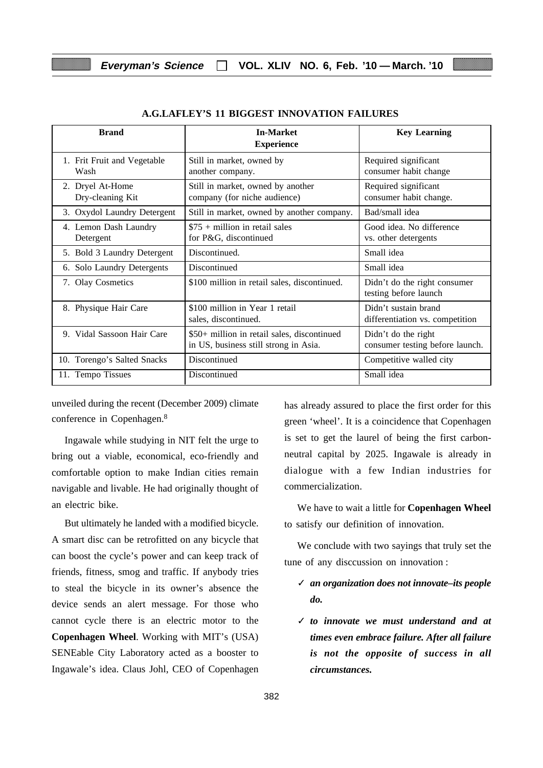**A.G.LAFLEY'S 11 BIGGEST INNOVATION FAILURES**

| Brand | In-Market Experience | Key Learning |
|---|---|---|
| 1. Frit Fruit and Vegetable Wash | Still in market, owned by another company. | Required significant consumer habit change |
| 2. Dryel At-Home Dry-cleaning Kit | Still in market, owned by another company (for niche audience) | Required significant consumer habit change. |
| 3. Oxydol Laundry Detergent | Still in market, owned by another company. | Bad/small idea |
| 4. Lemon Dash Laundry Detergent | $75 + million in retail sales for P&G, discontinued | Good idea. No difference vs. other detergents |
| 5. Bold 3 Laundry Detergent | Discontinued. | Small idea |
| 6. Solo Laundry Detergents | Discontinued | Small idea |
| 7. Olay Cosmetics | $100 million in retail sales, discontinued. | Didn't do the right consumer testing before launch |
| 8. Physique Hair Care | $100 million in Year 1 retail sales, discontinued. | Didn't sustain brand differentiation vs. competition |
| 9. Vidal Sassoon Hair Care | $50+ million in retail sales, discontinued in US, business still strong in Asia. | Didn't do the right consumer testing before launch. |
| 10. Torengo's Salted Snacks | Discontinued | Competitive walled city |
| 11. Tempo Tissues | Discontinued | Small idea |

unveiled during the recent (December 2009) climate conference in Copenhagen.[8]

Ingawale while studying in NIT felt the urge to bring out a viable, economical, eco-friendly and comfortable option to make Indian cities remain navigable and livable. He had originally thought of an electric bike.

But ultimately he landed with a modified bicycle. A smart disc can be retrofitted on any bicycle that can boost the cycle's power and can keep track of friends, fitness, smog and traffic. If anybody tries to steal the bicycle in its owner's absence the device sends an alert message. For those who cannot cycle there is an electric motor to the **Copenhagen Wheel**. Working with MIT's (USA) SENEable City Laboratory acted as a booster to Ingawale's idea. Claus Johl, CEO of Copenhagen has already assured to place the first order for this green 'wheel'. It is a coincidence that Copenhagen is set to get the laurel of being the first carbon-neutral capital by 2025. Ingawale is already in dialogue with a few Indian industries for commercialization.

We have to wait a little for **Copenhagen Wheel** to satisfy our definition of innovation.

We conclude with two sayings that truly set the tune of any disccussion on innovation :

- ✓ ***an organization does not innovate–its people do.***
- ✓ ***to innovate we must understand and at times even embrace failure. After all failure is not the opposite of success in all circumstances.***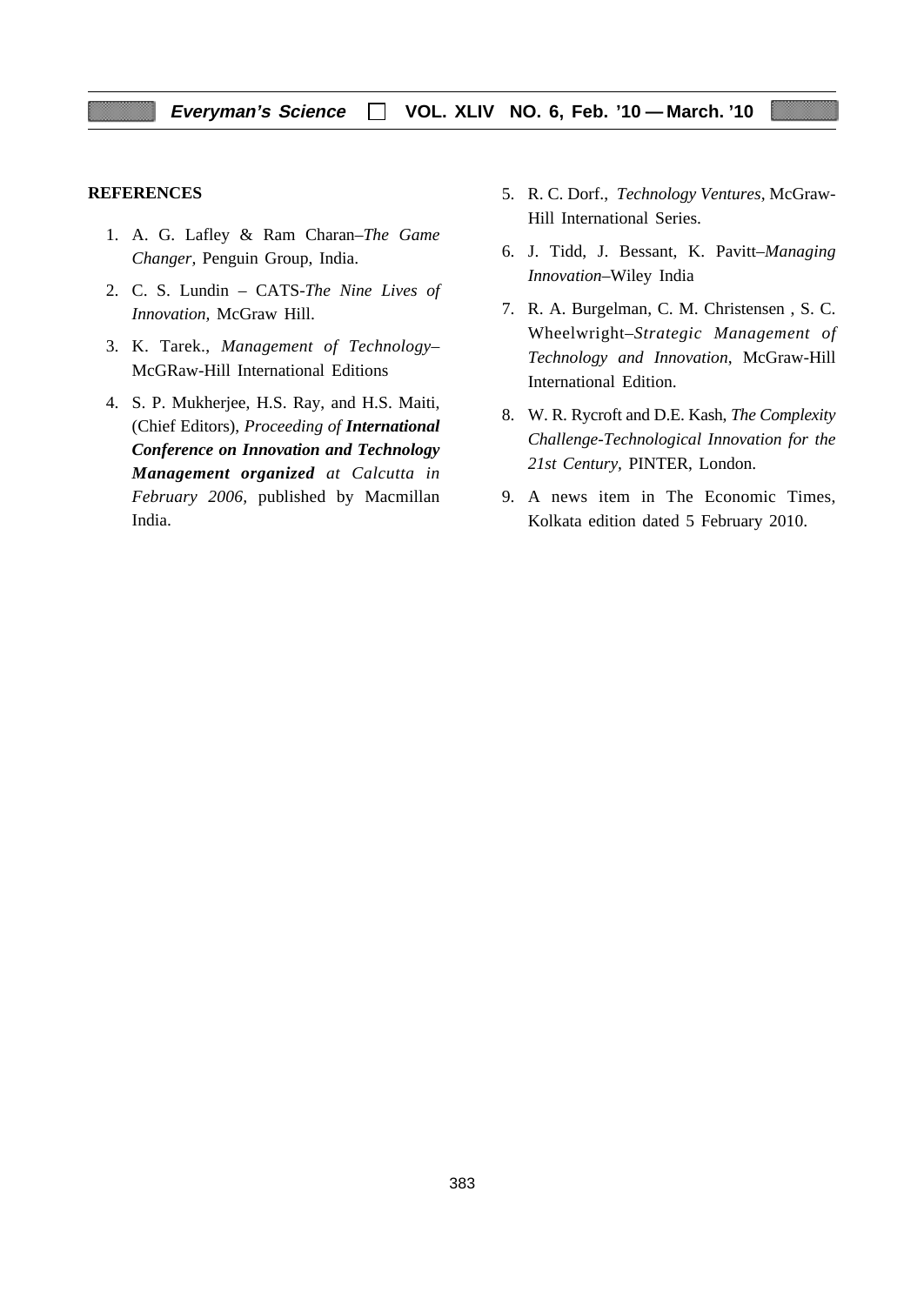**REFERENCES**

1. A. G. Lafley & Ram Charan–*The Game Changer*, Penguin Group, India.
2. C. S. Lundin – CATS-*The Nine Lives of Innovation,* McGraw Hill.
3. K. Tarek., *Management of Technology*–McGRaw-Hill International Editions
4. S. P. Mukherjee, H.S. Ray, and H.S. Maiti, (Chief Editors), *Proceeding of* ***International Conference on Innovation and Technology Management organized*** *at Calcutta in February 2006*, published by Macmillan India.
5. R. C. Dorf., *Technology Ventures*, McGraw-Hill International Series.
6. J. Tidd, J. Bessant, K. Pavitt–*Managing Innovation*–Wiley India
7. R. A. Burgelman, C. M. Christensen , S. C. Wheelwright–*Strategic Management of Technology and Innovation*, McGraw-Hill International Edition.
8. W. R. Rycroft and D.E. Kash, *The Complexity Challenge-Technological Innovation for the 21st Century*, PINTER, London.
9. A news item in The Economic Times, Kolkata edition dated 5 February 2010.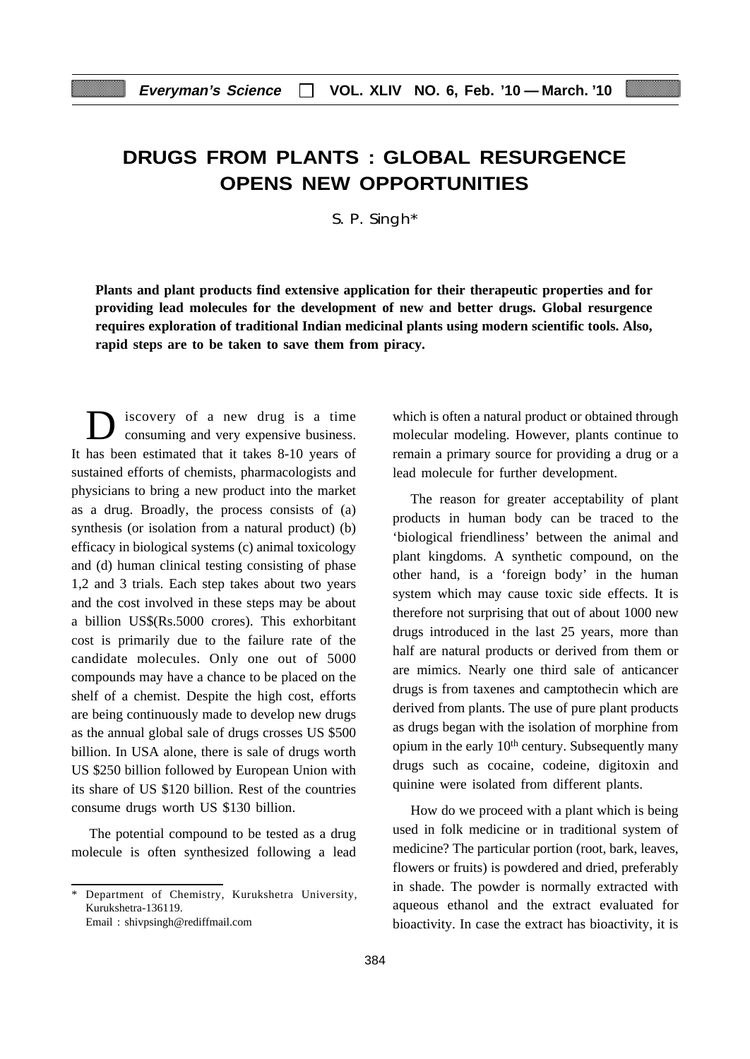# DRUGS FROM PLANTS : GLOBAL RESURGENCE OPENS NEW OPPORTUNITIES

S. P. Singh*

**Plants and plant products find extensive application for their therapeutic properties and for providing lead molecules for the development of new and better drugs. Global resurgence requires exploration of traditional Indian medicinal plants using modern scientific tools. Also, rapid steps are to be taken to save them from piracy.**

Discovery of a new drug is a time consuming and very expensive business. It has been estimated that it takes 8-10 years of sustained efforts of chemists, pharmacologists and physicians to bring a new product into the market as a drug. Broadly, the process consists of (a) synthesis (or isolation from a natural product) (b) efficacy in biological systems (c) animal toxicology and (d) human clinical testing consisting of phase 1,2 and 3 trials. Each step takes about two years and the cost involved in these steps may be about a billion US$(Rs.5000 crores). This exhorbitant cost is primarily due to the failure rate of the candidate molecules. Only one out of 5000 compounds may have a chance to be placed on the shelf of a chemist. Despite the high cost, efforts are being continuously made to develop new drugs as the annual global sale of drugs crosses US $500 billion. In USA alone, there is sale of drugs worth US $250 billion followed by European Union with its share of US $120 billion. Rest of the countries consume drugs worth US $130 billion.

The potential compound to be tested as a drug molecule is often synthesized following a lead which is often a natural product or obtained through molecular modeling. However, plants continue to remain a primary source for providing a drug or a lead molecule for further development.

The reason for greater acceptability of plant products in human body can be traced to the 'biological friendliness' between the animal and plant kingdoms. A synthetic compound, on the other hand, is a 'foreign body' in the human system which may cause toxic side effects. It is therefore not surprising that out of about 1000 new drugs introduced in the last 25 years, more than half are natural products or derived from them or are mimics. Nearly one third sale of anticancer drugs is from taxenes and camptothecin which are derived from plants. The use of pure plant products as drugs began with the isolation of morphine from opium in the early $10^{th}$ century. Subsequently many drugs such as cocaine, codeine, digitoxin and quinine were isolated from different plants.

How do we proceed with a plant which is being used in folk medicine or in traditional system of medicine? The particular portion (root, bark, leaves, flowers or fruits) is powdered and dried, preferably in shade. The powder is normally extracted with aqueous ethanol and the extract evaluated for bioactivity. In case the extract has bioactivity, it is

---

\* Department of Chemistry, Kurukshetra University, Kurukshetra-136119.
Email : shivpsingh@rediffmail.com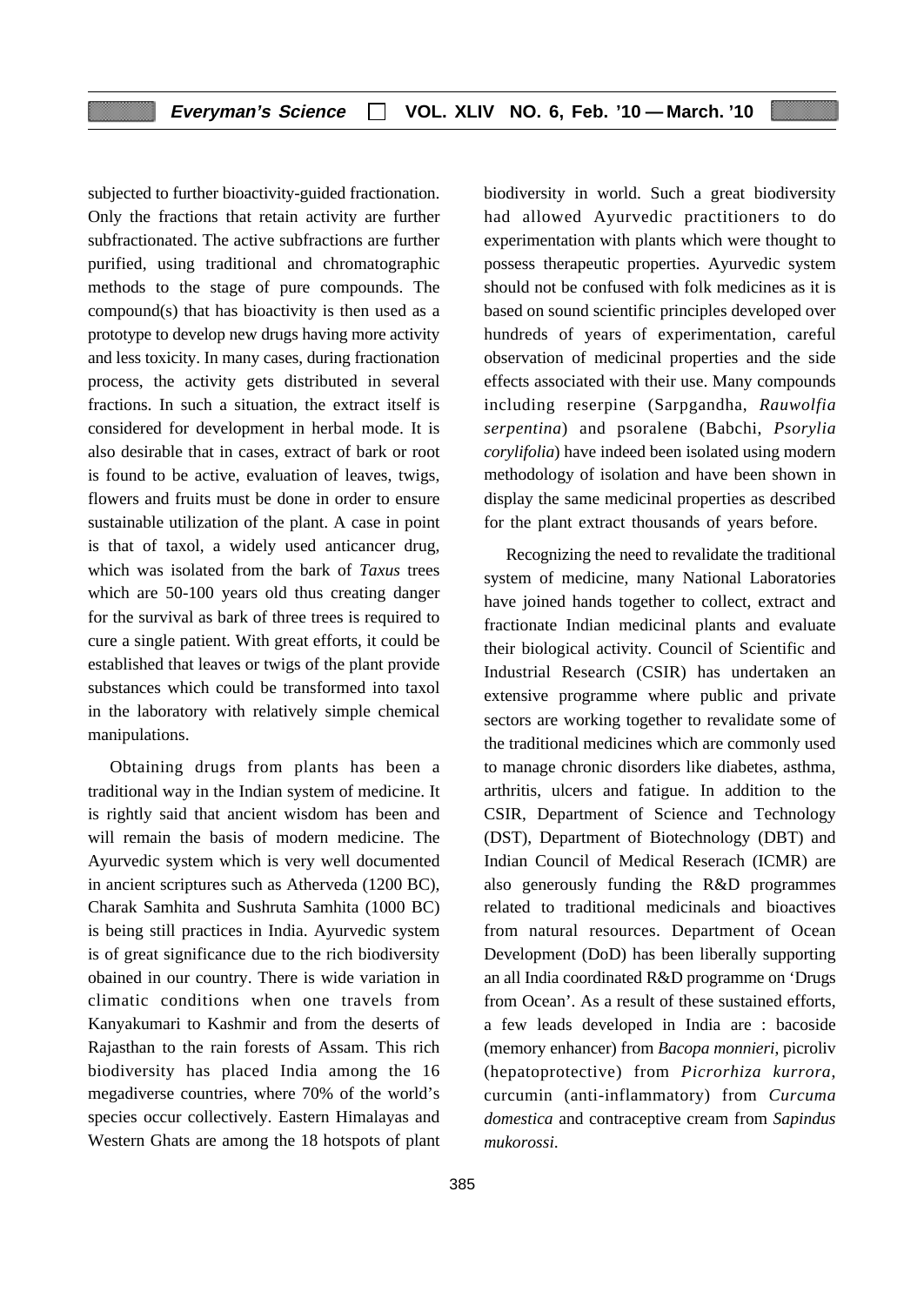subjected to further bioactivity-guided fractionation. Only the fractions that retain activity are further subfractionated. The active subfractions are further purified, using traditional and chromatographic methods to the stage of pure compounds. The compound(s) that has bioactivity is then used as a prototype to develop new drugs having more activity and less toxicity. In many cases, during fractionation process, the activity gets distributed in several fractions. In such a situation, the extract itself is considered for development in herbal mode. It is also desirable that in cases, extract of bark or root is found to be active, evaluation of leaves, twigs, flowers and fruits must be done in order to ensure sustainable utilization of the plant. A case in point is that of taxol, a widely used anticancer drug, which was isolated from the bark of *Taxus* trees which are 50-100 years old thus creating danger for the survival as bark of three trees is required to cure a single patient. With great efforts, it could be established that leaves or twigs of the plant provide substances which could be transformed into taxol in the laboratory with relatively simple chemical manipulations.

Obtaining drugs from plants has been a traditional way in the Indian system of medicine. It is rightly said that ancient wisdom has been and will remain the basis of modern medicine. The Ayurvedic system which is very well documented in ancient scriptures such as Atherveda (1200 BC), Charak Samhita and Sushruta Samhita (1000 BC) is being still practices in India. Ayurvedic system is of great significance due to the rich biodiversity obained in our country. There is wide variation in climatic conditions when one travels from Kanyakumari to Kashmir and from the deserts of Rajasthan to the rain forests of Assam. This rich biodiversity has placed India among the 16 megadiverse countries, where 70% of the world's species occur collectively. Eastern Himalayas and Western Ghats are among the 18 hotspots of plant biodiversity in world. Such a great biodiversity had allowed Ayurvedic practitioners to do experimentation with plants which were thought to possess therapeutic properties. Ayurvedic system should not be confused with folk medicines as it is based on sound scientific principles developed over hundreds of years of experimentation, careful observation of medicinal properties and the side effects associated with their use. Many compounds including reserpine (Sarpgandha, *Rauwolfia serpentina*) and psoralene (Babchi, *Psorylia corylifolia*) have indeed been isolated using modern methodology of isolation and have been shown in display the same medicinal properties as described for the plant extract thousands of years before.

Recognizing the need to revalidate the traditional system of medicine, many National Laboratories have joined hands together to collect, extract and fractionate Indian medicinal plants and evaluate their biological activity. Council of Scientific and Industrial Research (CSIR) has undertaken an extensive programme where public and private sectors are working together to revalidate some of the traditional medicines which are commonly used to manage chronic disorders like diabetes, asthma, arthritis, ulcers and fatigue. In addition to the CSIR, Department of Science and Technology (DST), Department of Biotechnology (DBT) and Indian Council of Medical Reserach (ICMR) are also generously funding the R&D programmes related to traditional medicinals and bioactives from natural resources. Department of Ocean Development (DoD) has been liberally supporting an all India coordinated R&D programme on 'Drugs from Ocean'. As a result of these sustained efforts, a few leads developed in India are : bacoside (memory enhancer) from *Bacopa monnieri*, picroliv (hepatoprotective) from *Picrorhiza kurrora*, curcumin (anti-inflammatory) from *Curcuma domestica* and contraceptive cream from *Sapindus mukorossi*.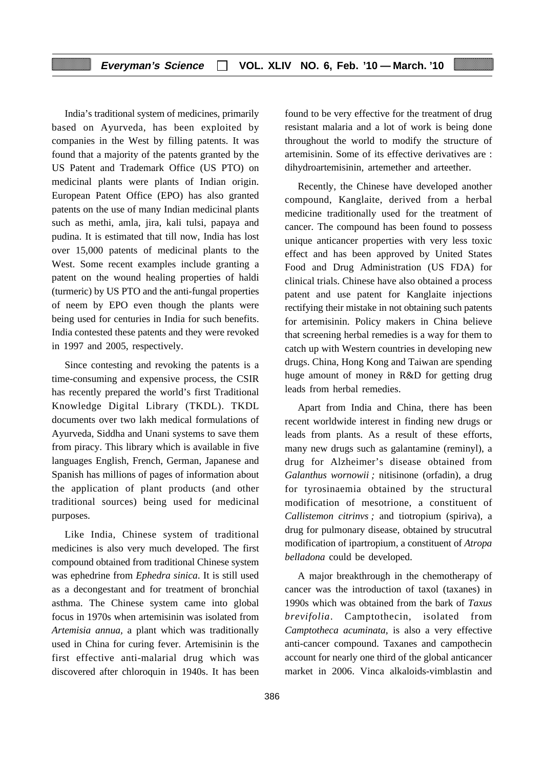India's traditional system of medicines, primarily based on Ayurveda, has been exploited by companies in the West by filling patents. It was found that a majority of the patents granted by the US Patent and Trademark Office (US PTO) on medicinal plants were plants of Indian origin. European Patent Office (EPO) has also granted patents on the use of many Indian medicinal plants such as methi, amla, jira, kali tulsi, papaya and pudina. It is estimated that till now, India has lost over 15,000 patents of medicinal plants to the West. Some recent examples include granting a patent on the wound healing properties of haldi (turmeric) by US PTO and the anti-fungal properties of neem by EPO even though the plants were being used for centuries in India for such benefits. India contested these patents and they were revoked in 1997 and 2005, respectively.

Since contesting and revoking the patents is a time-consuming and expensive process, the CSIR has recently prepared the world's first Traditional Knowledge Digital Library (TKDL). TKDL documents over two lakh medical formulations of Ayurveda, Siddha and Unani systems to save them from piracy. This library which is available in five languages English, French, German, Japanese and Spanish has millions of pages of information about the application of plant products (and other traditional sources) being used for medicinal purposes.

Like India, Chinese system of traditional medicines is also very much developed. The first compound obtained from traditional Chinese system was ephedrine from *Ephedra sinica*. It is still used as a decongestant and for treatment of bronchial asthma. The Chinese system came into global focus in 1970s when artemisinin was isolated from *Artemisia annua,* a plant which was traditionally used in China for curing fever. Artemisinin is the first effective anti-malarial drug which was discovered after chloroquin in 1940s. It has been found to be very effective for the treatment of drug resistant malaria and a lot of work is being done throughout the world to modify the structure of artemisinin. Some of its effective derivatives are : dihydroartemisinin, artemether and arteether.

Recently, the Chinese have developed another compound, Kanglaite, derived from a herbal medicine traditionally used for the treatment of cancer. The compound has been found to possess unique anticancer properties with very less toxic effect and has been approved by United States Food and Drug Administration (US FDA) for clinical trials. Chinese have also obtained a process patent and use patent for Kanglaite injections rectifying their mistake in not obtaining such patents for artemisinin. Policy makers in China believe that screening herbal remedies is a way for them to catch up with Western countries in developing new drugs. China, Hong Kong and Taiwan are spending huge amount of money in R&D for getting drug leads from herbal remedies.

Apart from India and China, there has been recent worldwide interest in finding new drugs or leads from plants. As a result of these efforts, many new drugs such as galantamine (reminyl), a drug for Alzheimer's disease obtained from *Galanthus wornowii ;* nitisinone (orfadin), a drug for tyrosinaemia obtained by the structural modification of mesotrione, a constituent of *Callistemon citrinvs ;* and tiotropium (spiriva), a drug for pulmonary disease, obtained by strucutral modification of ipartropium, a constituent of *Atropa belladona* could be developed.

A major breakthrough in the chemotherapy of cancer was the introduction of taxol (taxanes) in 1990s which was obtained from the bark of *Taxus brevifolia*. Camptothecin, isolated from *Camptotheca acuminata,* is also a very effective anti-cancer compound. Taxanes and campothecin account for nearly one third of the global anticancer market in 2006. Vinca alkaloids-vimblastin and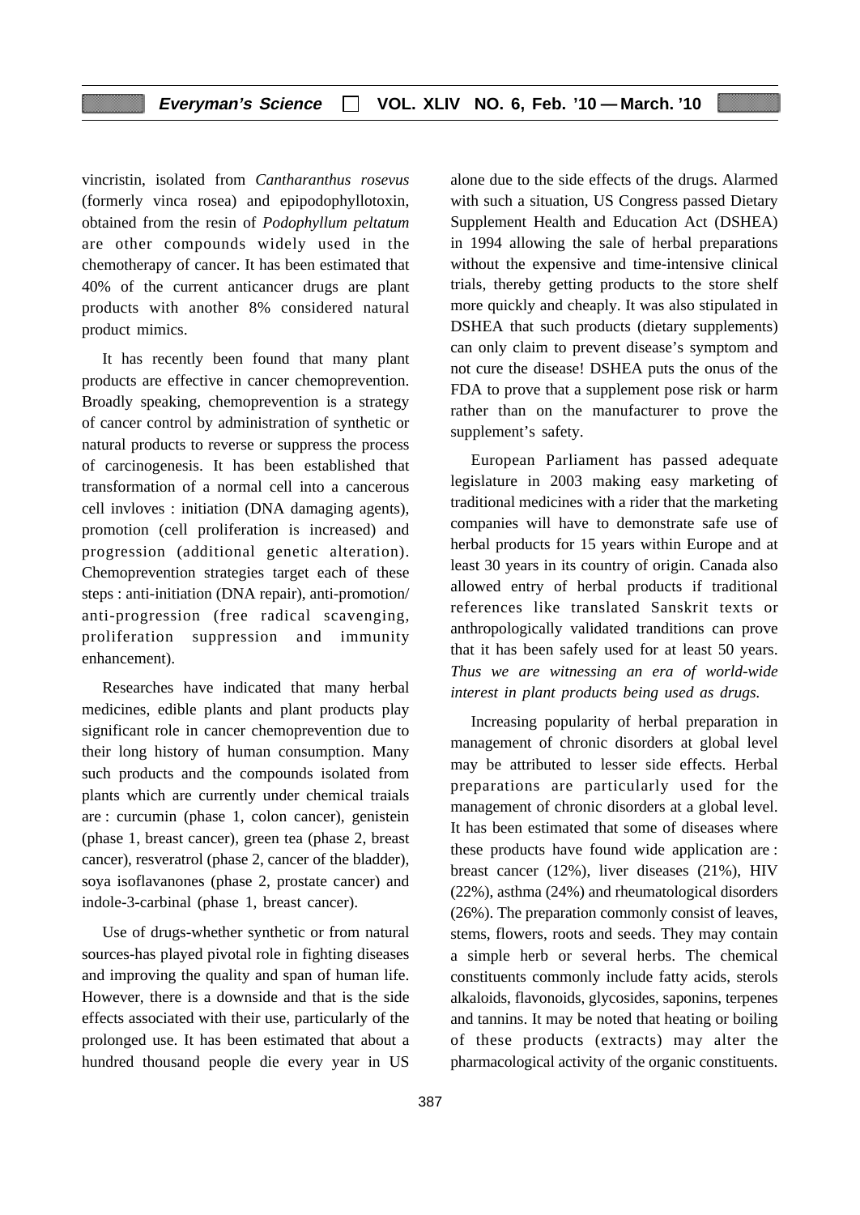vincristin, isolated from *Cantharanthus rosevus* (formerly vinca rosea) and epipodophyllotoxin, obtained from the resin of *Podophyllum peltatum* are other compounds widely used in the chemotherapy of cancer. It has been estimated that 40% of the current anticancer drugs are plant products with another 8% considered natural product mimics.

It has recently been found that many plant products are effective in cancer chemoprevention. Broadly speaking, chemoprevention is a strategy of cancer control by administration of synthetic or natural products to reverse or suppress the process of carcinogenesis. It has been established that transformation of a normal cell into a cancerous cell invloves : initiation (DNA damaging agents), promotion (cell proliferation is increased) and progression (additional genetic alteration). Chemoprevention strategies target each of these steps : anti-initiation (DNA repair), anti-promotion/ anti-progression (free radical scavenging, proliferation suppression and immunity enhancement).

Researches have indicated that many herbal medicines, edible plants and plant products play significant role in cancer chemoprevention due to their long history of human consumption. Many such products and the compounds isolated from plants which are currently under chemical traials are : curcumin (phase 1, colon cancer), genistein (phase 1, breast cancer), green tea (phase 2, breast cancer), resveratrol (phase 2, cancer of the bladder), soya isoflavanones (phase 2, prostate cancer) and indole-3-carbinal (phase 1, breast cancer).

Use of drugs-whether synthetic or from natural sources-has played pivotal role in fighting diseases and improving the quality and span of human life. However, there is a downside and that is the side effects associated with their use, particularly of the prolonged use. It has been estimated that about a hundred thousand people die every year in US alone due to the side effects of the drugs. Alarmed with such a situation, US Congress passed Dietary Supplement Health and Education Act (DSHEA) in 1994 allowing the sale of herbal preparations without the expensive and time-intensive clinical trials, thereby getting products to the store shelf more quickly and cheaply. It was also stipulated in DSHEA that such products (dietary supplements) can only claim to prevent disease's symptom and not cure the disease! DSHEA puts the onus of the FDA to prove that a supplement pose risk or harm rather than on the manufacturer to prove the supplement's safety.

European Parliament has passed adequate legislature in 2003 making easy marketing of traditional medicines with a rider that the marketing companies will have to demonstrate safe use of herbal products for 15 years within Europe and at least 30 years in its country of origin. Canada also allowed entry of herbal products if traditional references like translated Sanskrit texts or anthropologically validated tranditions can prove that it has been safely used for at least 50 years. *Thus we are witnessing an era of world-wide interest in plant products being used as drugs.*

Increasing popularity of herbal preparation in management of chronic disorders at global level may be attributed to lesser side effects. Herbal preparations are particularly used for the management of chronic disorders at a global level. It has been estimated that some of diseases where these products have found wide application are : breast cancer (12%), liver diseases (21%), HIV (22%), asthma (24%) and rheumatological disorders (26%). The preparation commonly consist of leaves, stems, flowers, roots and seeds. They may contain a simple herb or several herbs. The chemical constituents commonly include fatty acids, sterols alkaloids, flavonoids, glycosides, saponins, terpenes and tannins. It may be noted that heating or boiling of these products (extracts) may alter the pharmacological activity of the organic constituents.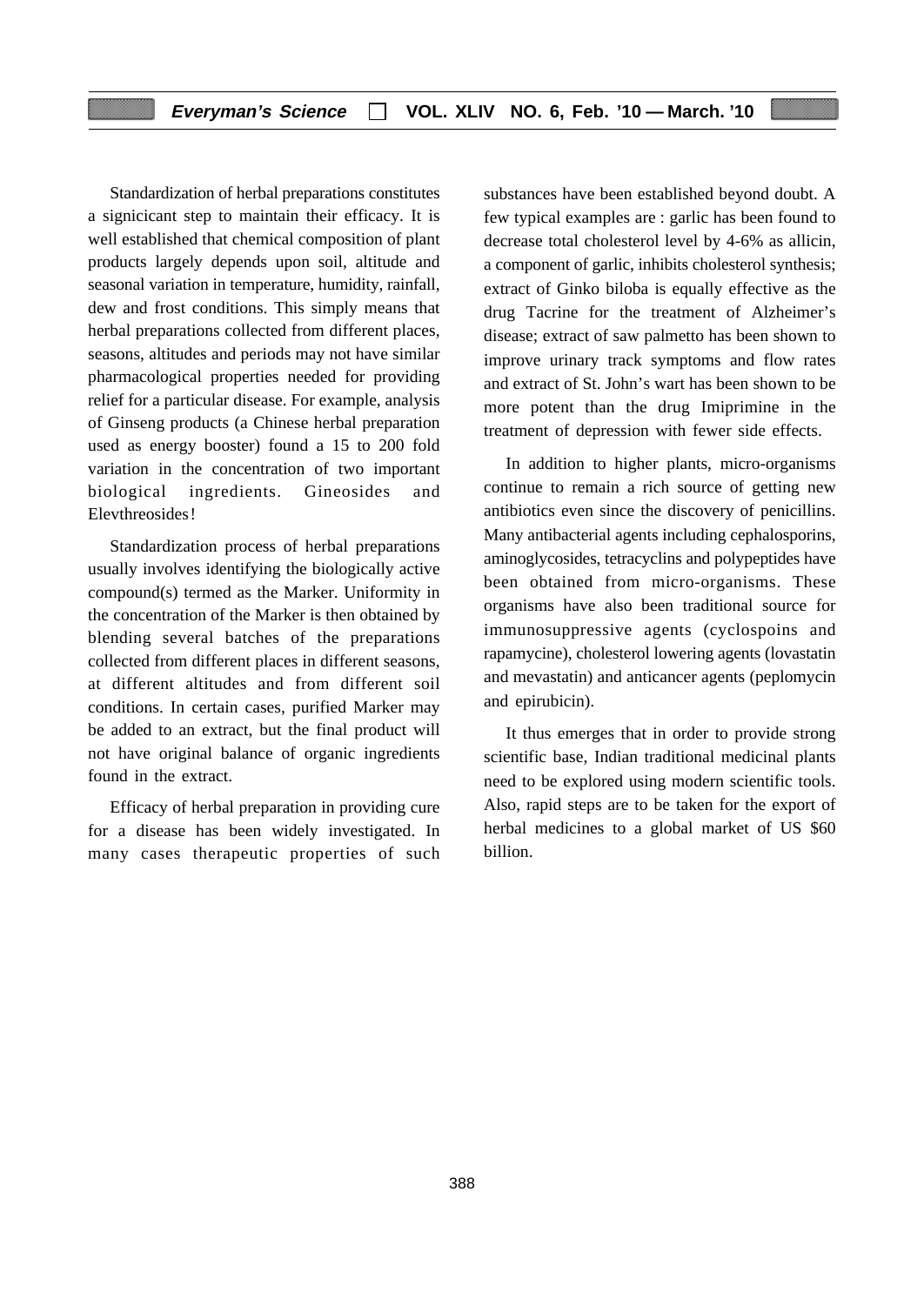Standardization of herbal preparations constitutes a signicicant step to maintain their efficacy. It is well established that chemical composition of plant products largely depends upon soil, altitude and seasonal variation in temperature, humidity, rainfall, dew and frost conditions. This simply means that herbal preparations collected from different places, seasons, altitudes and periods may not have similar pharmacological properties needed for providing relief for a particular disease. For example, analysis of Ginseng products (a Chinese herbal preparation used as energy booster) found a 15 to 200 fold variation in the concentration of two important biological ingredients. Gineosides and Elevthreosides!

Standardization process of herbal preparations usually involves identifying the biologically active compound(s) termed as the Marker. Uniformity in the concentration of the Marker is then obtained by blending several batches of the preparations collected from different places in different seasons, at different altitudes and from different soil conditions. In certain cases, purified Marker may be added to an extract, but the final product will not have original balance of organic ingredients found in the extract.

Efficacy of herbal preparation in providing cure for a disease has been widely investigated. In many cases therapeutic properties of such substances have been established beyond doubt. A few typical examples are : garlic has been found to decrease total cholesterol level by 4-6% as allicin, a component of garlic, inhibits cholesterol synthesis; extract of Ginko biloba is equally effective as the drug Tacrine for the treatment of Alzheimer's disease; extract of saw palmetto has been shown to improve urinary track symptoms and flow rates and extract of St. John's wart has been shown to be more potent than the drug Imiprimine in the treatment of depression with fewer side effects.

In addition to higher plants, micro-organisms continue to remain a rich source of getting new antibiotics even since the discovery of penicillins. Many antibacterial agents including cephalosporins, aminoglycosides, tetracyclins and polypeptides have been obtained from micro-organisms. These organisms have also been traditional source for immunosuppressive agents (cyclospoins and rapamycine), cholesterol lowering agents (lovastatin and mevastatin) and anticancer agents (peplomycin and epirubicin).

It thus emerges that in order to provide strong scientific base, Indian traditional medicinal plants need to be explored using modern scientific tools. Also, rapid steps are to be taken for the export of herbal medicines to a global market of US $60 billion.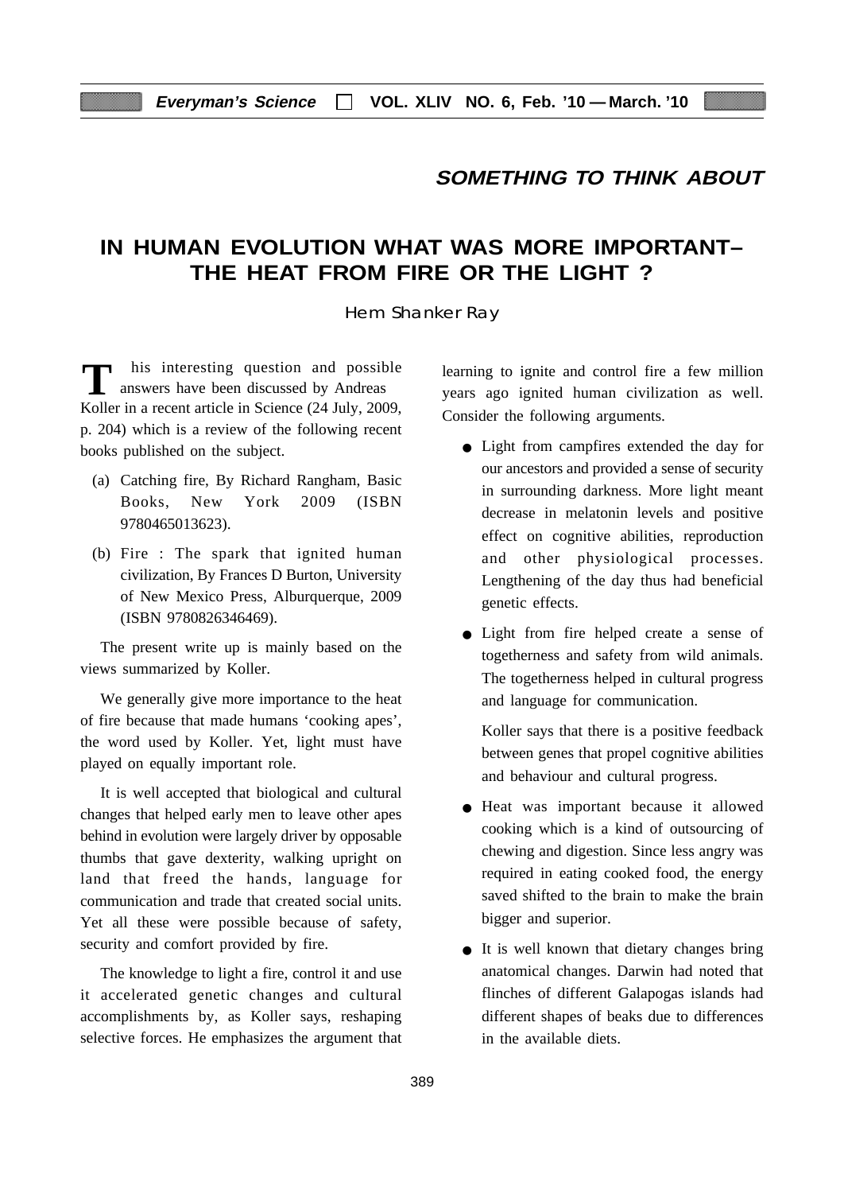## SOMETHING TO THINK ABOUT

# IN HUMAN EVOLUTION WHAT WAS MORE IMPORTANT– THE HEAT FROM FIRE OR THE LIGHT ?

Hem Shanker Ray

This interesting question and possible answers have been discussed by Andreas Koller in a recent article in Science (24 July, 2009, p. 204) which is a review of the following recent books published on the subject.

(a) Catching fire, By Richard Rangham, Basic Books, New York 2009 (ISBN 9780465013623).

(b) Fire : The spark that ignited human civilization, By Frances D Burton, University of New Mexico Press, Alburquerque, 2009 (ISBN 9780826346469).

The present write up is mainly based on the views summarized by Koller.

We generally give more importance to the heat of fire because that made humans 'cooking apes', the word used by Koller. Yet, light must have played on equally important role.

It is well accepted that biological and cultural changes that helped early men to leave other apes behind in evolution were largely driver by opposable thumbs that gave dexterity, walking upright on land that freed the hands, language for communication and trade that created social units. Yet all these were possible because of safety, security and comfort provided by fire.

The knowledge to light a fire, control it and use it accelerated genetic changes and cultural accomplishments by, as Koller says, reshaping selective forces. He emphasizes the argument that learning to ignite and control fire a few million years ago ignited human civilization as well. Consider the following arguments.

- Light from campfires extended the day for our ancestors and provided a sense of security in surrounding darkness. More light meant decrease in melatonin levels and positive effect on cognitive abilities, reproduction and other physiological processes. Lengthening of the day thus had beneficial genetic effects.

- Light from fire helped create a sense of togetherness and safety from wild animals. The togetherness helped in cultural progress and language for communication.

  Koller says that there is a positive feedback between genes that propel cognitive abilities and behaviour and cultural progress.

- Heat was important because it allowed cooking which is a kind of outsourcing of chewing and digestion. Since less angry was required in eating cooked food, the energy saved shifted to the brain to make the brain bigger and superior.

- It is well known that dietary changes bring anatomical changes. Darwin had noted that flinches of different Galapogas islands had different shapes of beaks due to differences in the available diets.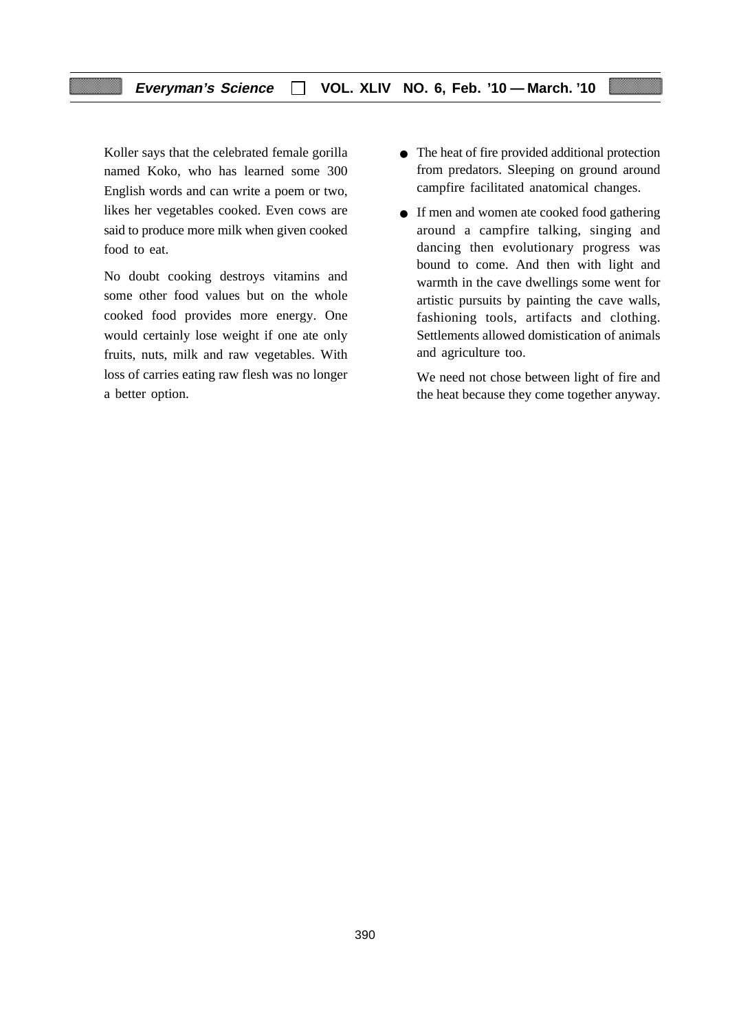Koller says that the celebrated female gorilla named Koko, who has learned some 300 English words and can write a poem or two, likes her vegetables cooked. Even cows are said to produce more milk when given cooked food to eat.

No doubt cooking destroys vitamins and some other food values but on the whole cooked food provides more energy. One would certainly lose weight if one ate only fruits, nuts, milk and raw vegetables. With loss of carries eating raw flesh was no longer a better option.

- The heat of fire provided additional protection from predators. Sleeping on ground around campfire facilitated anatomical changes.
- If men and women ate cooked food gathering around a campfire talking, singing and dancing then evolutionary progress was bound to come. And then with light and warmth in the cave dwellings some went for artistic pursuits by painting the cave walls, fashioning tools, artifacts and clothing. Settlements allowed domistication of animals and agriculture too.

We need not chose between light of fire and the heat because they come together anyway.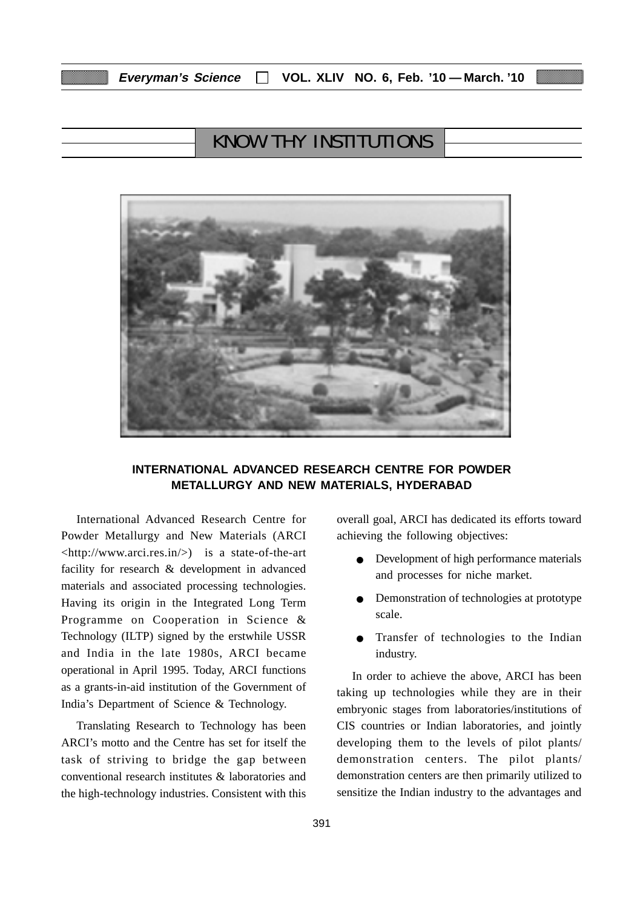## KNOW THY INSTITUTIONS

### INTERNATIONAL ADVANCED RESEARCH CENTRE FOR POWDER METALLURGY AND NEW MATERIALS, HYDERABAD

International Advanced Research Centre for Powder Metallurgy and New Materials (ARCI <http://www.arci.res.in/>) is a state-of-the-art facility for research & development in advanced materials and associated processing technologies. Having its origin in the Integrated Long Term Programme on Cooperation in Science & Technology (ILTP) signed by the erstwhile USSR and India in the late 1980s, ARCI became operational in April 1995. Today, ARCI functions as a grants-in-aid institution of the Government of India's Department of Science & Technology.

Translating Research to Technology has been ARCI's motto and the Centre has set for itself the task of striving to bridge the gap between conventional research institutes & laboratories and the high-technology industries. Consistent with this overall goal, ARCI has dedicated its efforts toward achieving the following objectives:

- Development of high performance materials and processes for niche market.
- Demonstration of technologies at prototype scale.
- Transfer of technologies to the Indian industry.

In order to achieve the above, ARCI has been taking up technologies while they are in their embryonic stages from laboratories/institutions of CIS countries or Indian laboratories, and jointly developing them to the levels of pilot plants/ demonstration centers. The pilot plants/ demonstration centers are then primarily utilized to sensitize the Indian industry to the advantages and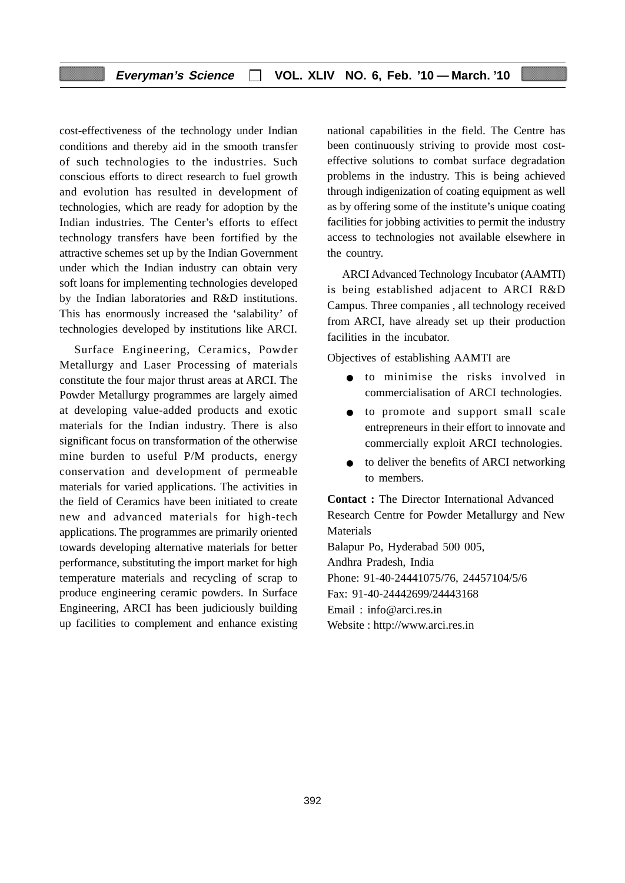cost-effectiveness of the technology under Indian conditions and thereby aid in the smooth transfer of such technologies to the industries. Such conscious efforts to direct research to fuel growth and evolution has resulted in development of technologies, which are ready for adoption by the Indian industries. The Center's efforts to effect technology transfers have been fortified by the attractive schemes set up by the Indian Government under which the Indian industry can obtain very soft loans for implementing technologies developed by the Indian laboratories and R&D institutions. This has enormously increased the 'salability' of technologies developed by institutions like ARCI.

Surface Engineering, Ceramics, Powder Metallurgy and Laser Processing of materials constitute the four major thrust areas at ARCI. The Powder Metallurgy programmes are largely aimed at developing value-added products and exotic materials for the Indian industry. There is also significant focus on transformation of the otherwise mine burden to useful P/M products, energy conservation and development of permeable materials for varied applications. The activities in the field of Ceramics have been initiated to create new and advanced materials for high-tech applications. The programmes are primarily oriented towards developing alternative materials for better performance, substituting the import market for high temperature materials and recycling of scrap to produce engineering ceramic powders. In Surface Engineering, ARCI has been judiciously building up facilities to complement and enhance existing national capabilities in the field. The Centre has been continuously striving to provide most cost-effective solutions to combat surface degradation problems in the industry. This is being achieved through indigenization of coating equipment as well as by offering some of the institute's unique coating facilities for jobbing activities to permit the industry access to technologies not available elsewhere in the country.

ARCI Advanced Technology Incubator (AAMTI) is being established adjacent to ARCI R&D Campus. Three companies , all technology received from ARCI, have already set up their production facilities in the incubator.

Objectives of establishing AAMTI are

- to minimise the risks involved in commercialisation of ARCI technologies.
- to promote and support small scale entrepreneurs in their effort to innovate and commercially exploit ARCI technologies.
- to deliver the benefits of ARCI networking to members.

**Contact :** The Director International Advanced Research Centre for Powder Metallurgy and New Materials  
Balapur Po, Hyderabad 500 005,  
Andhra Pradesh, India  
Phone: 91-40-24441075/76, 24457104/5/6  
Fax: 91-40-24442699/24443168  
Email : info@arci.res.in  
Website : http://www.arci.res.in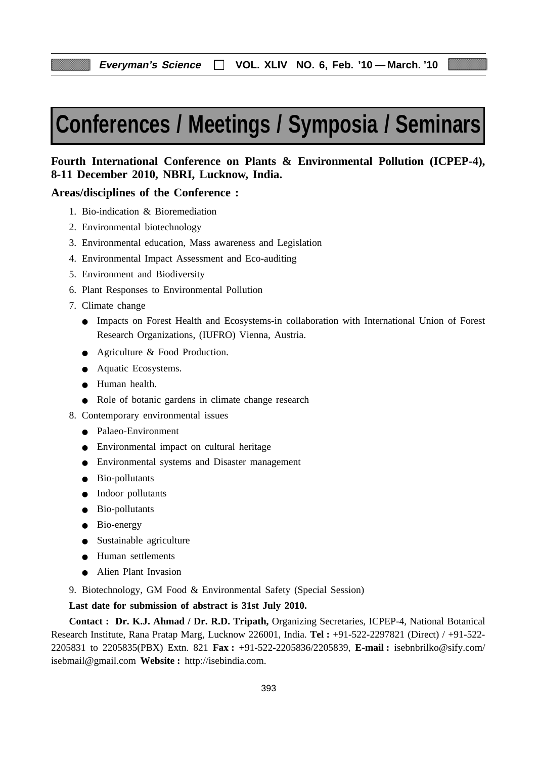# Conferences / Meetings / Symposia / Seminars

**Fourth International Conference on Plants & Environmental Pollution (ICPEP-4), 8-11 December 2010, NBRI, Lucknow, India.**

**Areas/disciplines of the Conference :**

1. Bio-indication & Bioremediation
2. Environmental biotechnology
3. Environmental education, Mass awareness and Legislation
4. Environmental Impact Assessment and Eco-auditing
5. Environment and Biodiversity
6. Plant Responses to Environmental Pollution
7. Climate change
   - Impacts on Forest Health and Ecosystems-in collaboration with International Union of Forest Research Organizations, (IUFRO) Vienna, Austria.
   - Agriculture & Food Production.
   - Aquatic Ecosystems.
   - Human health.
   - Role of botanic gardens in climate change research
8. Contemporary environmental issues
   - Palaeo-Environment
   - Environmental impact on cultural heritage
   - Environmental systems and Disaster management
   - Bio-pollutants
   - Indoor pollutants
   - Bio-pollutants
   - Bio-energy
   - Sustainable agriculture
   - Human settlements
   - Alien Plant Invasion
9. Biotechnology, GM Food & Environmental Safety (Special Session)

**Last date for submission of abstract is 31st July 2010.**

**Contact : Dr. K.J. Ahmad / Dr. R.D. Tripath,** Organizing Secretaries, ICPEP-4, National Botanical Research Institute, Rana Pratap Marg, Lucknow 226001, India. **Tel :** +91-522-2297821 (Direct) / +91-522-2205831 to 2205835(PBX) Extn. 821 **Fax :** +91-522-2205836/2205839, **E-mail :** isebnbrilko@sify.com/ isebmail@gmail.com **Website :** http://isebindia.com.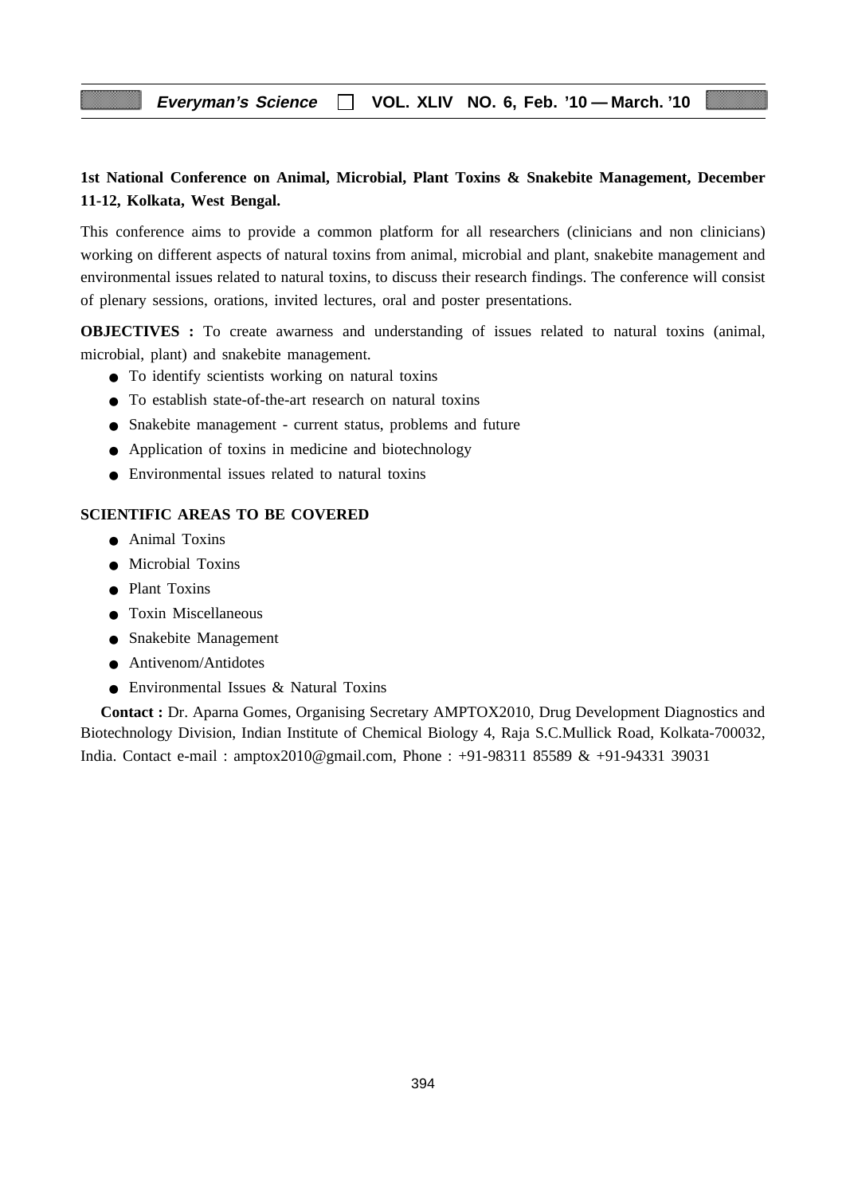**1st National Conference on Animal, Microbial, Plant Toxins & Snakebite Management, December 11-12, Kolkata, West Bengal.**

This conference aims to provide a common platform for all researchers (clinicians and non clinicians) working on different aspects of natural toxins from animal, microbial and plant, snakebite management and environmental issues related to natural toxins, to discuss their research findings. The conference will consist of plenary sessions, orations, invited lectures, oral and poster presentations.

**OBJECTIVES :** To create awarness and understanding of issues related to natural toxins (animal, microbial, plant) and snakebite management.

- To identify scientists working on natural toxins
- To establish state-of-the-art research on natural toxins
- Snakebite management - current status, problems and future
- Application of toxins in medicine and biotechnology
- Environmental issues related to natural toxins

**SCIENTIFIC AREAS TO BE COVERED**

- Animal Toxins
- Microbial Toxins
- Plant Toxins
- Toxin Miscellaneous
- Snakebite Management
- Antivenom/Antidotes
- Environmental Issues & Natural Toxins

**Contact :** Dr. Aparna Gomes, Organising Secretary AMPTOX2010, Drug Development Diagnostics and Biotechnology Division, Indian Institute of Chemical Biology 4, Raja S.C.Mullick Road, Kolkata-700032, India. Contact e-mail : amptox2010@gmail.com, Phone : +91-98311 85589 & +91-94331 39031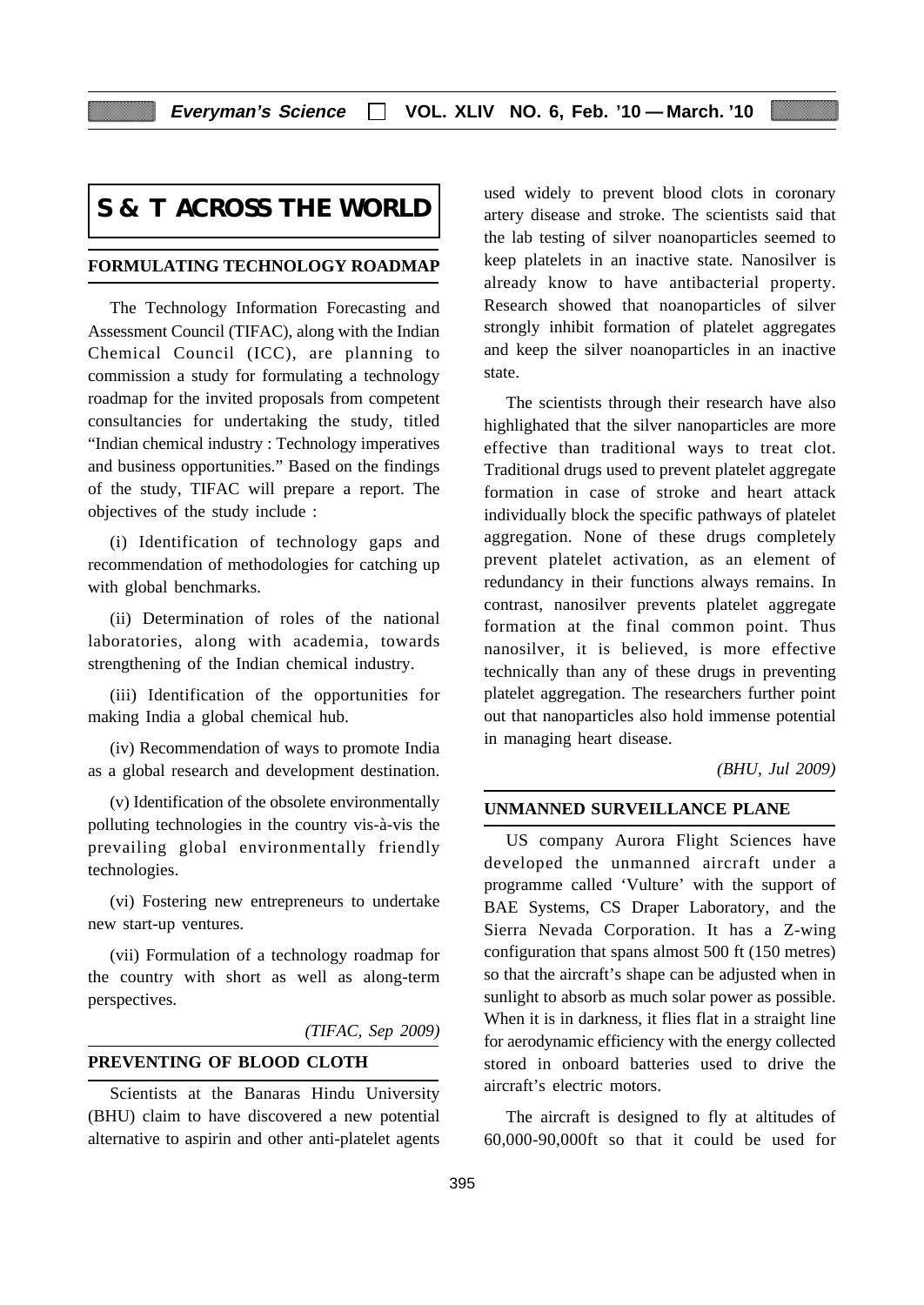# S & T ACROSS THE WORLD

## FORMULATING TECHNOLOGY ROADMAP

The Technology Information Forecasting and Assessment Council (TIFAC), along with the Indian Chemical Council (ICC), are planning to commission a study for formulating a technology roadmap for the invited proposals from competent consultancies for undertaking the study, titled "Indian chemical industry : Technology imperatives and business opportunities." Based on the findings of the study, TIFAC will prepare a report. The objectives of the study include :

(i) Identification of technology gaps and recommendation of methodologies for catching up with global benchmarks.

(ii) Determination of roles of the national laboratories, along with academia, towards strengthening of the Indian chemical industry.

(iii) Identification of the opportunities for making India a global chemical hub.

(iv) Recommendation of ways to promote India as a global research and development destination.

(v) Identification of the obsolete environmentally polluting technologies in the country vis-à-vis the prevailing global environmentally friendly technologies.

(vi) Fostering new entrepreneurs to undertake new start-up ventures.

(vii) Formulation of a technology roadmap for the country with short as well as along-term perspectives.

*(TIFAC, Sep 2009)*

## PREVENTING OF BLOOD CLOTH

Scientists at the Banaras Hindu University (BHU) claim to have discovered a new potential alternative to aspirin and other anti-platelet agents used widely to prevent blood clots in coronary artery disease and stroke. The scientists said that the lab testing of silver noanoparticles seemed to keep platelets in an inactive state. Nanosilver is already know to have antibacterial property. Research showed that noanoparticles of silver strongly inhibit formation of platelet aggregates and keep the silver noanoparticles in an inactive state.

The scientists through their research have also highlighated that the silver nanoparticles are more effective than traditional ways to treat clot. Traditional drugs used to prevent platelet aggregate formation in case of stroke and heart attack individually block the specific pathways of platelet aggregation. None of these drugs completely prevent platelet activation, as an element of redundancy in their functions always remains. In contrast, nanosilver prevents platelet aggregate formation at the final common point. Thus nanosilver, it is believed, is more effective technically than any of these drugs in preventing platelet aggregation. The researchers further point out that nanoparticles also hold immense potential in managing heart disease.

*(BHU, Jul 2009)*

## UNMANNED SURVEILLANCE PLANE

US company Aurora Flight Sciences have developed the unmanned aircraft under a programme called 'Vulture' with the support of BAE Systems, CS Draper Laboratory, and the Sierra Nevada Corporation. It has a Z-wing configuration that spans almost 500 ft (150 metres) so that the aircraft's shape can be adjusted when in sunlight to absorb as much solar power as possible. When it is in darkness, it flies flat in a straight line for aerodynamic efficiency with the energy collected stored in onboard batteries used to drive the aircraft's electric motors.

The aircraft is designed to fly at altitudes of 60,000-90,000ft so that it could be used for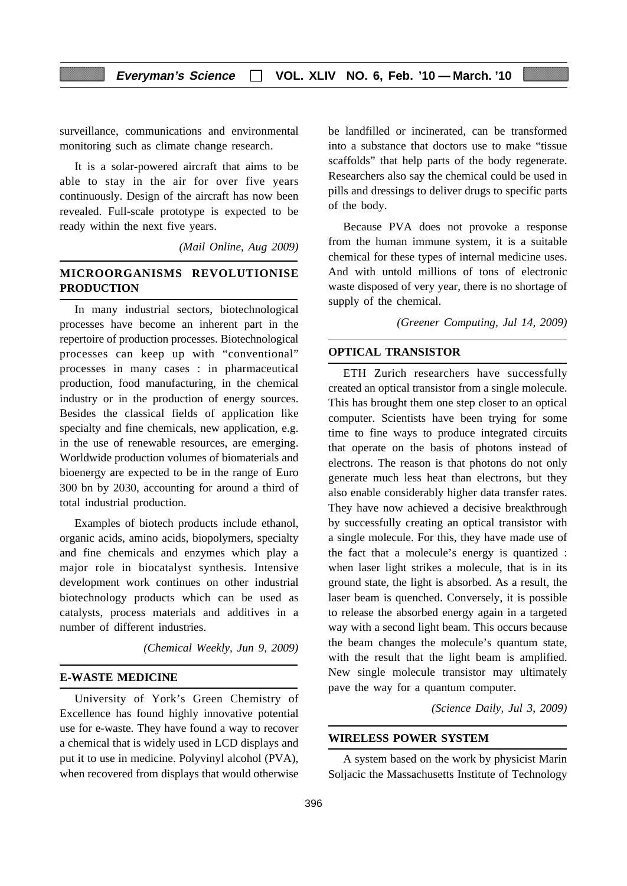surveillance, communications and environmental monitoring such as climate change research.

It is a solar-powered aircraft that aims to be able to stay in the air for over five years continuously. Design of the aircraft has now been revealed. Full-scale prototype is expected to be ready within the next five years.

*(Mail Online, Aug 2009)*

## MICROORGANISMS REVOLUTIONISE PRODUCTION

In many industrial sectors, biotechnological processes have become an inherent part in the repertoire of production processes. Biotechnological processes can keep up with "conventional" processes in many cases : in pharmaceutical production, food manufacturing, in the chemical industry or in the production of energy sources. Besides the classical fields of application like specialty and fine chemicals, new application, e.g. in the use of renewable resources, are emerging. Worldwide production volumes of biomaterials and bioenergy are expected to be in the range of Euro 300 bn by 2030, accounting for around a third of total industrial production.

Examples of biotech products include ethanol, organic acids, amino acids, biopolymers, specialty and fine chemicals and enzymes which play a major role in biocatalyst synthesis. Intensive development work continues on other industrial biotechnology products which can be used as catalysts, process materials and additives in a number of different industries.

*(Chemical Weekly, Jun 9, 2009)*

## E-WASTE MEDICINE

University of York's Green Chemistry of Excellence has found highly innovative potential use for e-waste. They have found a way to recover a chemical that is widely used in LCD displays and put it to use in medicine. Polyvinyl alcohol (PVA), when recovered from displays that would otherwise be landfilled or incinerated, can be transformed into a substance that doctors use to make "tissue scaffolds" that help parts of the body regenerate. Researchers also say the chemical could be used in pills and dressings to deliver drugs to specific parts of the body.

Because PVA does not provoke a response from the human immune system, it is a suitable chemical for these types of internal medicine uses. And with untold millions of tons of electronic waste disposed of very year, there is no shortage of supply of the chemical.

*(Greener Computing, Jul 14, 2009)*

## OPTICAL TRANSISTOR

ETH Zurich researchers have successfully created an optical transistor from a single molecule. This has brought them one step closer to an optical computer. Scientists have been trying for some time to fine ways to produce integrated circuits that operate on the basis of photons instead of electrons. The reason is that photons do not only generate much less heat than electrons, but they also enable considerably higher data transfer rates. They have now achieved a decisive breakthrough by successfully creating an optical transistor with a single molecule. For this, they have made use of the fact that a molecule's energy is quantized : when laser light strikes a molecule, that is in its ground state, the light is absorbed. As a result, the laser beam is quenched. Conversely, it is possible to release the absorbed energy again in a targeted way with a second light beam. This occurs because the beam changes the molecule's quantum state, with the result that the light beam is amplified. New single molecule transistor may ultimately pave the way for a quantum computer.

*(Science Daily, Jul 3, 2009)*

## WIRELESS POWER SYSTEM

A system based on the work by physicist Marin Soljacic the Massachusetts Institute of Technology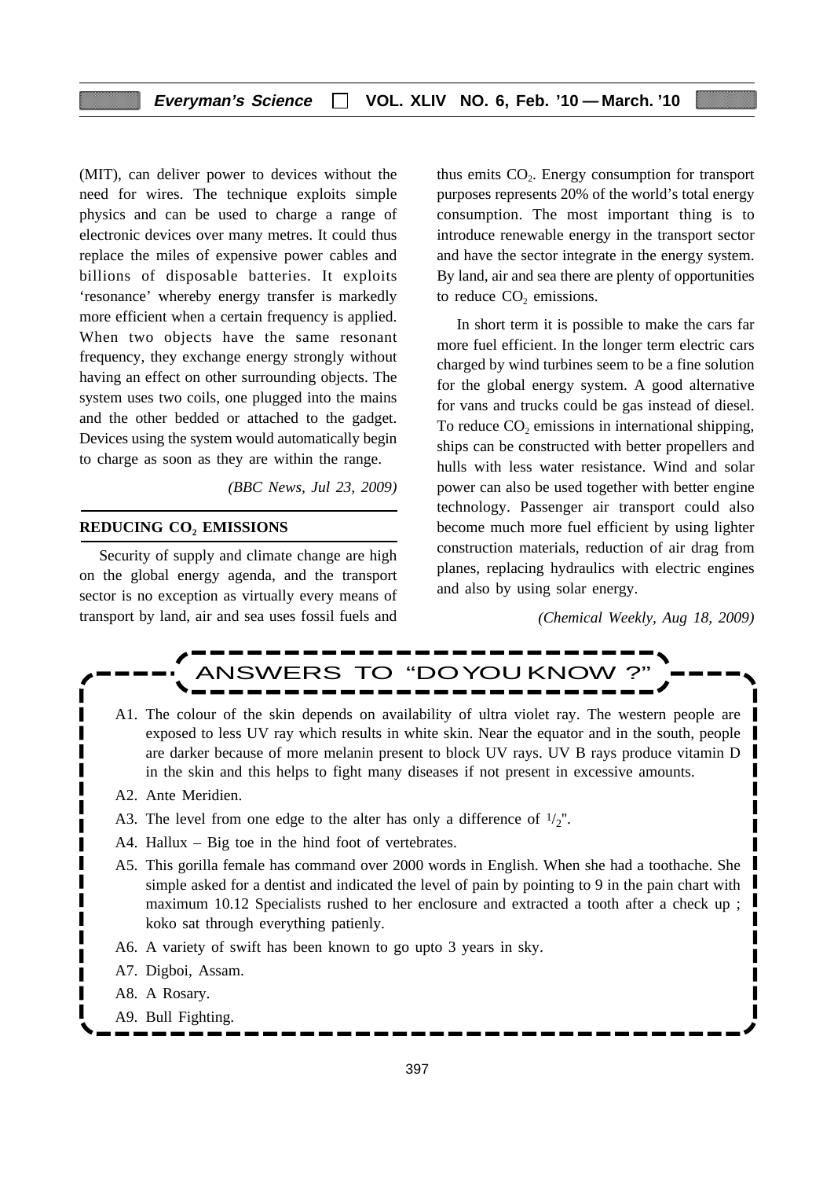(MIT), can deliver power to devices without the need for wires. The technique exploits simple physics and can be used to charge a range of electronic devices over many metres. It could thus replace the miles of expensive power cables and billions of disposable batteries. It exploits 'resonance' whereby energy transfer is markedly more efficient when a certain frequency is applied. When two objects have the same resonant frequency, they exchange energy strongly without having an effect on other surrounding objects. The system uses two coils, one plugged into the mains and the other bedded or attached to the gadget. Devices using the system would automatically begin to charge as soon as they are within the range.

*(BBC News, Jul 23, 2009)*

## REDUCING $CO_2$ EMISSIONS

Security of supply and climate change are high on the global energy agenda, and the transport sector is no exception as virtually every means of transport by land, air and sea uses fossil fuels and thus emits $CO_2$. Energy consumption for transport purposes represents 20% of the world's total energy consumption. The most important thing is to introduce renewable energy in the transport sector and have the sector integrate in the energy system. By land, air and sea there are plenty of opportunities to reduce $CO_2$ emissions.

In short term it is possible to make the cars far more fuel efficient. In the longer term electric cars charged by wind turbines seem to be a fine solution for the global energy system. A good alternative for vans and trucks could be gas instead of diesel. To reduce $CO_2$ emissions in international shipping, ships can be constructed with better propellers and hulls with less water resistance. Wind and solar power can also be used together with better engine technology. Passenger air transport could also become much more fuel efficient by using lighter construction materials, reduction of air drag from planes, replacing hydraulics with electric engines and also by using solar energy.

*(Chemical Weekly, Aug 18, 2009)*

## ANSWERS TO "DO YOU KNOW ?"

A1. The colour of the skin depends on availability of ultra violet ray. The western people are exposed to less UV ray which results in white skin. Near the equator and in the south, people are darker because of more melanin present to block UV rays. UV B rays produce vitamin D in the skin and this helps to fight many diseases if not present in excessive amounts.

A2. Ante Meridien.

A3. The level from one edge to the alter has only a difference of $^1/_2$".

A4. Hallux – Big toe in the hind foot of vertebrates.

A5. This gorilla female has command over 2000 words in English. When she had a toothache. She simple asked for a dentist and indicated the level of pain by pointing to 9 in the pain chart with maximum 10.12 Specialists rushed to her enclosure and extracted a tooth after a check up ; koko sat through everything patienly.

A6. A variety of swift has been known to go upto 3 years in sky.

A7. Digboi, Assam.

A8. A Rosary.

A9. Bull Fighting.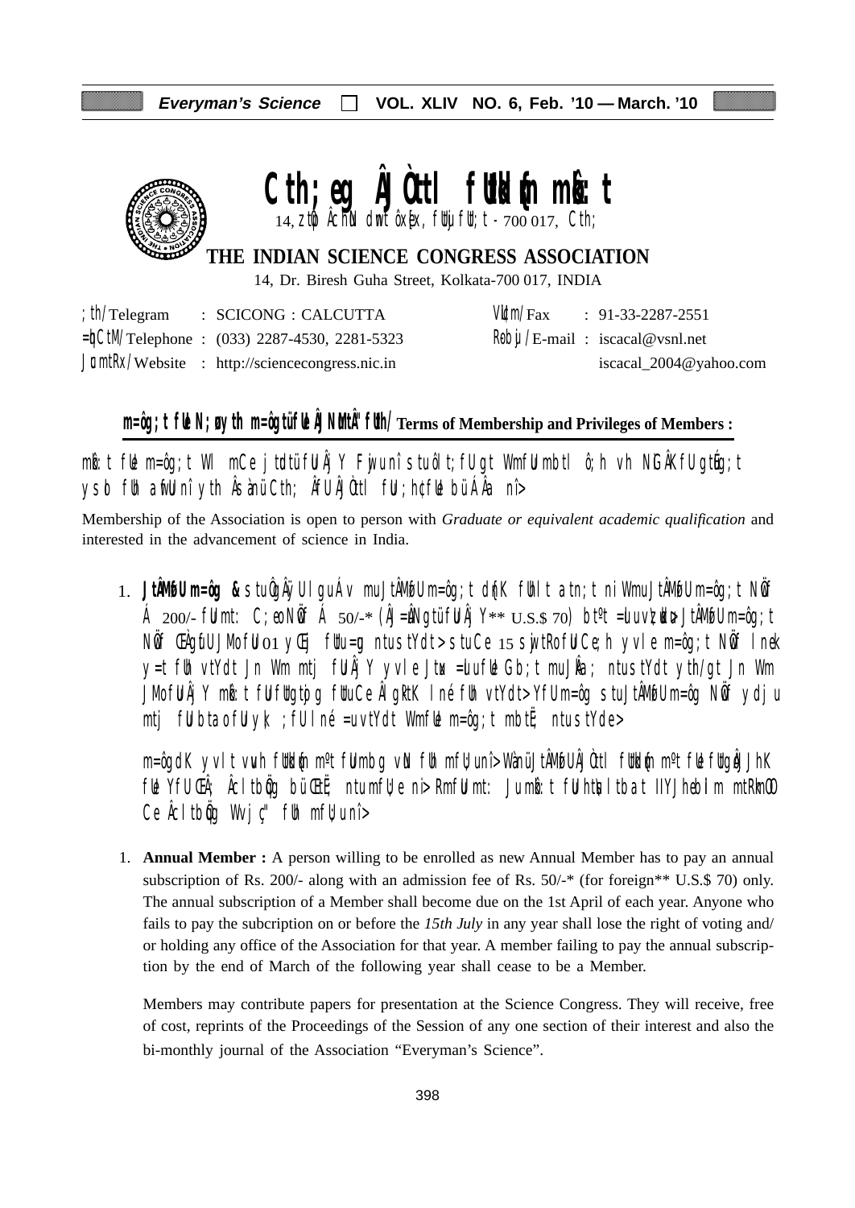# Cth;eg ÂJÒttl fUtIufn mÂ:t

14, ztp ÂchN dnt ôxÊx, fUtjfU;t - 700 017, Cth;

## THE INDIAN SCIENCE CONGRESS ASSOCIATION

14, Dr. Biresh Guha Street, Kolkata-700 017, INDIA

| | | | |
|---|---|---|---|
| ;th/Telegram | : SCICONG : CALCUTTA | VUm/Fax | : 91-33-2287-2551 |
| =bCtM/Telephone | : (033) 2287-4530, 2281-5323 | RobU/E-mail | : iscacal@vsnl.net |
| JumtRx/Website | : http://sciencecongress.nic.in | | iscacal_2004@yahoo.com |

### m=ôg;t fUe N;uk ythm=ôgtüfUeÂjNtMtÂ" fUth/Terms of Membership and Privileges of Members :

mÂ:t fUe m=ôg;t WI mCe jtdtü fUÂj Y Fjwuní stuôI t;fU gt WmfUu mbtI ô;h vh NGÂKfU gtÓg;t ysb fUh afUunî yth Âs àmü Cth; ÂfUÂJÒttl fU;h;fUe büÂÂa nî>

Membership of the Association is open to person with *Graduate or equivalent academic qualification* and interested in the advancement of science in India.

1. **JtÂMfU m=ôg &** stuÔgÂÿUI guÁv muJtÂMfU m=ôg;t dnK fUhl t atn;t ni WmuJtÂMfU m=ôg;t NwÖf Á 200/- fUmt: C;eo NwÖf Á 50/-* (ÂJ=uNgtü fUÂj Y** U.S.$ 70) btºt =Uuv;zUd> JtÂMfU m=ôg;t NwÖf ŒÀgufU JMo fUu 01 yŒj fUtu=g ntustYdt> stuCe 15 sjwtRofU Ce;h yvle m=ôg;t NwÖf lneâ y=t fUh vtYdt Jn Wm mtj fUÂj Y yvle Jtux =uufUe Gb;t muJÂa; ntustYdt yth/gt Jn Wm JMo fUÂj Y mÂ:t fUfUtgtùg fUtuCe Âl gwKK lné fUh vtYdt> YfU m=ôg stuJtÂMfU m=ôg NwÖf ydju mtj fUbta ofUyk ;fU I né =uvtYdt WmfUe m=ôg;t mbtË ntustYde>

m=ôgdK yvl t vuh fUtIufn mºt fUmbg vN fUh mfU;unî> WànüJtÂMfU ÂJÒttl fUtIufn mºt fUe fUtgoÂJJhK fUe YfU ŒÂ; Âclt bÖg büŒË ntumfU;e ni> RmfUmt: JumÂ:t fUh tu;lt bat lIYJhebIm mtRkmO Ce Âclt bÖg Wvj ç" fUh mfU;unî>

1. **Annual Member :** A person willing to be enrolled as new Annual Member has to pay an annual subscription of Rs. 200/- along with an admission fee of Rs. 50/-* (for foreign** U.S.$ 70) only. The annual subscription of a Member shall become due on the 1st April of each year. Anyone who fails to pay the subcription on or before the *15th July* in any year shall lose the right of voting and/ or holding any office of the Association for that year. A member failing to pay the annual subscription by the end of March of the following year shall cease to be a Member.

Members may contribute papers for presentation at the Science Congress. They will receive, free of cost, reprints of the Proceedings of the Session of any one section of their interest and also the bi-monthly journal of the Association "Everyman's Science".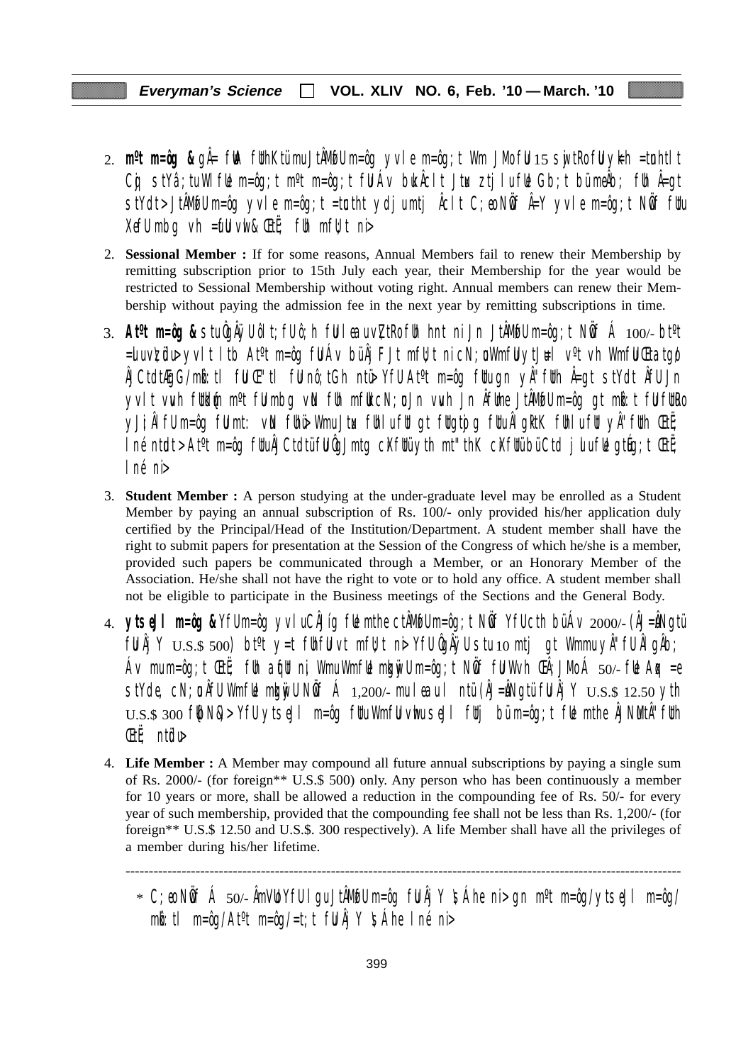2. **m°t m=ôg &** gÂ= fUk fUh KtümuJtÂMføUm=ôg yvle m=ôg;t Wm JMo fUu 15 sjwtRo fUu yk=h =tuhtlt Cù stYâ;tuWl fUe m=ôg;t m°t m=ôg;t fUJÁv buk Âclt Jtu ztj lufUe Gb;t bümeÂb; fUh Â=gt stYdt> JtÂMføUm=ôg yvle m=ôg;t =tuhtlt ydj umtj Âclt C;eo NüÖf Â=Y yvle m=ôg;t NüÖf fUu XefUmbg vh =fUu vk& ŒtË; fUh mfU;t ni>

2. **Sessional Member :** If for some reasons, Annual Members fail to renew their Membership by remitting subscription prior to 15th July each year, their Membership for the year would be restricted to Sessional Membership without voting right. Annual members can renew their Membership without paying the admission fee in the next year by remitting subscriptions in time.

3. **At°t m=ôg &** stuÂçÂÿUôlt;fUô;h fUl œuvZtRo fUh hnt ni Jn JtÂMføUm=ôg;t NüÖf Á 100/- bt°t =uuvZüdu> yvlt ltb At°t m=ôg fUJÁv büÂj FJt mfU;t ni cN;uWmfUu ytJu=l v°t vh WmfUu Œtatgo ÂjCtdtÆgG/mÞ:tl fUu Œ"tl fUu nô;tGh ntü> YfU At°t m=ôg fUu ugn yÂ"fUth Â=gt stYdt ÂfU Jn yvlt vuh fUkd;tu m°t fUu mbg vN fUh mfUu cN;uJn vuh Jn ÂfUne JtÂMføUm=ôg gt mÞ:t fUu fUtRo yJi;ÂlfU m=ôg fUu mt: vN fUhü> WmuJtu fUhlu fUt gt fUtgtÆj g fUtuÂlgRtK fUhlu fUt yÂ"fUth ŒtË; lné ntdt> At°t m=ôg fUtuÂjCtdtü fUuÂçJmtg cXfUtü ytih mt"thK cXfUtü büCtd jlu fUe gtÆg;t ŒtË; lné ni>

3. **Student Member :** A person studying at the under-graduate level may be enrolled as a Student Member by paying an annual subscription of Rs. 100/- only provided his/her application duly certified by the Principal/Head of the Institution/Department. A student member shall have the right to submit papers for presentation at the Session of the Congress of which he/she is a member, provided such papers be communicated through a Member, or an Honorary Member of the Association. He/she shall not have the right to vote or to hold any office. A student member shall not be eligible to participate in the Business meetings of the Sections and the General Body.

4. **ytselJl m=ôg &** YfU m=ôg yvluCÂJíg fUe mthe ctÂMføUm=ôg;t NüÖf YfUcth büÁv 2000/- (ÂJ=âNgtü fUu ÂjY U.S.$ 500) bt°t y=t fUhfUu vt mfU;t ni> YfU ÂçÂÿUs tu 10 mtj gt Wmmu yÂ"fU ÂlgÂb; Áv mum=ôg;t ŒtË; fUh afUt ni, WmuWmfUe mbgÿUm=ôg;t NüÖf fUu Wvh ŒÂ;JMoÁ 50/- fUe Aqx =e stYde, cN;uÂfU WmfUe mbgÿUNüÖf Á 1,200/- mul œul ntü (ÂJ=âNgtü fUu ÂjY U.S.$ 12.50 yth U.S.$ 300 fUÐN>) > YfU ytselJl m=ôg fUtu WmfUu vluusel fUtj büm=ôg;t fUe mthe ÂJNuMtÂ"fUth ŒtË; ntüdu>

4. **Life Member :** A Member may compound all future annual subscriptions by paying a single sum of Rs. 2000/- (for foreign** U.S.$ 500) only. Any person who has been continuously a member for 10 years or more, shall be allowed a reduction in the compounding fee of Rs. 50/- for every year of such membership, provided that the compounding fee shall not be less than Rs. 1,200/- (for foreign** U.S.$ 12.50 and U.S.$. 300 respectively). A life Member shall have all the privileges of a member during his/her lifetime.

---

* C;eo NüÖf Á 50/- ÂmVo YfU lgu JtÂMføUm=ôg fUu ÂjY \$Áhe ni> gn m°t m=ôg/ytselJl m=ôg/ mÞ:tl m=ôg/At°t m=ôg/=t;t fUu ÂjY \$Áhe lné ni>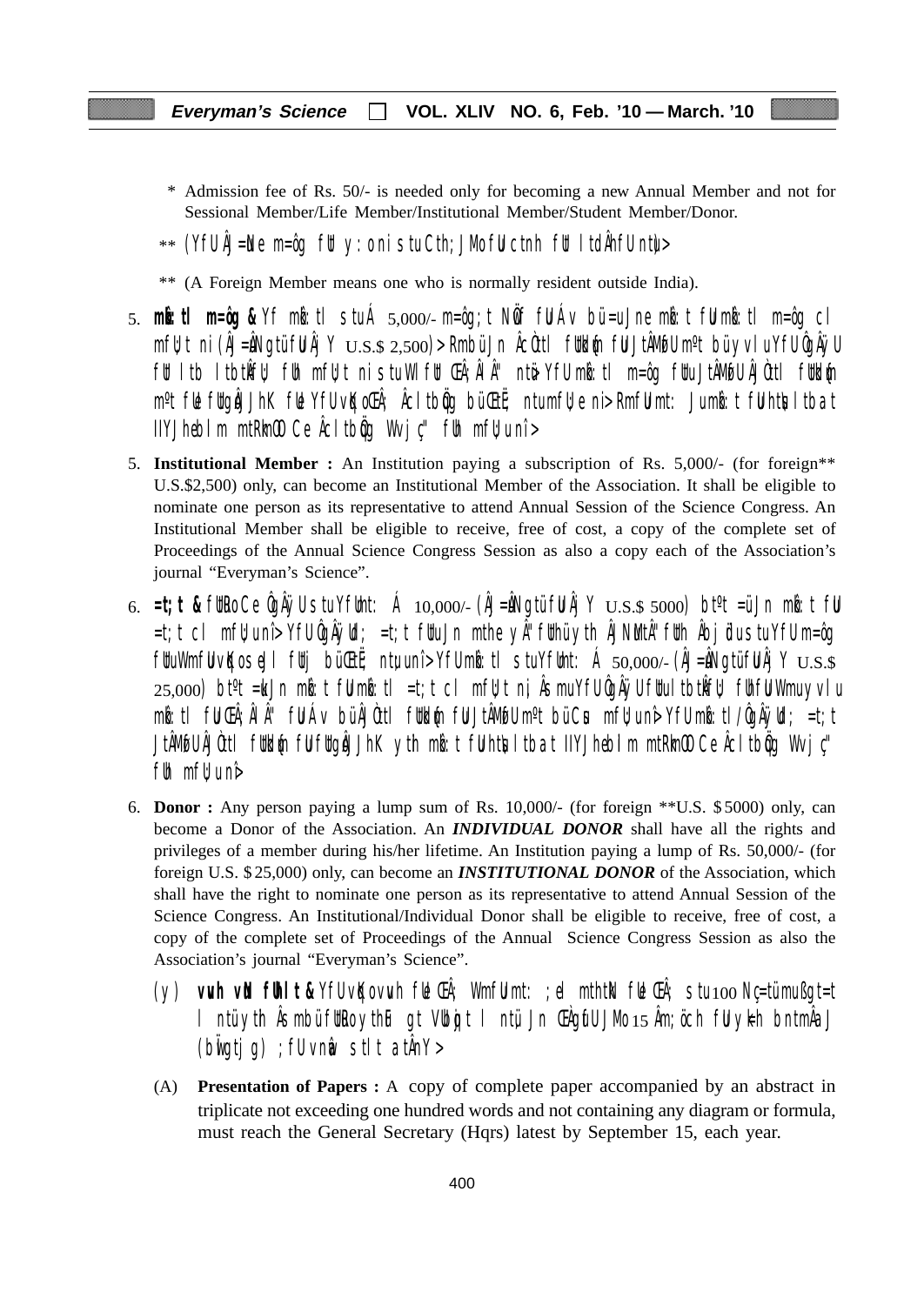\* Admission fee of Rs. 50/- is needed only for becoming a new Annual Member and not for Sessional Member/Life Member/Institutional Member/Student Member/Donor.

\*\* (YfU Âj=Nle m=ôg fUl y : oni stuCth; JMofUlctnh fUl ltdÂnfUntlu>

\*\* (A Foreign Member means one who is normally resident outside India).

5. **mkb:tl m=ôg &** Yf mkb:tl stuÁ 5,000/- m=ôg; t NÜf fUlÁv bü=uJne mkb:t fUlmkb:tl m=ôg cl mfU t ni (Âj=ÂNgtü fUlÂj Y U.S.$ 2,500) > RmbüJn ÂcÕtl fUlkÂn fUlJtÂMofU m°t büyvlu YfU ÔgÂÿU fUlltb ltbtÂfU fUh mfU t ni stuWlfUl ŒÂ;ÂlÂ" ntü> YfUmkb:tl m=ôg fUlJtÂMofU ÂjÕtl fUlkÂn m°t fUl fUtgÑJhK fUl YfU vKo ŒÂ; Âcl tbùg büŒtË ntumfU eni> RmfUl mt: Jumkb:t fUlhtlltbat llYJheblm mtRkmOCe Âcl tbùg Wvj ç" fUh mfU unî>

5. **Institutional Member :** An Institution paying a subscription of Rs. 5,000/- (for foreign\*\* U.S.$2,500) only, can become an Institutional Member of the Association. It shall be eligible to nominate one person as its representative to attend Annual Session of the Science Congress. An Institutional Member shall be eligible to receive, free of cost, a copy of the complete set of Proceedings of the Annual Science Congress Session as also a copy each of the Association's journal "Everyman's Science".

6. **=t; t &** fUlRoCe ÔgÂÿU stuYfUlnt: Á 10,000/- (Âj=ÂNgtü fUlÂj Y U.S.$ 5000) bt°t =üJn mkb:t fUl =t; t cl mfU unî> YfU ÔgÂÿUd; =t; t fUluJn mthe yÂ" fUlhüyth ÂjNM tÂ" fUlh Âbj üulus tuYfU m=ôg fUluWmfU lvKo seJl fUlj büŒtË ntu unî> YfU mkb:tl stuYfUlnt: Á 50,000/- (Âj=ÂNgtü fUlÂj Y U.S.$ 25,000) bt°t =kJn mkb:t fUlmkb:tl =t; t cl mfU t nj, ÂsmuYfU ÔgÂÿU fUluJltbtÂfU fUhfUlWmuyvlu mkb:tl fUl ŒÂ;ÂlÂ" fUlÁv büÂjÕtl fUlkÂn fUlJtÂMofU m°t büCu mfU unî> YfU mkb:tl /ÔgÂÿUd; =t; t JtÂMofU ÂjÕtl fUlkÂn fUlfUtgÑJhK yth mkb:t fUlhtlltbat llYJheblm mtRkmOCe Âcl tbùg Wvj ç" fUh mfU unî>

6. **Donor :** Any person paying a lump sum of Rs. 10,000/- (for foreign \*\*U.S. $ 5000) only, can become a Donor of the Association. An ***INDIVIDUAL DONOR*** shall have all the rights and privileges of a member during his/her lifetime. An Institution paying a lump of Rs. 50,000/- (for foreign U.S. $ 25,000) only, can become an ***INSTITUTIONAL DONOR*** of the Association, which shall have the right to nominate one person as its representative to attend Annual Session of the Science Congress. An Institutional/Individual Donor shall be eligible to receive, free of cost, a copy of the complete set of Proceedings of the Annual Science Congress Session as also the Association's journal "Everyman's Science".

(y) **vuh vM fUh lt &** YfU vKo vuh fUl ŒÂ; WmfU mt: ;el mthtN fUl ŒÂ; stu100 Nç=tü mußgt=t l ntü yth ÂsmbüfUlRoythF gt VUbo gt l ntü Jn ŒÌgfU JMo 15 Âm; öch fUlykh bntmÂaJ (bïgtj g) ;fU vnüa stlt atÂnY>

(A) **Presentation of Papers :** A copy of complete paper accompanied by an abstract in triplicate not exceeding one hundred words and not containing any diagram or formula, must reach the General Secretary (Hqrs) latest by September 15, each year.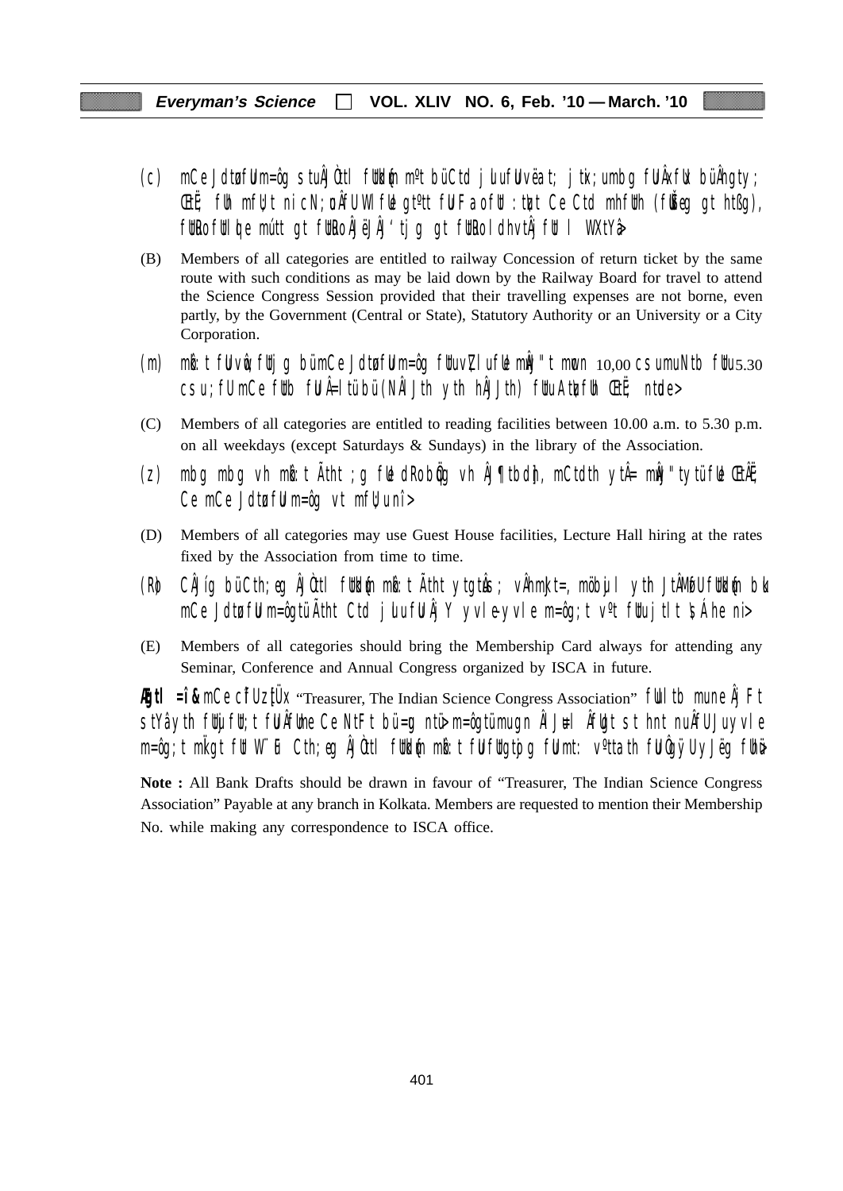(c) mCe JdtøfUIm=ôg stuÂj Òttl fUIKdfm mºtbüCtd j LufUIvëat; jtix;umbg fUIÂxfUI büÂhgty; ŒtË; fUIh mfU;t nicN;ûÂfUWI fUIe gtºtt fUIFaofUI :tüt Ce Ctd mhfUIh (fUIÊeg gt htßg), fUIRofUI Ique mútt gt fUIRoÂjëJÂj'tjg gt fUIRol dhvtÂj fUI l WXtYâ>

(B) Members of all categories are entitled to railway Concession of return ticket by the same route with such conditions as may be laid down by the Railway Board for travel to attend the Science Congress Session provided that their travelling expenses are not borne, even partly, by the Government (Central or State), Statutory Authority or an University or a City Corporation.

(m) mk:t fUIvôù fUIjg bümCe JdtøfUIm=ôg fUIuvŽluflUIe mÂj" t mvun 10,00 csumuNtb fUIu5.30 csu;fU mCe fUIb fUIÂ=ltübü(NÂJth yth hÂJJth) fUIuAtuÿfUIh ŒtË; ntde>

(C) Members of all categories are entitled to reading facilities between 10.00 a.m. to 5.30 p.m. on all weekdays (except Saturdays & Sundays) in the library of the Association.

(z) mbg mbg vh mk:t Ãtht ;g fUIe dRobûg vh Âj¶tbdh, mCtdth ytÂ= mÂj" tytüfUIe ŒtÂË Ce mCe JdtøfUIm=ôg vt mfU;unî>

(D) Members of all categories may use Guest House facilities, Lecture Hall hiring at the rates fixed by the Association from time to time.

(Rþ) CÂjíg büCth;eg ÂjÒttl fUIKdfm mk:t Ãtht ytgtuÂs; vÂhmkJt=, möbujl yth JtÂMöfU fUIKdfm bü mCe JdtøfUIm=ôgtüÃtht Ctd jULufUIÂj Y yvle-yvle m=ôg;t vºt fUIujtlt Is Áhe ni>

(E) Members of all categories should bring the Membership Card always for attending any Seminar, Conference and Annual Congress organized by ISCA in future.

**Âÿtl =î&** mCe cÎUzÙÜx "Treasurer, The Indian Science Congress Association" fUIl tb muneÂj Ft stYâyth fUIjfUI;t fUIÂfUIne CeNtFt bü=g ntü>m=ôgtümugn ÂlJu=l ÂfUIgt stht nuÂfU Juyvle m=ôg;t mkgt fUI W" Œ Cth;eg ÂjÒttl fUIKdfm mk:t fUIufUIgtþg fUImt: vºttath fUIÛgÿUy Jëg fUIhü>

**Note :** All Bank Drafts should be drawn in favour of "Treasurer, The Indian Science Congress Association" Payable at any branch in Kolkata. Members are requested to mention their Membership No. while making any correspondence to ISCA office.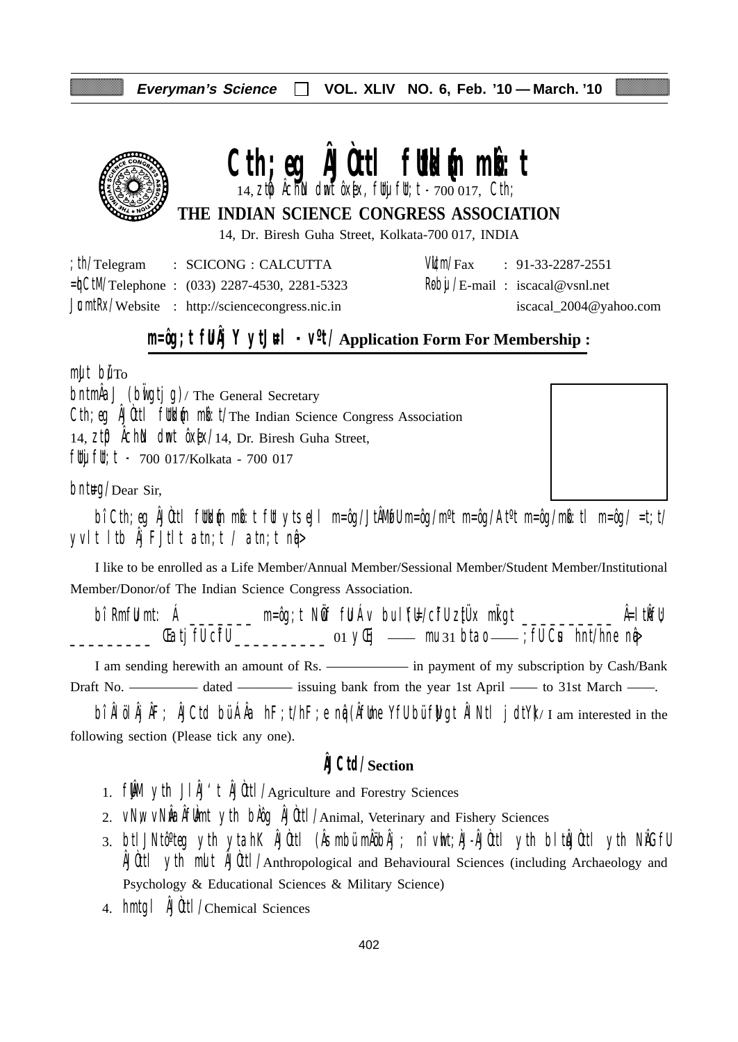# Cth;eg ÂjÒtl fUtkd{ m¢t

14, zt¡ ÂchN dwnt ôxÙx, fUtuj fUt;t - 700 017, Cth;

## THE INDIAN SCIENCE CONGRESS ASSOCIATION

14, Dr. Biresh Guha Street, Kolkata-700 017, INDIA

| | | | |
|---|---|---|---|
| ;th/Telegram | : SCICONG : CALCUTTA | VUtm/Fax | : 91-33-2287-2551 |
| =ÙCtN/Telephone | : (033) 2287-4530, 2281-5323 | R¢bj/E-mail | : iscacal@vsnl.net |
| JucmtRx/Website | : http://sciencecongress.nic.in | | iscacal_2004@yahoo.com |

## m=ôg;t fUÙ Âj Y ytJuŒl - vºt/ Application Form For Membership :

mJt bü/To
bntmÂaJ (bÏwgtjg)/ The General Secretary
Cth;eg ÂjÒtl fUtkd{ m¢t/The Indian Science Congress Association
14, zt¡ ÂchN dwnt ôxÙx/14, Dr. Biresh Guha Street,
fUtuj fUt;t - 700 017/Kolkata - 700 017

bntu=g/Dear Sir,

bî Cth;eg ÂjÒtl fUtkd{ m¢t fUt ytseJl m=ôg/JtÂMOfU m=ôg/mºt m=ôg/Atºt m=ôg/m¢t l m=ôg/ =t;t/ yvlt ltb ÂjFJtlt atn;t / atn;e nqk>

I like to be enrolled as a Life Member/Annual Member/Sessional Member/Student Member/Institutional Member/Donor/of The Indian Science Congress Association.

bî RmfUu mtÚ Á _______ m=ôg;t NwÕf fUu Áv bul fUu/cîfU zÙtÜx mkÏgt __________ Â=ltkfU __________ ©atj fUcîfU __________ 01 yÒi —— mu 31 btao —— ;fU Cuð hnt/hne nqk>

I am sending herewith an amount of Rs. ——————— in payment of my subscription by Cash/Bank Draft No. —————— dated ————— issuing bank from the year 1st April —— to 31st March ——.

bî ÂlöÂj ÂF; ÂjCtd bü ÂÂa hF;t/hF;e nqk (ÂfUme YfU bü fUùgt Â NtlJdtYk)/ I am interested in the following section (Please tick any one).

### ÂjCtd/Section

1. fUÂM yth JlÂj'tÂjÒtl/Agriculture and Forestry Sciences
2. vNw, vNwÂa ÂfUÙmt yth bÀôg ÂjÒtl/Animal, Veterinary and Fishery Sciences
3. btlJNtôºteg yth ytahK ÂjÒtl (Âsmbü mÂöbÂj; nî vwht;Àj-ÂjÒtl yth bltuÂjÒtl yth NÂGfU ÂjÒtl yth mulÂjÒtl/Anthropological and Behavioural Sciences (including Archaeology and Psychology & Educational Sciences & Military Science)
4. hmtgl ÂjÒtl/Chemical Sciences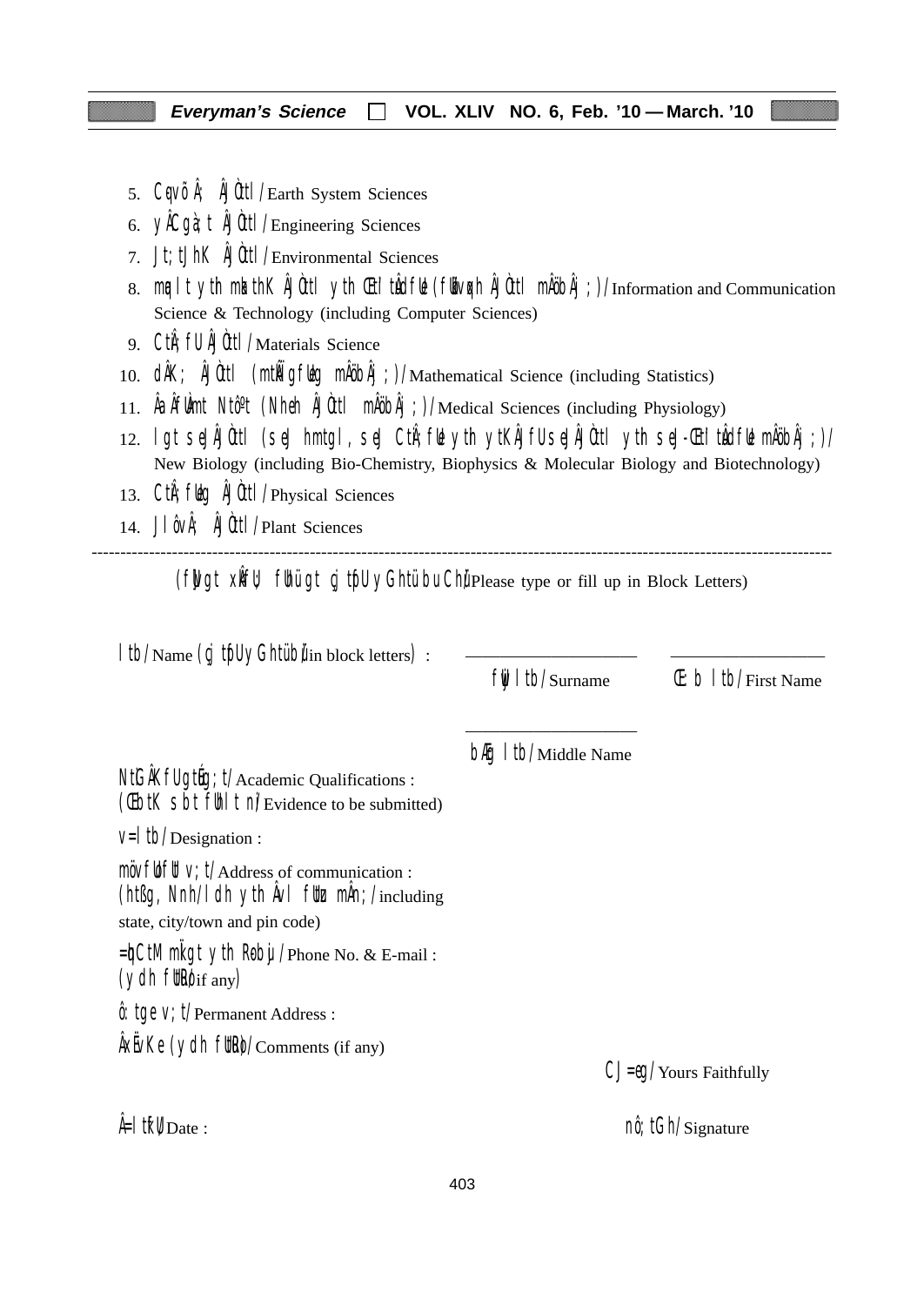5. Cqvõ Â; ÂJÒtl /Earth System Sciences
6. yÂCgà; t ÂJÒtl /Engineering Sciences
7. Jt; tJhK ÂJÒtl /Environmental Sciences
8. mq l t yth mkathK ÂJÒtl yth Œtl tÂudfUe (fUBvqxh ÂJÒtl mÂöbÂj ; ) /Information and Communication Science & Technology (including Computer Sciences)
9. CtÂ; fU ÂJÒtl /Materials Science
10. dÂK; ÂJÒtl (mtÂØgfUeg mÂöbÂj ; ) /Mathematical Science (including Statistics)
11. ÂaÂfUÀmt Ntô[t (Nheh ÂJÒtl mÂöbÂj ; ) /Medical Sciences (including Physiology)
12. lgt se]ÂJÒtl (se] hmtgl , se] CtÂ; fUe yth ytKÂJfU se]ÂJÒtl yth se]-Œtl tÂudfUe mÂöbÂj ; ) /New Biology (including Bio-Chemistry, Biophysics & Molecular Biology and Biotechnology)
13. CtÂ; fUeg ÂJÒtl /Physical Sciences
14. J l ôvÂ; ÂJÒtl /Plant Sciences

---

(fU]gt xÂfUŒ fUhü gt cj tfU yGhtü bu Chü)/Please type or fill up in Block Letters)

l tb /Name (cj tfU yGhtü bü/in block letters) :

\_\_\_\_\_\_\_\_\_\_\_\_\_\_\_\_\_\_ fUw l tb /Surname

\_\_\_\_\_\_\_\_\_\_\_\_\_\_\_\_\_\_ Œ: b l tb /First Name

\_\_\_\_\_\_\_\_\_\_\_\_\_\_\_\_\_\_ bÆg l tb /Middle Name

NtGÂKfU gtËg; t /Academic Qualifications :
(ŒbtK sbt fUhl t n/Evidence to be submitted)

v=l tb /Designation :

möv fUtfU v; t /Address of communication :
(htßg, Nnh/l dh yth Âvl fUtu mÂn; /including state, city/town and pin code)

=ÿCtM mkÏgt yth R-bü] /Phone No. & E-mail :
(ydh fUtuR/if any)

ô: tge v; t /Permanent Address :

ÂxÉvKe (ydh fUtuRh/Comments (if any)

CJ=eg /Yours Faithfully

Â=l tkfU/Date :

nô; tGh /Signature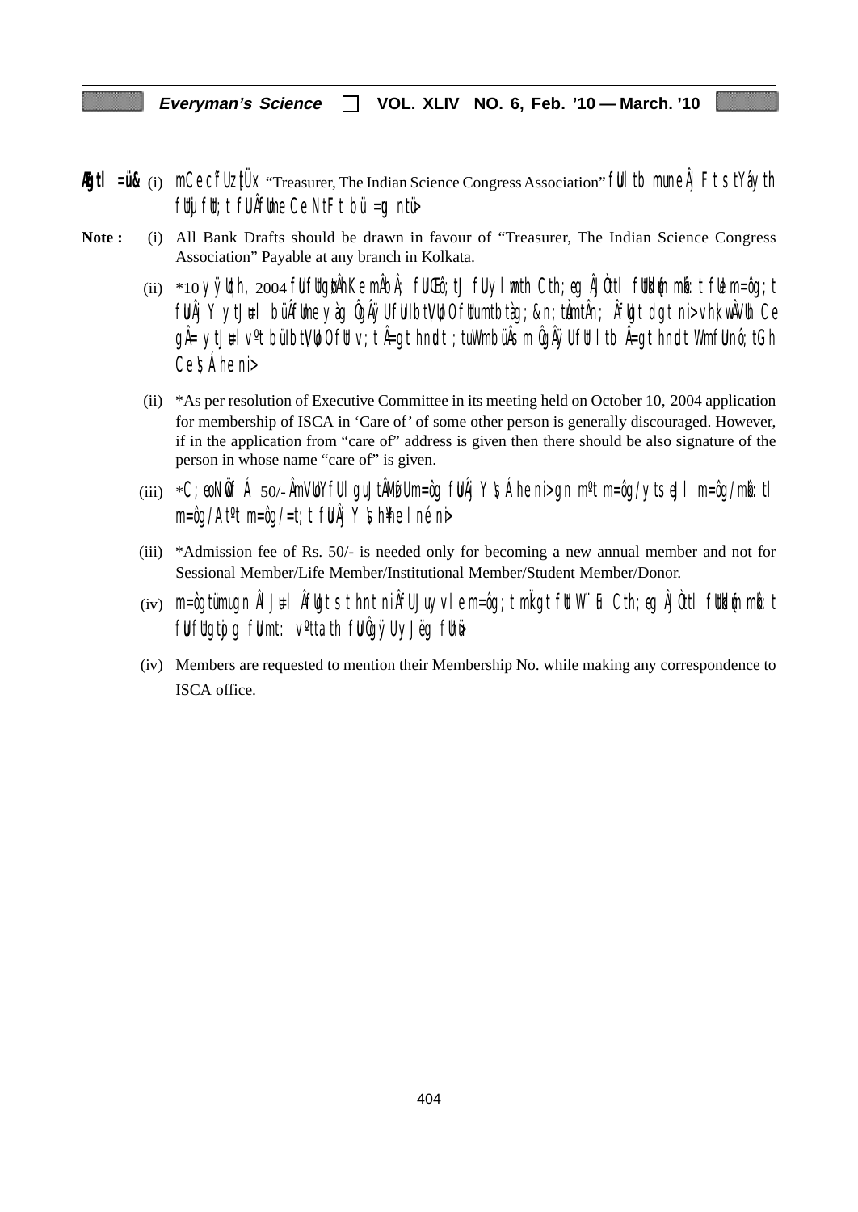Ægtl =ü& (i) mCecÎUzÇÜx "Treasurer, The Indian Science Congress Association" fUl tb muneÂj F ts tYâyth fUiju fUi; t fUÂfUne Ce NtF tbü =g ntü>

**Note :** (i) All Bank Drafts should be drawn in favour of "Treasurer, The Indian Science Congress Association" Payable at any branch in Kolkata.

(ii) *10 yÿUqh, 2004 fUIfUgbÂhKemÂbÂ; fUŒô;tJ fUy lmth Cth;eg ÂjÒtl fUUkÇn mk:t fUe m=ôg;t fUÂj Y ytJ¤l bü ÂfUne yàg ÔgÂÿ UfU lbtVUp OfUumtbtàg;&n; tÙmtÂn; ÂfUgt dgt ni> vh,wÂVUh Ce gÂ= ytJ¤l vºtbü lbtVUp OfUv; tÂ=gt hndt; tuWmbüÂs m ÔgÂÿ UfUl tb Â=gt hndt WmfUnô;tGh Ce$Áhe ni>

(ii) *As per resolution of Executive Committee in its meeting held on October 10, 2004 application for membership of ISCA in 'Care of' of some other person is generally discouraged. However, if in the application from "care of" address is given then there should be also signature of the person in whose name "care of" is given.

(iii) *C;eoNÜf Á 50/- ÂmVUYfUl guJtÂMbUm=ôg fUÂj Y $Áhe ni> gn mºtm=ôg/ytseJl m=ôg/mk:tl m=ôg/Atºt m=ôg/=t; t fUÂj Y $ h¥he lné ni>

(iii) *Admission fee of Rs. 50/- is needed only for becoming a new annual member and not for Sessional Member/Life Member/Institutional Member/Student Member/Donor.

(iv) m=ôgtümugn ÂlJ¤l ÂfUgt s thntniÂfUJuyvle m=ôg;tmkgt fUl W¨ Cth;eg ÂjÒtl fUUkÇn mk:t fUfUgtÞg fUmt: vºttath fUÔgÿUyJëg fUü>

(iv) Members are requested to mention their Membership No. while making any correspondence to ISCA office.